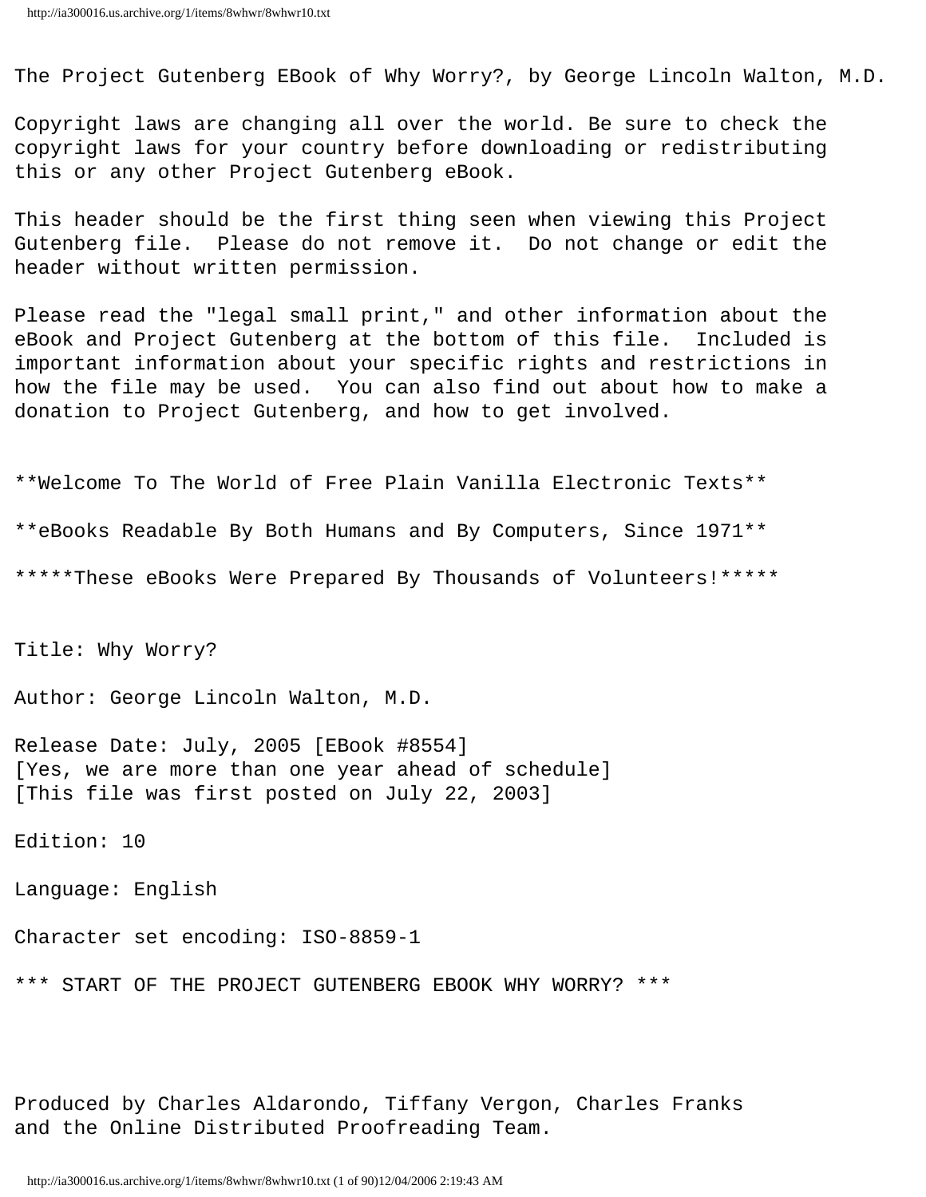The Project Gutenberg EBook of Why Worry?, by George Lincoln Walton, M.D.

Copyright laws are changing all over the world. Be sure to check the copyright laws for your country before downloading or redistributing this or any other Project Gutenberg eBook.

This header should be the first thing seen when viewing this Project Gutenberg file. Please do not remove it. Do not change or edit the header without written permission.

Please read the "legal small print," and other information about the eBook and Project Gutenberg at the bottom of this file. Included is important information about your specific rights and restrictions in how the file may be used. You can also find out about how to make a donation to Project Gutenberg, and how to get involved.

**Welcome To The World of Free Plain Vanilla Electronic Texts**

**eBooks Readable By Both Humans and By Computers, Since 1971**

*****These eBooks Were Prepared By Thousands of Volunteers!*****

Title: Why Worry?

Author: George Lincoln Walton, M.D.

Release Date: July, 2005 [EBook #8554]
[Yes, we are more than one year ahead of schedule]
[This file was first posted on July 22, 2003]

Edition: 10

Language: English

Character set encoding: ISO-8859-1

*** START OF THE PROJECT GUTENBERG EBOOK WHY WORRY? ***

Produced by Charles Aldarondo, Tiffany Vergon, Charles Franks and the Online Distributed Proofreading Team.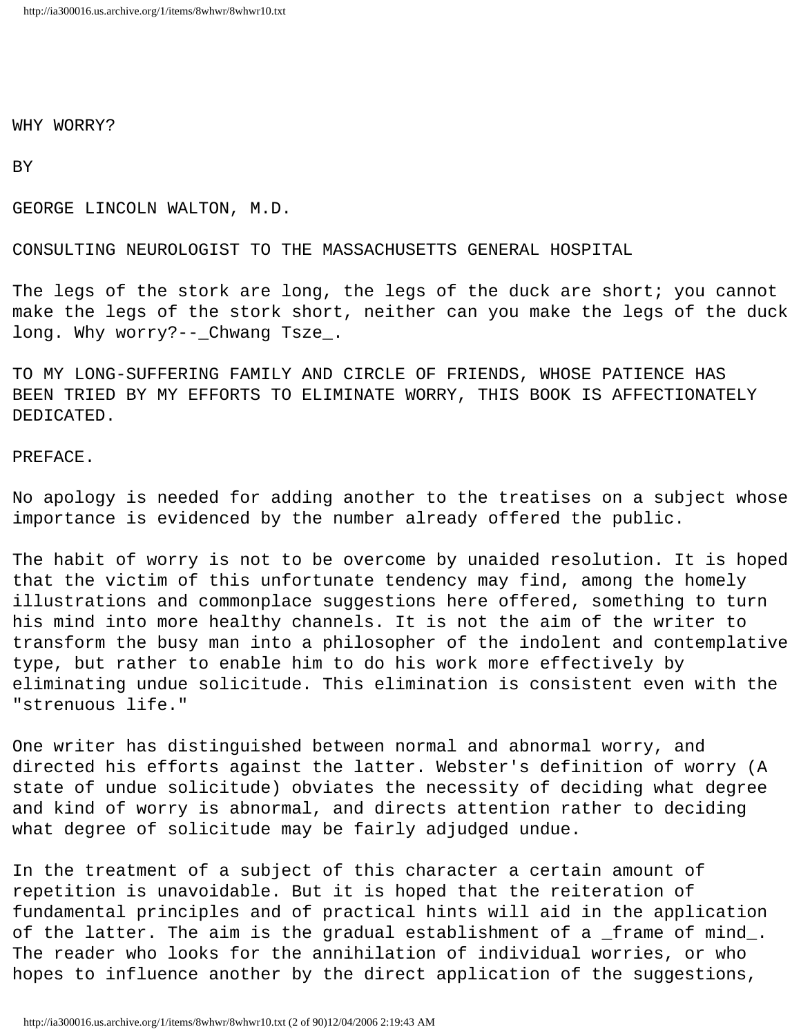# WHY WORRY?

BY

GEORGE LINCOLN WALTON, M.D.

CONSULTING NEUROLOGIST TO THE MASSACHUSETTS GENERAL HOSPITAL

The legs of the stork are long, the legs of the duck are short; you cannot make the legs of the stork short, neither can you make the legs of the duck long. Why worry?--*Chwang Tsze*.

TO MY LONG-SUFFERING FAMILY AND CIRCLE OF FRIENDS, WHOSE PATIENCE HAS BEEN TRIED BY MY EFFORTS TO ELIMINATE WORRY, THIS BOOK IS AFFECTIONATELY DEDICATED.

## PREFACE.

No apology is needed for adding another to the treatises on a subject whose importance is evidenced by the number already offered the public.

The habit of worry is not to be overcome by unaided resolution. It is hoped that the victim of this unfortunate tendency may find, among the homely illustrations and commonplace suggestions here offered, something to turn his mind into more healthy channels. It is not the aim of the writer to transform the busy man into a philosopher of the indolent and contemplative type, but rather to enable him to do his work more effectively by eliminating undue solicitude. This elimination is consistent even with the "strenuous life."

One writer has distinguished between normal and abnormal worry, and directed his efforts against the latter. Webster's definition of worry (A state of undue solicitude) obviates the necessity of deciding what degree and kind of worry is abnormal, and directs attention rather to deciding what degree of solicitude may be fairly adjudged undue.

In the treatment of a subject of this character a certain amount of repetition is unavoidable. But it is hoped that the reiteration of fundamental principles and of practical hints will aid in the application of the latter. The aim is the gradual establishment of a *frame of mind*. The reader who looks for the annihilation of individual worries, or who hopes to influence another by the direct application of the suggestions,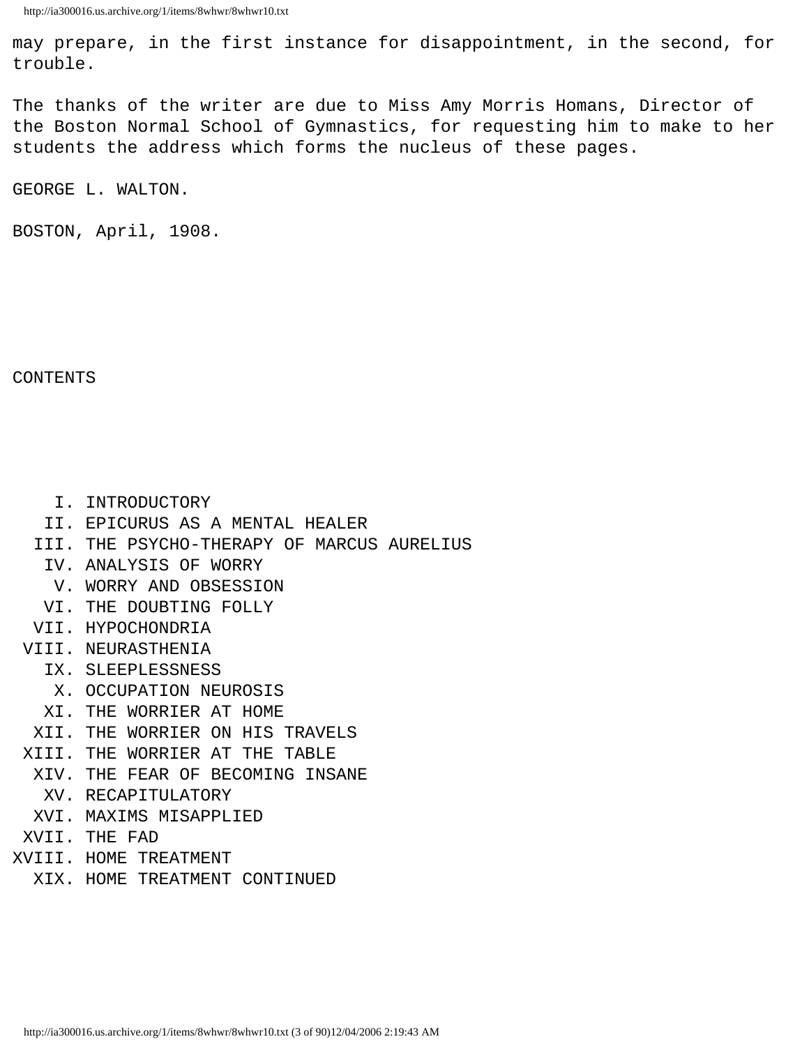may prepare, in the first instance for disappointment, in the second, for trouble.

The thanks of the writer are due to Miss Amy Morris Homans, Director of the Boston Normal School of Gymnastics, for requesting him to make to her students the address which forms the nucleus of these pages.

GEORGE L. WALTON.

BOSTON, April, 1908.

## CONTENTS

- I. INTRODUCTORY
- II. EPICURUS AS A MENTAL HEALER
- III. THE PSYCHO-THERAPY OF MARCUS AURELIUS
- IV. ANALYSIS OF WORRY
- V. WORRY AND OBSESSION
- VI. THE DOUBTING FOLLY
- VII. HYPOCHONDRIA
- VIII. NEURASTHENIA
- IX. SLEEPLESSNESS
- X. OCCUPATION NEUROSIS
- XI. THE WORRIER AT HOME
- XII. THE WORRIER ON HIS TRAVELS
- XIII. THE WORRIER AT THE TABLE
- XIV. THE FEAR OF BECOMING INSANE
- XV. RECAPITULATORY
- XVI. MAXIMS MISAPPLIED
- XVII. THE FAD
- XVIII. HOME TREATMENT
- XIX. HOME TREATMENT CONTINUED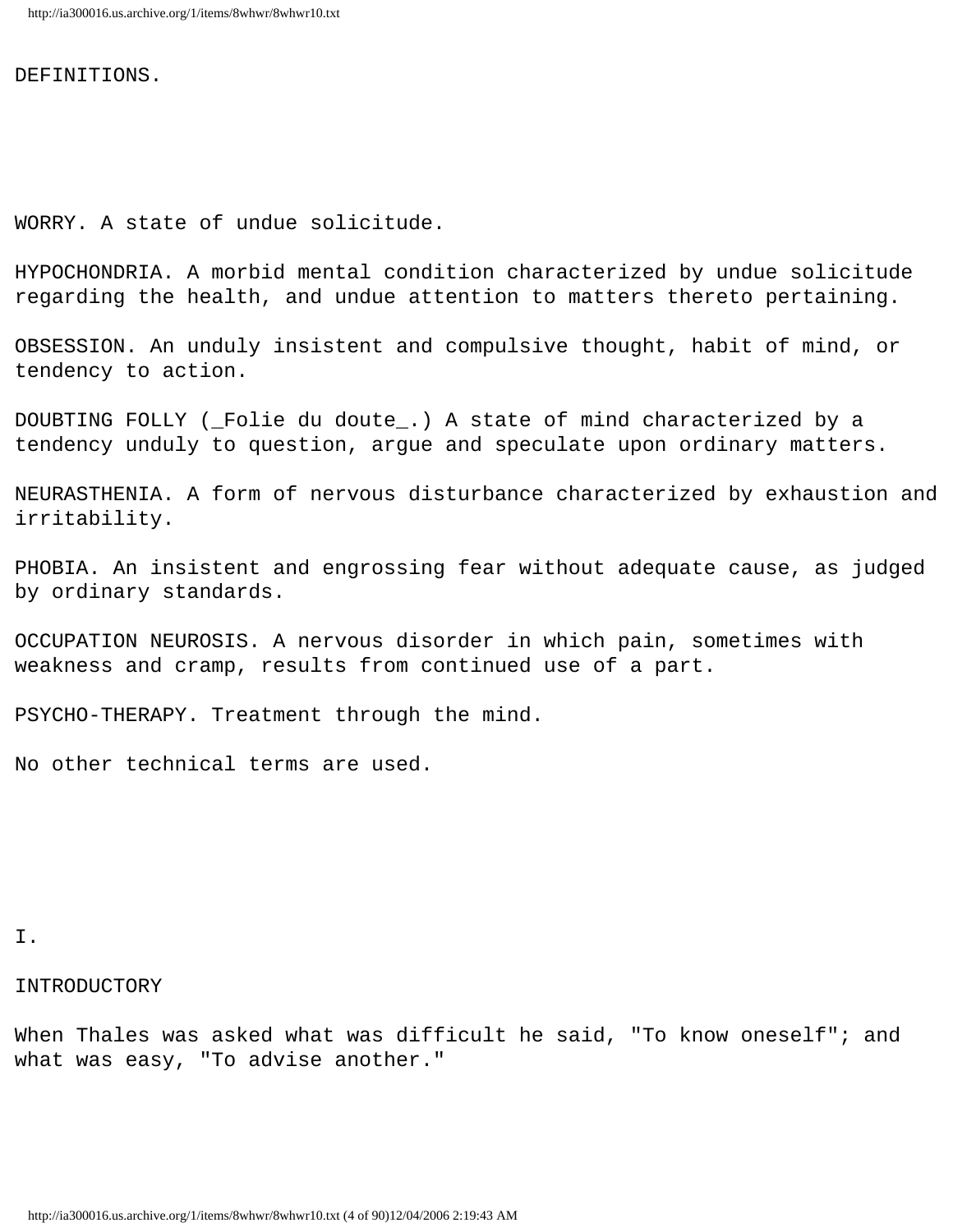## DEFINITIONS.

WORRY. A state of undue solicitude.

HYPOCHONDRIA. A morbid mental condition characterized by undue solicitude regarding the health, and undue attention to matters thereto pertaining.

OBSESSION. An unduly insistent and compulsive thought, habit of mind, or tendency to action.

DOUBTING FOLLY (_Folie du doute_.) A state of mind characterized by a tendency unduly to question, argue and speculate upon ordinary matters.

NEURASTHENIA. A form of nervous disturbance characterized by exhaustion and irritability.

PHOBIA. An insistent and engrossing fear without adequate cause, as judged by ordinary standards.

OCCUPATION NEUROSIS. A nervous disorder in which pain, sometimes with weakness and cramp, results from continued use of a part.

PSYCHO-THERAPY. Treatment through the mind.

No other technical terms are used.

## I.

## INTRODUCTORY

When Thales was asked what was difficult he said, "To know oneself"; and what was easy, "To advise another."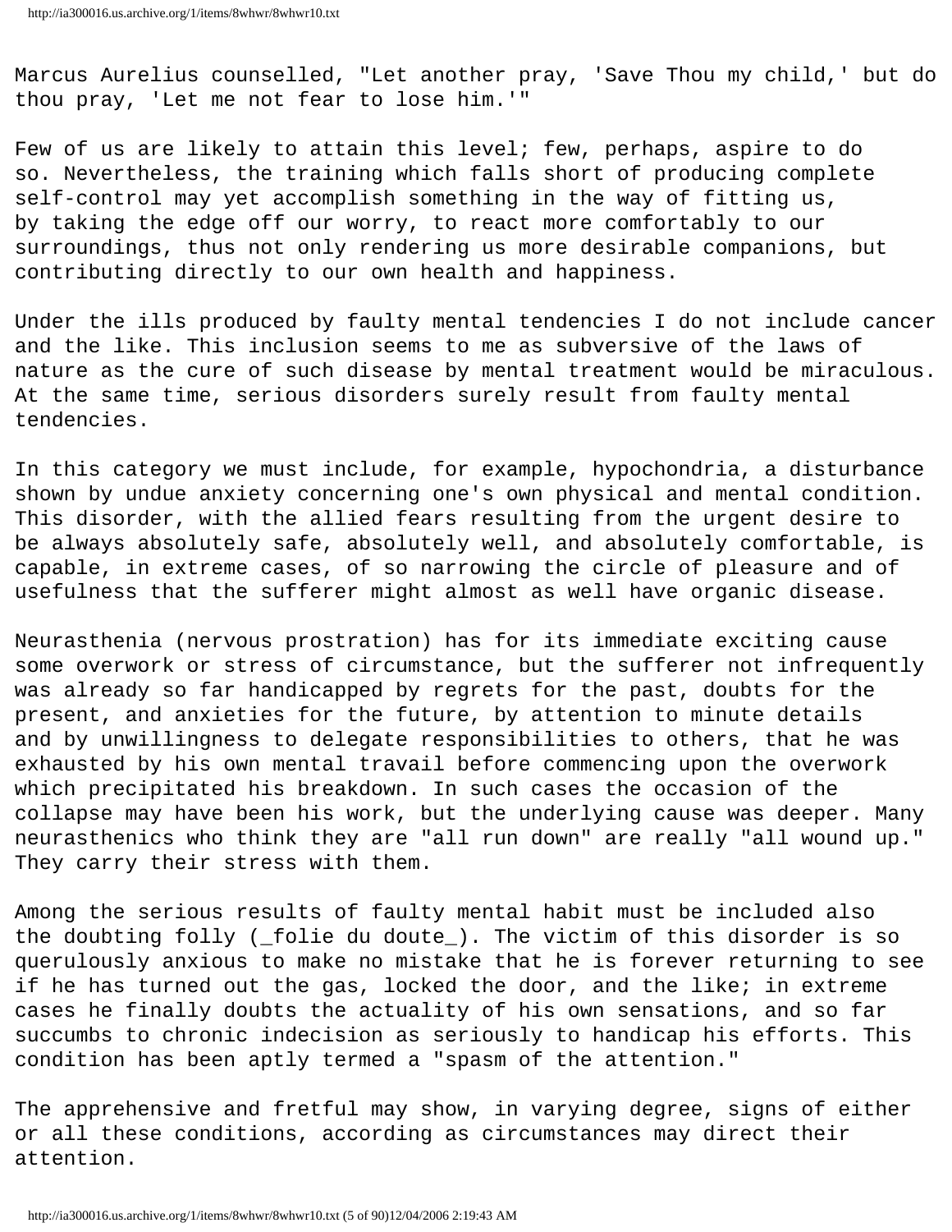Marcus Aurelius counselled, "Let another pray, 'Save Thou my child,' but do thou pray, 'Let me not fear to lose him.'"

Few of us are likely to attain this level; few, perhaps, aspire to do so. Nevertheless, the training which falls short of producing complete self-control may yet accomplish something in the way of fitting us, by taking the edge off our worry, to react more comfortably to our surroundings, thus not only rendering us more desirable companions, but contributing directly to our own health and happiness.

Under the ills produced by faulty mental tendencies I do not include cancer and the like. This inclusion seems to me as subversive of the laws of nature as the cure of such disease by mental treatment would be miraculous. At the same time, serious disorders surely result from faulty mental tendencies.

In this category we must include, for example, hypochondria, a disturbance shown by undue anxiety concerning one's own physical and mental condition. This disorder, with the allied fears resulting from the urgent desire to be always absolutely safe, absolutely well, and absolutely comfortable, is capable, in extreme cases, of so narrowing the circle of pleasure and of usefulness that the sufferer might almost as well have organic disease.

Neurasthenia (nervous prostration) has for its immediate exciting cause some overwork or stress of circumstance, but the sufferer not infrequently was already so far handicapped by regrets for the past, doubts for the present, and anxieties for the future, by attention to minute details and by unwillingness to delegate responsibilities to others, that he was exhausted by his own mental travail before commencing upon the overwork which precipitated his breakdown. In such cases the occasion of the collapse may have been his work, but the underlying cause was deeper. Many neurasthenics who think they are "all run down" are really "all wound up." They carry their stress with them.

Among the serious results of faulty mental habit must be included also the doubting folly (_folie du doute_). The victim of this disorder is so querulously anxious to make no mistake that he is forever returning to see if he has turned out the gas, locked the door, and the like; in extreme cases he finally doubts the actuality of his own sensations, and so far succumbs to chronic indecision as seriously to handicap his efforts. This condition has been aptly termed a "spasm of the attention."

The apprehensive and fretful may show, in varying degree, signs of either or all these conditions, according as circumstances may direct their attention.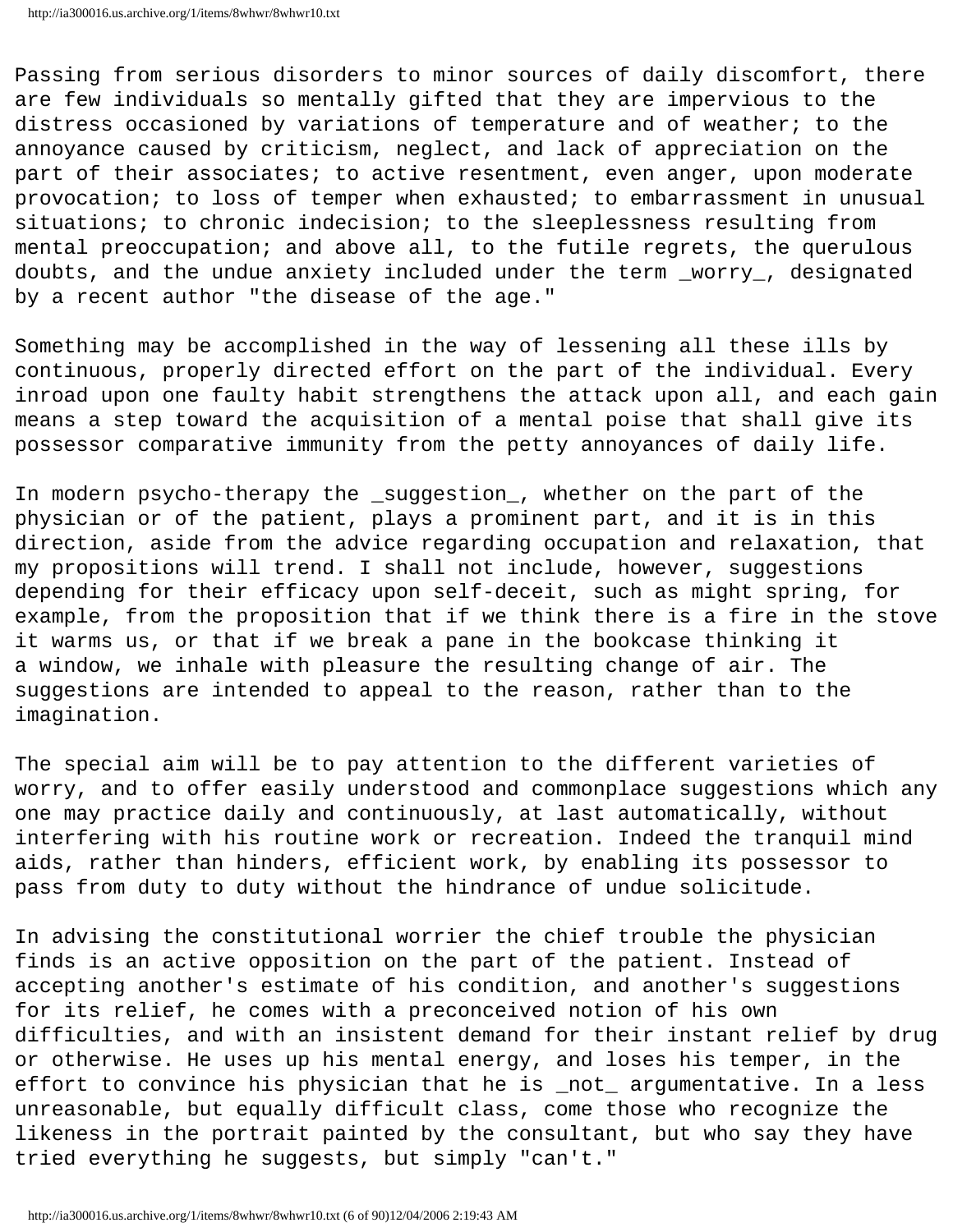Passing from serious disorders to minor sources of daily discomfort, there are few individuals so mentally gifted that they are impervious to the distress occasioned by variations of temperature and of weather; to the annoyance caused by criticism, neglect, and lack of appreciation on the part of their associates; to active resentment, even anger, upon moderate provocation; to loss of temper when exhausted; to embarrassment in unusual situations; to chronic indecision; to the sleeplessness resulting from mental preoccupation; and above all, to the futile regrets, the querulous doubts, and the undue anxiety included under the term *worry*, designated by a recent author "the disease of the age."

Something may be accomplished in the way of lessening all these ills by continuous, properly directed effort on the part of the individual. Every inroad upon one faulty habit strengthens the attack upon all, and each gain means a step toward the acquisition of a mental poise that shall give its possessor comparative immunity from the petty annoyances of daily life.

In modern psycho-therapy the *suggestion*, whether on the part of the physician or of the patient, plays a prominent part, and it is in this direction, aside from the advice regarding occupation and relaxation, that my propositions will trend. I shall not include, however, suggestions depending for their efficacy upon self-deceit, such as might spring, for example, from the proposition that if we think there is a fire in the stove it warms us, or that if we break a pane in the bookcase thinking it a window, we inhale with pleasure the resulting change of air. The suggestions are intended to appeal to the reason, rather than to the imagination.

The special aim will be to pay attention to the different varieties of worry, and to offer easily understood and commonplace suggestions which any one may practice daily and continuously, at last automatically, without interfering with his routine work or recreation. Indeed the tranquil mind aids, rather than hinders, efficient work, by enabling its possessor to pass from duty to duty without the hindrance of undue solicitude.

In advising the constitutional worrier the chief trouble the physician finds is an active opposition on the part of the patient. Instead of accepting another's estimate of his condition, and another's suggestions for its relief, he comes with a preconceived notion of his own difficulties, and with an insistent demand for their instant relief by drug or otherwise. He uses up his mental energy, and loses his temper, in the effort to convince his physician that he is *not* argumentative. In a less unreasonable, but equally difficult class, come those who recognize the likeness in the portrait painted by the consultant, but who say they have tried everything he suggests, but simply "can't."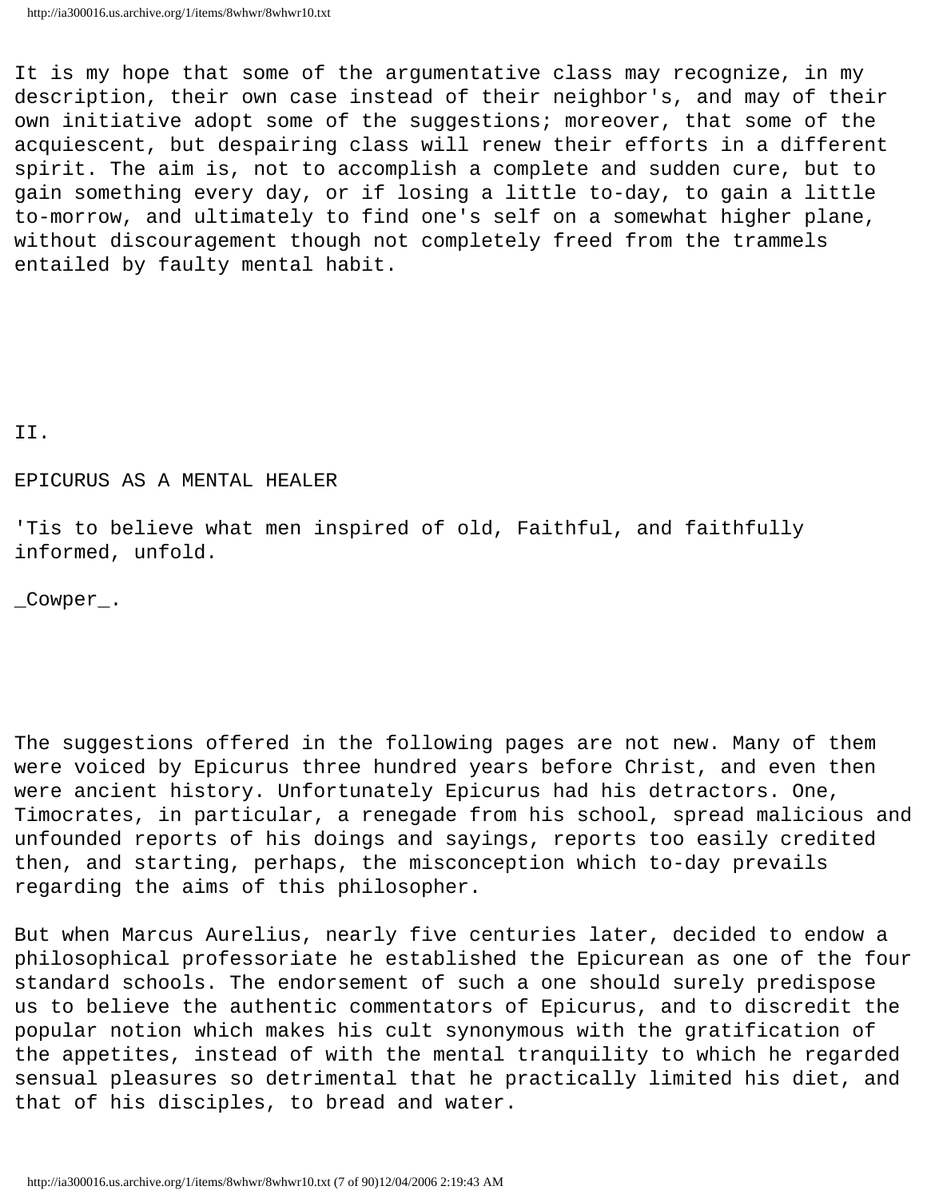It is my hope that some of the argumentative class may recognize, in my description, their own case instead of their neighbor's, and may of their own initiative adopt some of the suggestions; moreover, that some of the acquiescent, but despairing class will renew their efforts in a different spirit. The aim is, not to accomplish a complete and sudden cure, but to gain something every day, or if losing a little to-day, to gain a little to-morrow, and ultimately to find one's self on a somewhat higher plane, without discouragement though not completely freed from the trammels entailed by faulty mental habit.

## II.

## EPICURUS AS A MENTAL HEALER

'Tis to believe what men inspired of old, Faithful, and faithfully informed, unfold.

_Cowper_.

The suggestions offered in the following pages are not new. Many of them were voiced by Epicurus three hundred years before Christ, and even then were ancient history. Unfortunately Epicurus had his detractors. One, Timocrates, in particular, a renegade from his school, spread malicious and unfounded reports of his doings and sayings, reports too easily credited then, and starting, perhaps, the misconception which to-day prevails regarding the aims of this philosopher.

But when Marcus Aurelius, nearly five centuries later, decided to endow a philosophical professoriate he established the Epicurean as one of the four standard schools. The endorsement of such a one should surely predispose us to believe the authentic commentators of Epicurus, and to discredit the popular notion which makes his cult synonymous with the gratification of the appetites, instead of with the mental tranquility to which he regarded sensual pleasures so detrimental that he practically limited his diet, and that of his disciples, to bread and water.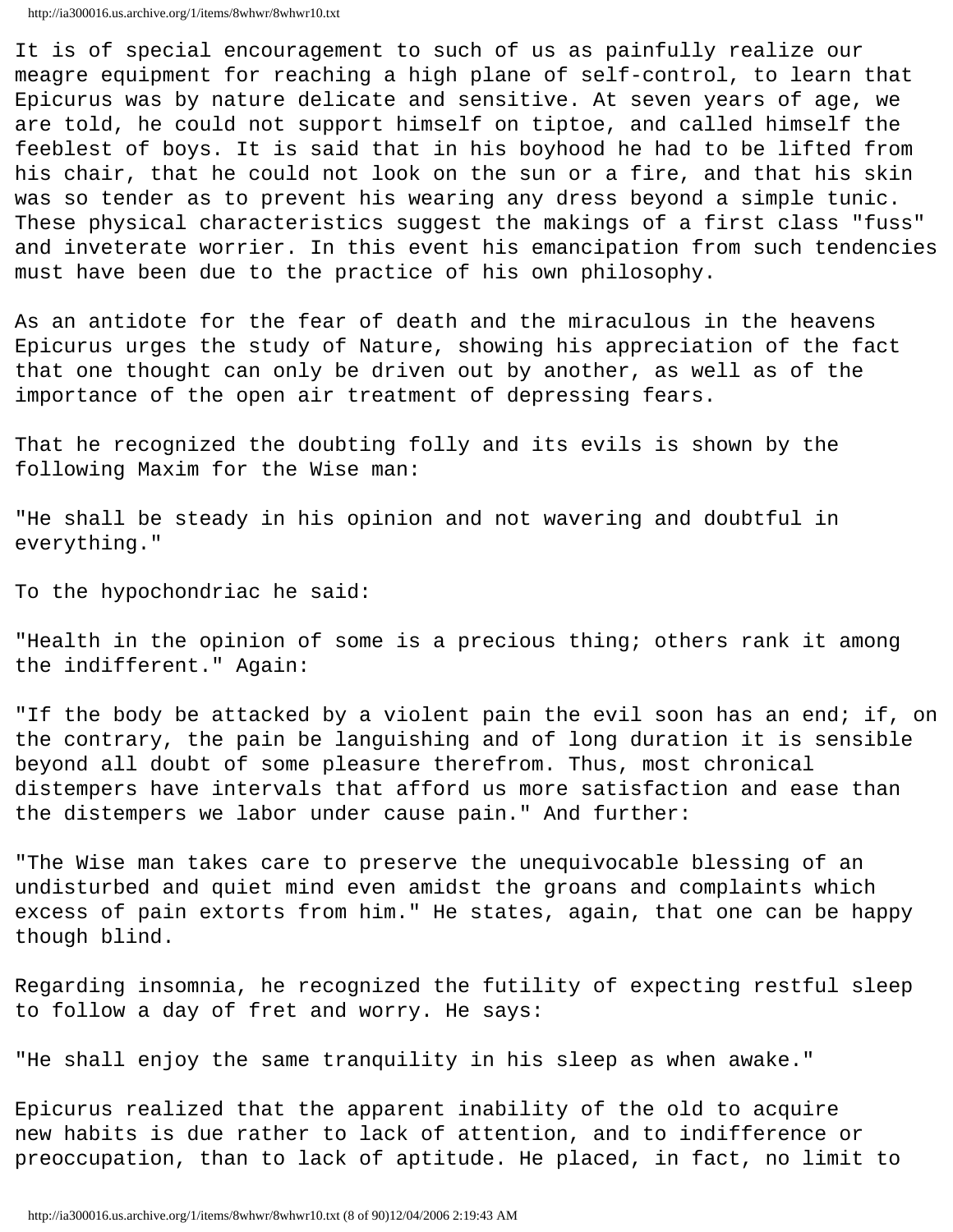It is of special encouragement to such of us as painfully realize our meagre equipment for reaching a high plane of self-control, to learn that Epicurus was by nature delicate and sensitive. At seven years of age, we are told, he could not support himself on tiptoe, and called himself the feeblest of boys. It is said that in his boyhood he had to be lifted from his chair, that he could not look on the sun or a fire, and that his skin was so tender as to prevent his wearing any dress beyond a simple tunic. These physical characteristics suggest the makings of a first class "fuss" and inveterate worrier. In this event his emancipation from such tendencies must have been due to the practice of his own philosophy.

As an antidote for the fear of death and the miraculous in the heavens Epicurus urges the study of Nature, showing his appreciation of the fact that one thought can only be driven out by another, as well as of the importance of the open air treatment of depressing fears.

That he recognized the doubting folly and its evils is shown by the following Maxim for the Wise man:

"He shall be steady in his opinion and not wavering and doubtful in everything."

To the hypochondriac he said:

"Health in the opinion of some is a precious thing; others rank it among the indifferent." Again:

"If the body be attacked by a violent pain the evil soon has an end; if, on the contrary, the pain be languishing and of long duration it is sensible beyond all doubt of some pleasure therefrom. Thus, most chronical distempers have intervals that afford us more satisfaction and ease than the distempers we labor under cause pain." And further:

"The Wise man takes care to preserve the unequivocable blessing of an undisturbed and quiet mind even amidst the groans and complaints which excess of pain extorts from him." He states, again, that one can be happy though blind.

Regarding insomnia, he recognized the futility of expecting restful sleep to follow a day of fret and worry. He says:

"He shall enjoy the same tranquility in his sleep as when awake."

Epicurus realized that the apparent inability of the old to acquire new habits is due rather to lack of attention, and to indifference or preoccupation, than to lack of aptitude. He placed, in fact, no limit to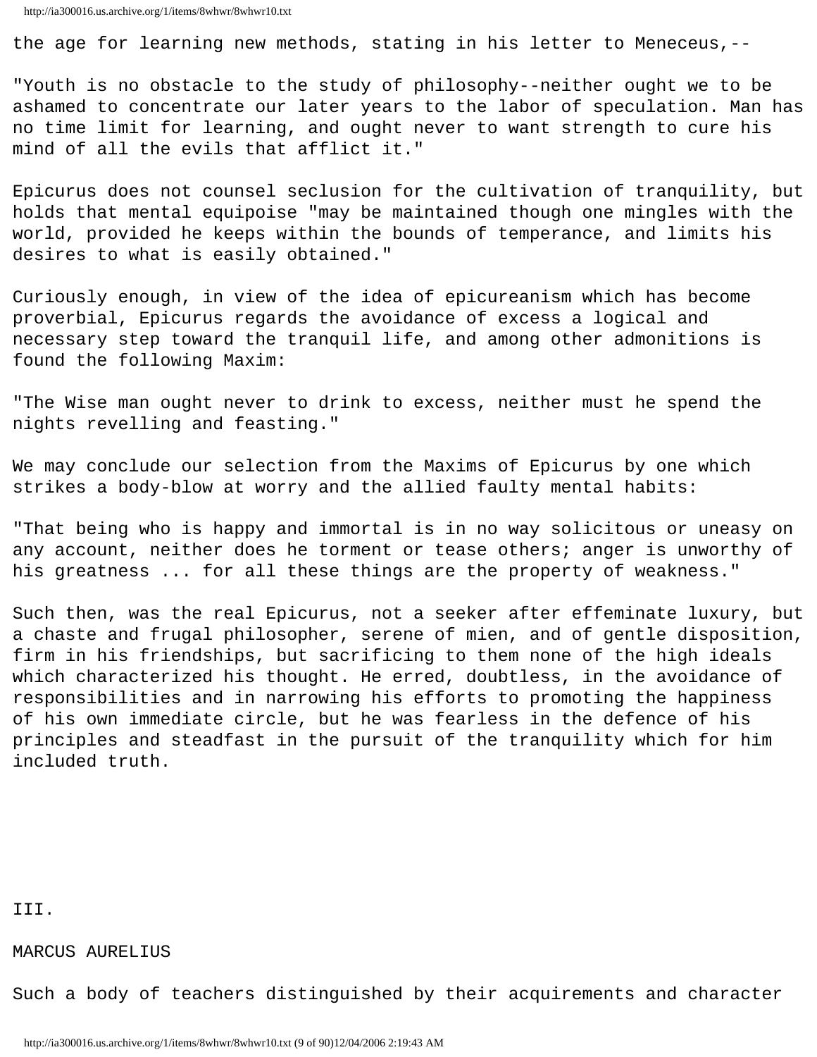the age for learning new methods, stating in his letter to Meneceus,--

"Youth is no obstacle to the study of philosophy--neither ought we to be ashamed to concentrate our later years to the labor of speculation. Man has no time limit for learning, and ought never to want strength to cure his mind of all the evils that afflict it."

Epicurus does not counsel seclusion for the cultivation of tranquility, but holds that mental equipoise "may be maintained though one mingles with the world, provided he keeps within the bounds of temperance, and limits his desires to what is easily obtained."

Curiously enough, in view of the idea of epicureanism which has become proverbial, Epicurus regards the avoidance of excess a logical and necessary step toward the tranquil life, and among other admonitions is found the following Maxim:

"The Wise man ought never to drink to excess, neither must he spend the nights revelling and feasting."

We may conclude our selection from the Maxims of Epicurus by one which strikes a body-blow at worry and the allied faulty mental habits:

"That being who is happy and immortal is in no way solicitous or uneasy on any account, neither does he torment or tease others; anger is unworthy of his greatness ... for all these things are the property of weakness."

Such then, was the real Epicurus, not a seeker after effeminate luxury, but a chaste and frugal philosopher, serene of mien, and of gentle disposition, firm in his friendships, but sacrificing to them none of the high ideals which characterized his thought. He erred, doubtless, in the avoidance of responsibilities and in narrowing his efforts to promoting the happiness of his own immediate circle, but he was fearless in the defence of his principles and steadfast in the pursuit of the tranquility which for him included truth.

## III.

## MARCUS AURELIUS

Such a body of teachers distinguished by their acquirements and character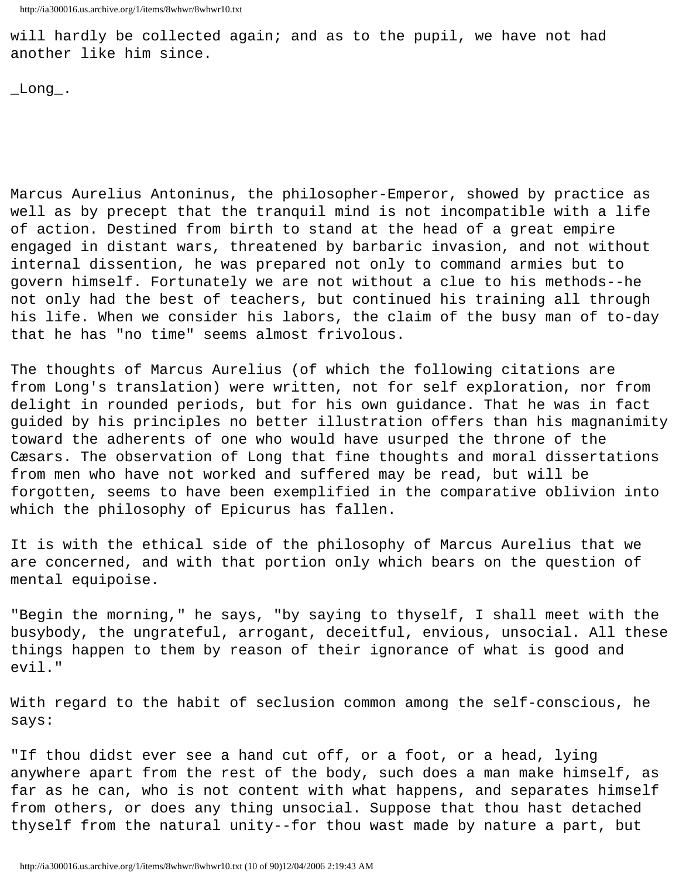will hardly be collected again; and as to the pupil, we have not had another like him since.

_Long_.

Marcus Aurelius Antoninus, the philosopher-Emperor, showed by practice as well as by precept that the tranquil mind is not incompatible with a life of action. Destined from birth to stand at the head of a great empire engaged in distant wars, threatened by barbaric invasion, and not without internal dissention, he was prepared not only to command armies but to govern himself. Fortunately we are not without a clue to his methods--he not only had the best of teachers, but continued his training all through his life. When we consider his labors, the claim of the busy man of to-day that he has "no time" seems almost frivolous.

The thoughts of Marcus Aurelius (of which the following citations are from Long's translation) were written, not for self exploration, nor from delight in rounded periods, but for his own guidance. That he was in fact guided by his principles no better illustration offers than his magnanimity toward the adherents of one who would have usurped the throne of the Cæsars. The observation of Long that fine thoughts and moral dissertations from men who have not worked and suffered may be read, but will be forgotten, seems to have been exemplified in the comparative oblivion into which the philosophy of Epicurus has fallen.

It is with the ethical side of the philosophy of Marcus Aurelius that we are concerned, and with that portion only which bears on the question of mental equipoise.

"Begin the morning," he says, "by saying to thyself, I shall meet with the busybody, the ungrateful, arrogant, deceitful, envious, unsocial. All these things happen to them by reason of their ignorance of what is good and evil."

With regard to the habit of seclusion common among the self-conscious, he says:

"If thou didst ever see a hand cut off, or a foot, or a head, lying anywhere apart from the rest of the body, such does a man make himself, as far as he can, who is not content with what happens, and separates himself from others, or does any thing unsocial. Suppose that thou hast detached thyself from the natural unity--for thou wast made by nature a part, but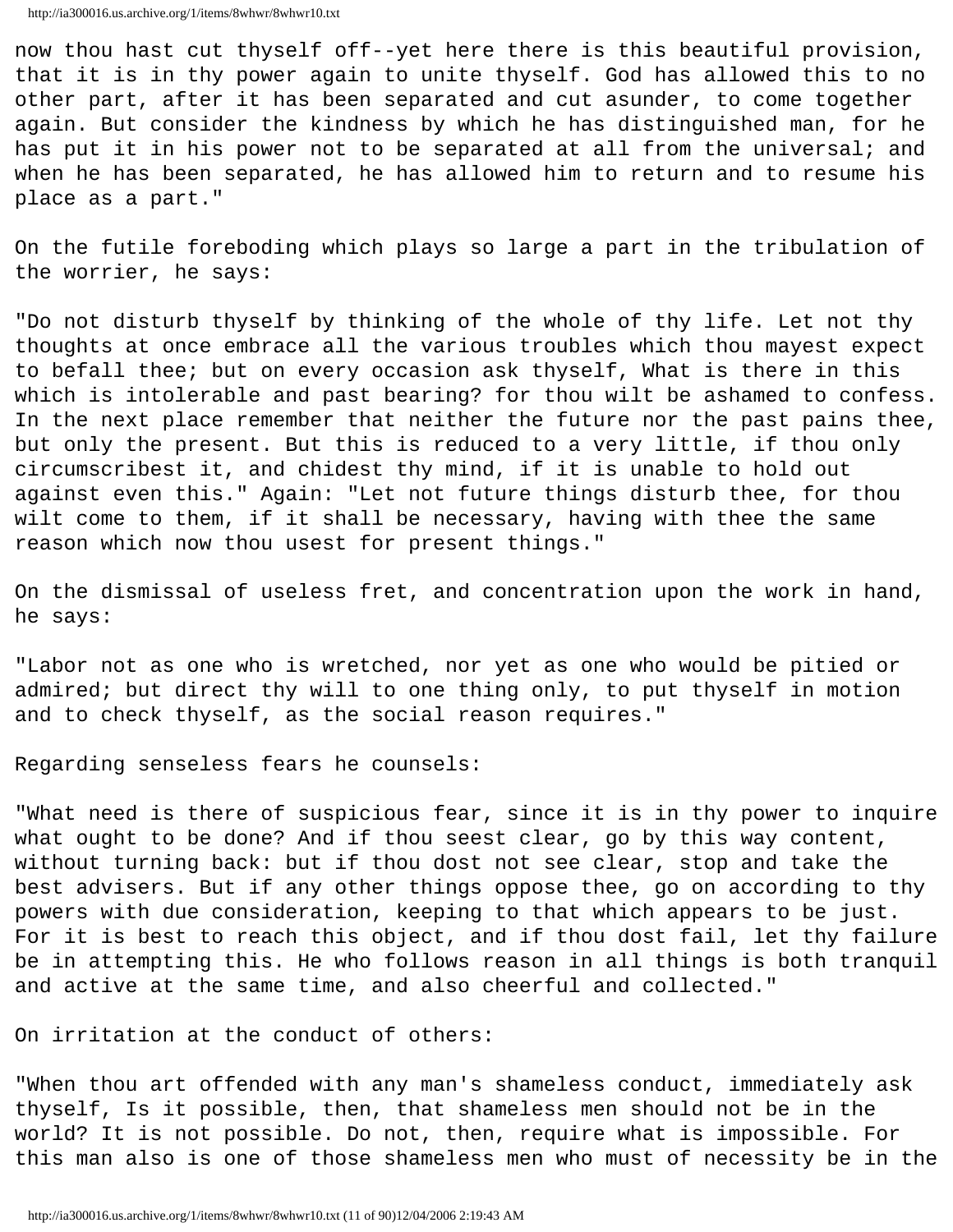now thou hast cut thyself off--yet here there is this beautiful provision, that it is in thy power again to unite thyself. God has allowed this to no other part, after it has been separated and cut asunder, to come together again. But consider the kindness by which he has distinguished man, for he has put it in his power not to be separated at all from the universal; and when he has been separated, he has allowed him to return and to resume his place as a part."

On the futile foreboding which plays so large a part in the tribulation of the worrier, he says:

"Do not disturb thyself by thinking of the whole of thy life. Let not thy thoughts at once embrace all the various troubles which thou mayest expect to befall thee; but on every occasion ask thyself, What is there in this which is intolerable and past bearing? for thou wilt be ashamed to confess. In the next place remember that neither the future nor the past pains thee, but only the present. But this is reduced to a very little, if thou only circumscribest it, and chidest thy mind, if it is unable to hold out against even this." Again: "Let not future things disturb thee, for thou wilt come to them, if it shall be necessary, having with thee the same reason which now thou usest for present things."

On the dismissal of useless fret, and concentration upon the work in hand, he says:

"Labor not as one who is wretched, nor yet as one who would be pitied or admired; but direct thy will to one thing only, to put thyself in motion and to check thyself, as the social reason requires."

Regarding senseless fears he counsels:

"What need is there of suspicious fear, since it is in thy power to inquire what ought to be done? And if thou seest clear, go by this way content, without turning back: but if thou dost not see clear, stop and take the best advisers. But if any other things oppose thee, go on according to thy powers with due consideration, keeping to that which appears to be just. For it is best to reach this object, and if thou dost fail, let thy failure be in attempting this. He who follows reason in all things is both tranquil and active at the same time, and also cheerful and collected."

On irritation at the conduct of others:

"When thou art offended with any man's shameless conduct, immediately ask thyself, Is it possible, then, that shameless men should not be in the world? It is not possible. Do not, then, require what is impossible. For this man also is one of those shameless men who must of necessity be in the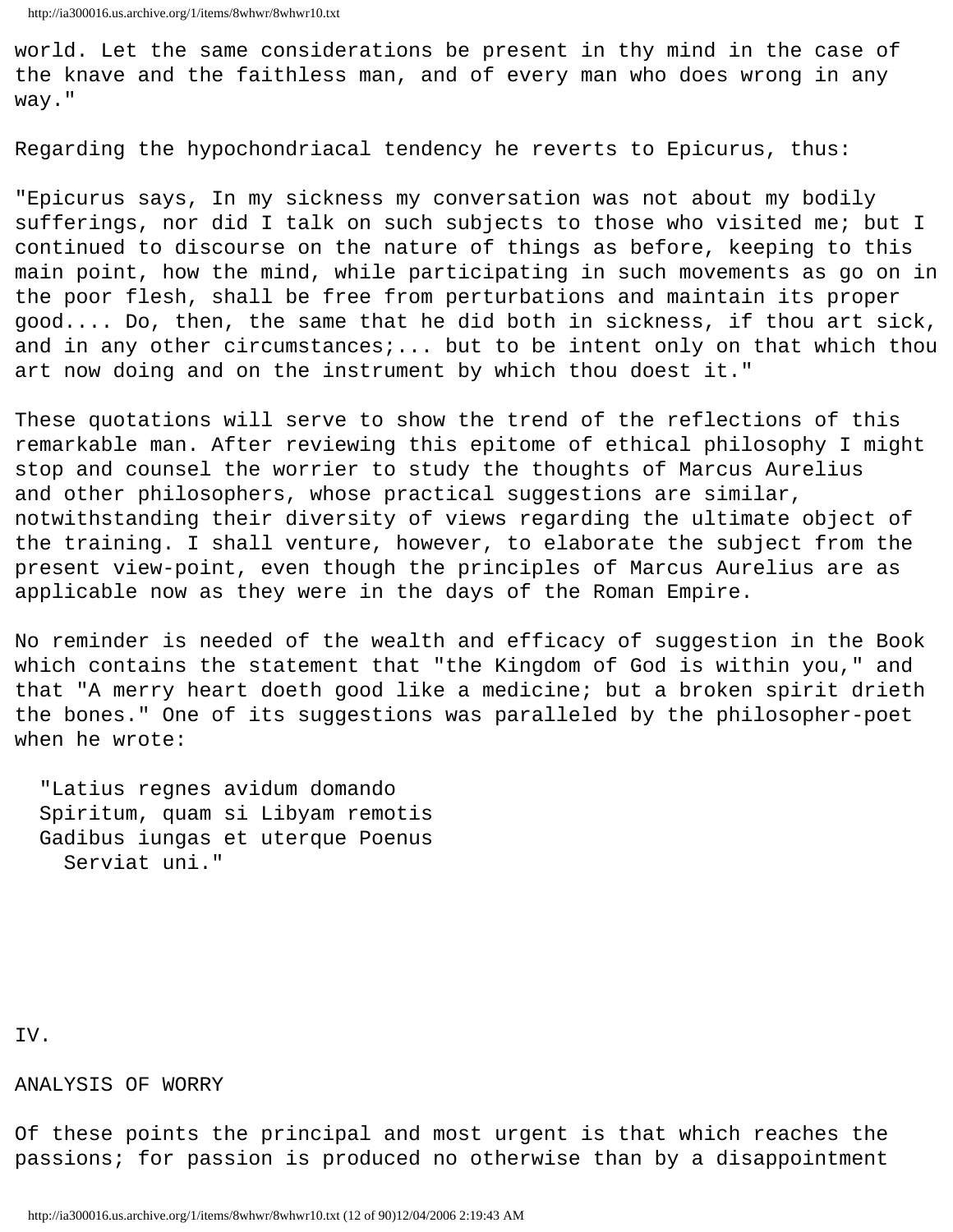world. Let the same considerations be present in thy mind in the case of the knave and the faithless man, and of every man who does wrong in any way."

Regarding the hypochondriacal tendency he reverts to Epicurus, thus:

"Epicurus says, In my sickness my conversation was not about my bodily sufferings, nor did I talk on such subjects to those who visited me; but I continued to discourse on the nature of things as before, keeping to this main point, how the mind, while participating in such movements as go on in the poor flesh, shall be free from perturbations and maintain its proper good.... Do, then, the same that he did both in sickness, if thou art sick, and in any other circumstances;... but to be intent only on that which thou art now doing and on the instrument by which thou doest it."

These quotations will serve to show the trend of the reflections of this remarkable man. After reviewing this epitome of ethical philosophy I might stop and counsel the worrier to study the thoughts of Marcus Aurelius and other philosophers, whose practical suggestions are similar, notwithstanding their diversity of views regarding the ultimate object of the training. I shall venture, however, to elaborate the subject from the present view-point, even though the principles of Marcus Aurelius are as applicable now as they were in the days of the Roman Empire.

No reminder is needed of the wealth and efficacy of suggestion in the Book which contains the statement that "the Kingdom of God is within you," and that "A merry heart doeth good like a medicine; but a broken spirit drieth the bones." One of its suggestions was paralleled by the philosopher-poet when he wrote:

> "Latius regnes avidum domando
> Spiritum, quam si Libyam remotis
> Gadibus iungas et uterque Poenus
>   Serviat uni."

## IV.

## ANALYSIS OF WORRY

Of these points the principal and most urgent is that which reaches the passions; for passion is produced no otherwise than by a disappointment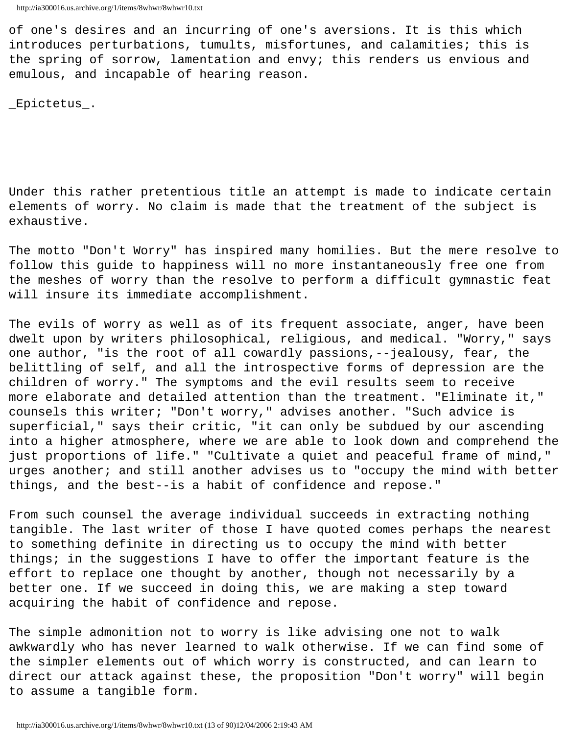of one's desires and an incurring of one's aversions. It is this which introduces perturbations, tumults, misfortunes, and calamities; this is the spring of sorrow, lamentation and envy; this renders us envious and emulous, and incapable of hearing reason.

_Epictetus_.

Under this rather pretentious title an attempt is made to indicate certain elements of worry. No claim is made that the treatment of the subject is exhaustive.

The motto "Don't Worry" has inspired many homilies. But the mere resolve to follow this guide to happiness will no more instantaneously free one from the meshes of worry than the resolve to perform a difficult gymnastic feat will insure its immediate accomplishment.

The evils of worry as well as of its frequent associate, anger, have been dwelt upon by writers philosophical, religious, and medical. "Worry," says one author, "is the root of all cowardly passions,--jealousy, fear, the belittling of self, and all the introspective forms of depression are the children of worry." The symptoms and the evil results seem to receive more elaborate and detailed attention than the treatment. "Eliminate it," counsels this writer; "Don't worry," advises another. "Such advice is superficial," says their critic, "it can only be subdued by our ascending into a higher atmosphere, where we are able to look down and comprehend the just proportions of life." "Cultivate a quiet and peaceful frame of mind," urges another; and still another advises us to "occupy the mind with better things, and the best--is a habit of confidence and repose."

From such counsel the average individual succeeds in extracting nothing tangible. The last writer of those I have quoted comes perhaps the nearest to something definite in directing us to occupy the mind with better things; in the suggestions I have to offer the important feature is the effort to replace one thought by another, though not necessarily by a better one. If we succeed in doing this, we are making a step toward acquiring the habit of confidence and repose.

The simple admonition not to worry is like advising one not to walk awkwardly who has never learned to walk otherwise. If we can find some of the simpler elements out of which worry is constructed, and can learn to direct our attack against these, the proposition "Don't worry" will begin to assume a tangible form.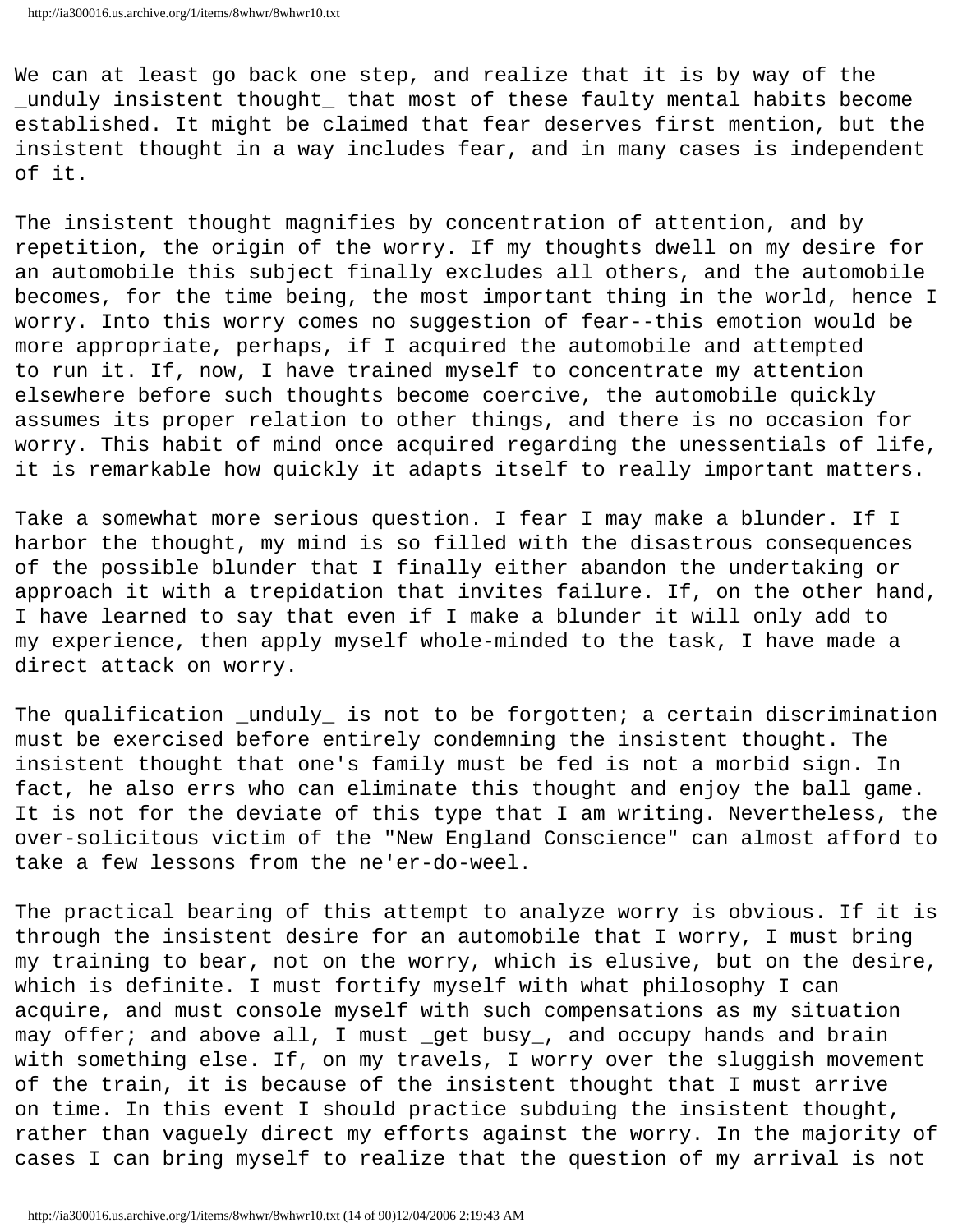We can at least go back one step, and realize that it is by way of the _unduly insistent thought_ that most of these faulty mental habits become established. It might be claimed that fear deserves first mention, but the insistent thought in a way includes fear, and in many cases is independent of it.

The insistent thought magnifies by concentration of attention, and by repetition, the origin of the worry. If my thoughts dwell on my desire for an automobile this subject finally excludes all others, and the automobile becomes, for the time being, the most important thing in the world, hence I worry. Into this worry comes no suggestion of fear--this emotion would be more appropriate, perhaps, if I acquired the automobile and attempted to run it. If, now, I have trained myself to concentrate my attention elsewhere before such thoughts become coercive, the automobile quickly assumes its proper relation to other things, and there is no occasion for worry. This habit of mind once acquired regarding the unessentials of life, it is remarkable how quickly it adapts itself to really important matters.

Take a somewhat more serious question. I fear I may make a blunder. If I harbor the thought, my mind is so filled with the disastrous consequences of the possible blunder that I finally either abandon the undertaking or approach it with a trepidation that invites failure. If, on the other hand, I have learned to say that even if I make a blunder it will only add to my experience, then apply myself whole-minded to the task, I have made a direct attack on worry.

The qualification _unduly_ is not to be forgotten; a certain discrimination must be exercised before entirely condemning the insistent thought. The insistent thought that one's family must be fed is not a morbid sign. In fact, he also errs who can eliminate this thought and enjoy the ball game. It is not for the deviate of this type that I am writing. Nevertheless, the over-solicitous victim of the "New England Conscience" can almost afford to take a few lessons from the ne'er-do-weel.

The practical bearing of this attempt to analyze worry is obvious. If it is through the insistent desire for an automobile that I worry, I must bring my training to bear, not on the worry, which is elusive, but on the desire, which is definite. I must fortify myself with what philosophy I can acquire, and must console myself with such compensations as my situation may offer; and above all, I must _get busy_, and occupy hands and brain with something else. If, on my travels, I worry over the sluggish movement of the train, it is because of the insistent thought that I must arrive on time. In this event I should practice subduing the insistent thought, rather than vaguely direct my efforts against the worry. In the majority of cases I can bring myself to realize that the question of my arrival is not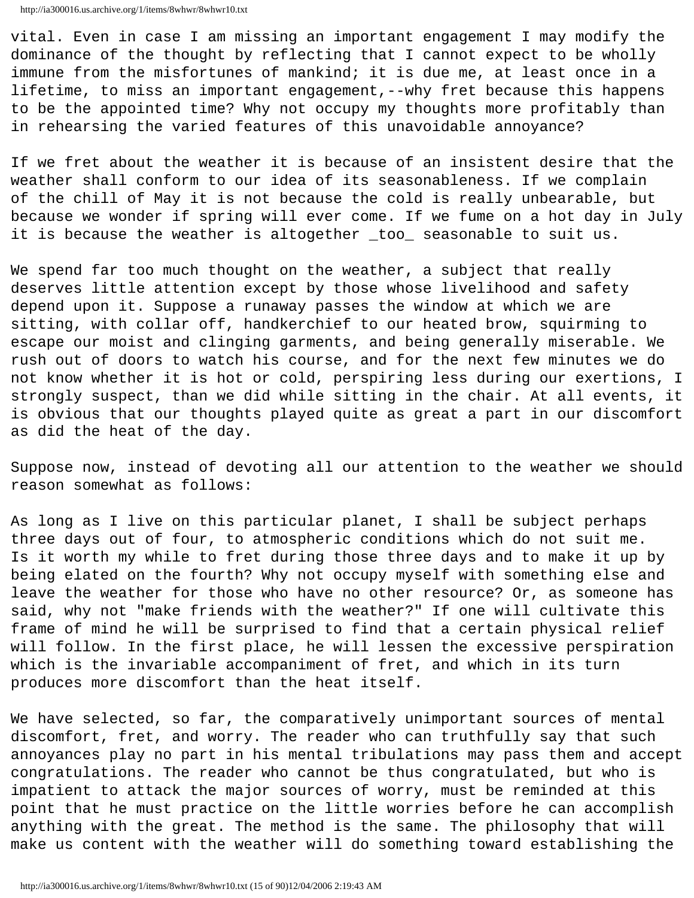vital. Even in case I am missing an important engagement I may modify the dominance of the thought by reflecting that I cannot expect to be wholly immune from the misfortunes of mankind; it is due me, at least once in a lifetime, to miss an important engagement,--why fret because this happens to be the appointed time? Why not occupy my thoughts more profitably than in rehearsing the varied features of this unavoidable annoyance?

If we fret about the weather it is because of an insistent desire that the weather shall conform to our idea of its seasonableness. If we complain of the chill of May it is not because the cold is really unbearable, but because we wonder if spring will ever come. If we fume on a hot day in July it is because the weather is altogether _too_ seasonable to suit us.

We spend far too much thought on the weather, a subject that really deserves little attention except by those whose livelihood and safety depend upon it. Suppose a runaway passes the window at which we are sitting, with collar off, handkerchief to our heated brow, squirming to escape our moist and clinging garments, and being generally miserable. We rush out of doors to watch his course, and for the next few minutes we do not know whether it is hot or cold, perspiring less during our exertions, I strongly suspect, than we did while sitting in the chair. At all events, it is obvious that our thoughts played quite as great a part in our discomfort as did the heat of the day.

Suppose now, instead of devoting all our attention to the weather we should reason somewhat as follows:

As long as I live on this particular planet, I shall be subject perhaps three days out of four, to atmospheric conditions which do not suit me. Is it worth my while to fret during those three days and to make it up by being elated on the fourth? Why not occupy myself with something else and leave the weather for those who have no other resource? Or, as someone has said, why not "make friends with the weather?" If one will cultivate this frame of mind he will be surprised to find that a certain physical relief will follow. In the first place, he will lessen the excessive perspiration which is the invariable accompaniment of fret, and which in its turn produces more discomfort than the heat itself.

We have selected, so far, the comparatively unimportant sources of mental discomfort, fret, and worry. The reader who can truthfully say that such annoyances play no part in his mental tribulations may pass them and accept congratulations. The reader who cannot be thus congratulated, but who is impatient to attack the major sources of worry, must be reminded at this point that he must practice on the little worries before he can accomplish anything with the great. The method is the same. The philosophy that will make us content with the weather will do something toward establishing the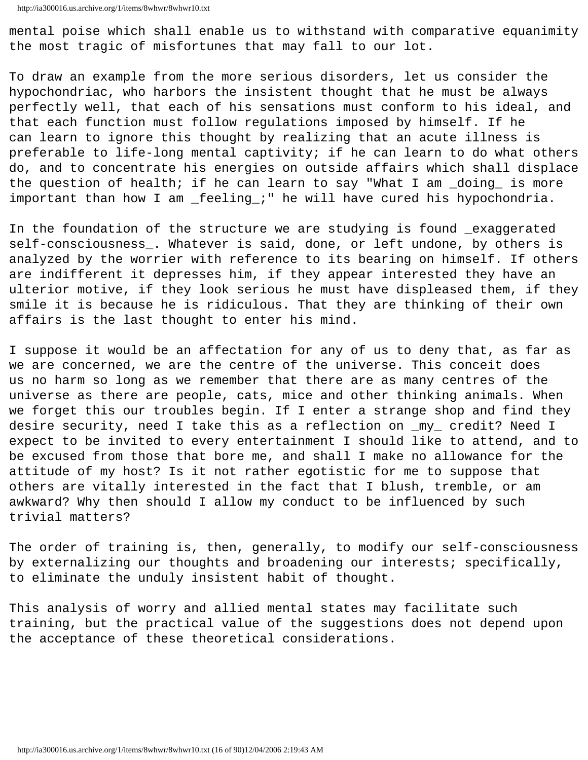mental poise which shall enable us to withstand with comparative equanimity the most tragic of misfortunes that may fall to our lot.

To draw an example from the more serious disorders, let us consider the hypochondriac, who harbors the insistent thought that he must be always perfectly well, that each of his sensations must conform to his ideal, and that each function must follow regulations imposed by himself. If he can learn to ignore this thought by realizing that an acute illness is preferable to life-long mental captivity; if he can learn to do what others do, and to concentrate his energies on outside affairs which shall displace the question of health; if he can learn to say "What I am _doing_ is more important than how I am _feeling_;" he will have cured his hypochondria.

In the foundation of the structure we are studying is found _exaggerated self-consciousness_. Whatever is said, done, or left undone, by others is analyzed by the worrier with reference to its bearing on himself. If others are indifferent it depresses him, if they appear interested they have an ulterior motive, if they look serious he must have displeased them, if they smile it is because he is ridiculous. That they are thinking of their own affairs is the last thought to enter his mind.

I suppose it would be an affectation for any of us to deny that, as far as we are concerned, we are the centre of the universe. This conceit does us no harm so long as we remember that there are as many centres of the universe as there are people, cats, mice and other thinking animals. When we forget this our troubles begin. If I enter a strange shop and find they desire security, need I take this as a reflection on _my_ credit? Need I expect to be invited to every entertainment I should like to attend, and to be excused from those that bore me, and shall I make no allowance for the attitude of my host? Is it not rather egotistic for me to suppose that others are vitally interested in the fact that I blush, tremble, or am awkward? Why then should I allow my conduct to be influenced by such trivial matters?

The order of training is, then, generally, to modify our self-consciousness by externalizing our thoughts and broadening our interests; specifically, to eliminate the unduly insistent habit of thought.

This analysis of worry and allied mental states may facilitate such training, but the practical value of the suggestions does not depend upon the acceptance of these theoretical considerations.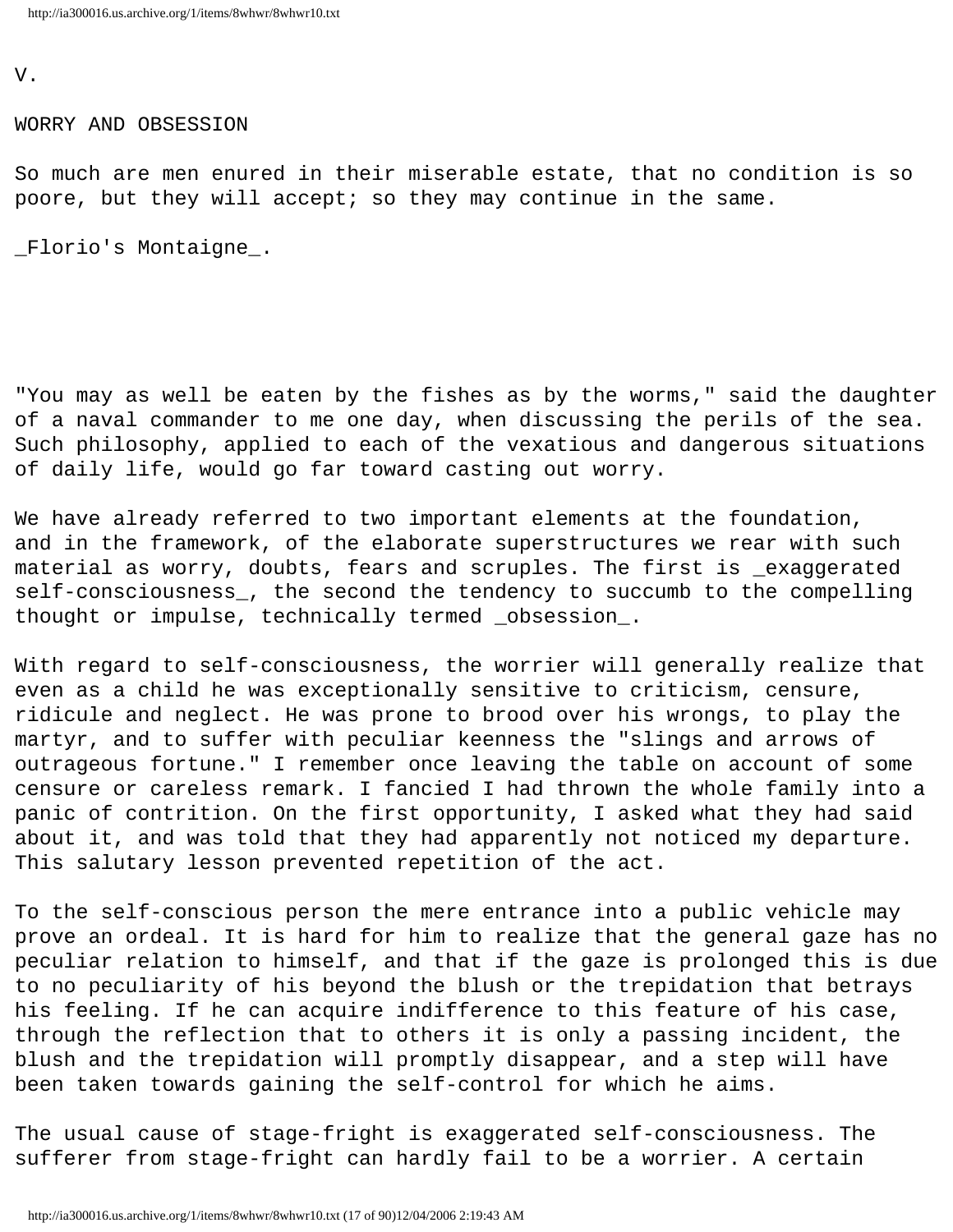V.

## WORRY AND OBSESSION

So much are men enured in their miserable estate, that no condition is so poore, but they will accept; so they may continue in the same.

_Florio's Montaigne_.

"You may as well be eaten by the fishes as by the worms," said the daughter of a naval commander to me one day, when discussing the perils of the sea. Such philosophy, applied to each of the vexatious and dangerous situations of daily life, would go far toward casting out worry.

We have already referred to two important elements at the foundation, and in the framework, of the elaborate superstructures we rear with such material as worry, doubts, fears and scruples. The first is _exaggerated self-consciousness_, the second the tendency to succumb to the compelling thought or impulse, technically termed _obsession_.

With regard to self-consciousness, the worrier will generally realize that even as a child he was exceptionally sensitive to criticism, censure, ridicule and neglect. He was prone to brood over his wrongs, to play the martyr, and to suffer with peculiar keenness the "slings and arrows of outrageous fortune." I remember once leaving the table on account of some censure or careless remark. I fancied I had thrown the whole family into a panic of contrition. On the first opportunity, I asked what they had said about it, and was told that they had apparently not noticed my departure. This salutary lesson prevented repetition of the act.

To the self-conscious person the mere entrance into a public vehicle may prove an ordeal. It is hard for him to realize that the general gaze has no peculiar relation to himself, and that if the gaze is prolonged this is due to no peculiarity of his beyond the blush or the trepidation that betrays his feeling. If he can acquire indifference to this feature of his case, through the reflection that to others it is only a passing incident, the blush and the trepidation will promptly disappear, and a step will have been taken towards gaining the self-control for which he aims.

The usual cause of stage-fright is exaggerated self-consciousness. The sufferer from stage-fright can hardly fail to be a worrier. A certain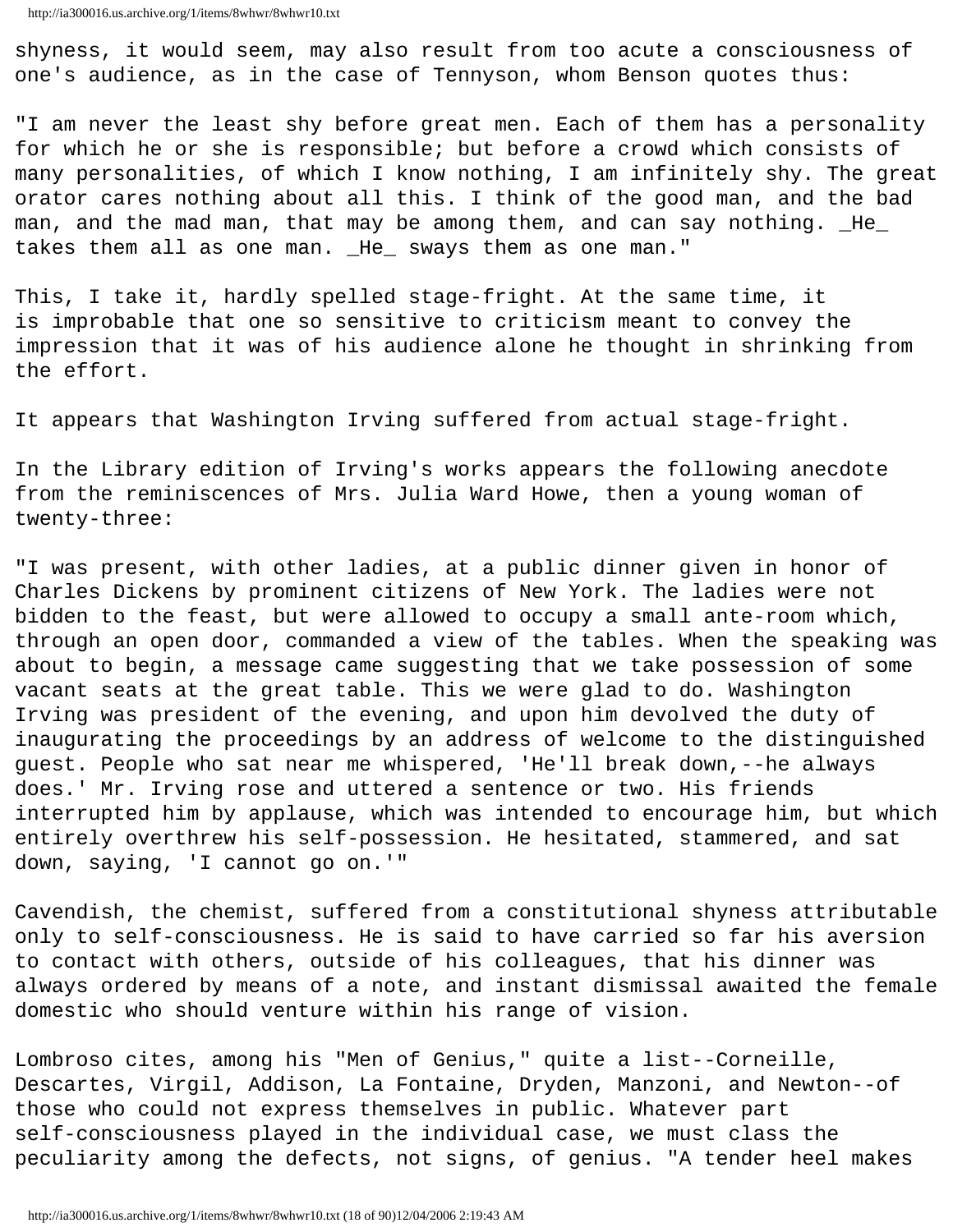shyness, it would seem, may also result from too acute a consciousness of one's audience, as in the case of Tennyson, whom Benson quotes thus:

"I am never the least shy before great men. Each of them has a personality for which he or she is responsible; but before a crowd which consists of many personalities, of which I know nothing, I am infinitely shy. The great orator cares nothing about all this. I think of the good man, and the bad man, and the mad man, that may be among them, and can say nothing. _He_ takes them all as one man. _He_ sways them as one man."

This, I take it, hardly spelled stage-fright. At the same time, it is improbable that one so sensitive to criticism meant to convey the impression that it was of his audience alone he thought in shrinking from the effort.

It appears that Washington Irving suffered from actual stage-fright.

In the Library edition of Irving's works appears the following anecdote from the reminiscences of Mrs. Julia Ward Howe, then a young woman of twenty-three:

"I was present, with other ladies, at a public dinner given in honor of Charles Dickens by prominent citizens of New York. The ladies were not bidden to the feast, but were allowed to occupy a small ante-room which, through an open door, commanded a view of the tables. When the speaking was about to begin, a message came suggesting that we take possession of some vacant seats at the great table. This we were glad to do. Washington Irving was president of the evening, and upon him devolved the duty of inaugurating the proceedings by an address of welcome to the distinguished guest. People who sat near me whispered, 'He'll break down,--he always does.' Mr. Irving rose and uttered a sentence or two. His friends interrupted him by applause, which was intended to encourage him, but which entirely overthrew his self-possession. He hesitated, stammered, and sat down, saying, 'I cannot go on.'"

Cavendish, the chemist, suffered from a constitutional shyness attributable only to self-consciousness. He is said to have carried so far his aversion to contact with others, outside of his colleagues, that his dinner was always ordered by means of a note, and instant dismissal awaited the female domestic who should venture within his range of vision.

Lombroso cites, among his "Men of Genius," quite a list--Corneille, Descartes, Virgil, Addison, La Fontaine, Dryden, Manzoni, and Newton--of those who could not express themselves in public. Whatever part self-consciousness played in the individual case, we must class the peculiarity among the defects, not signs, of genius. "A tender heel makes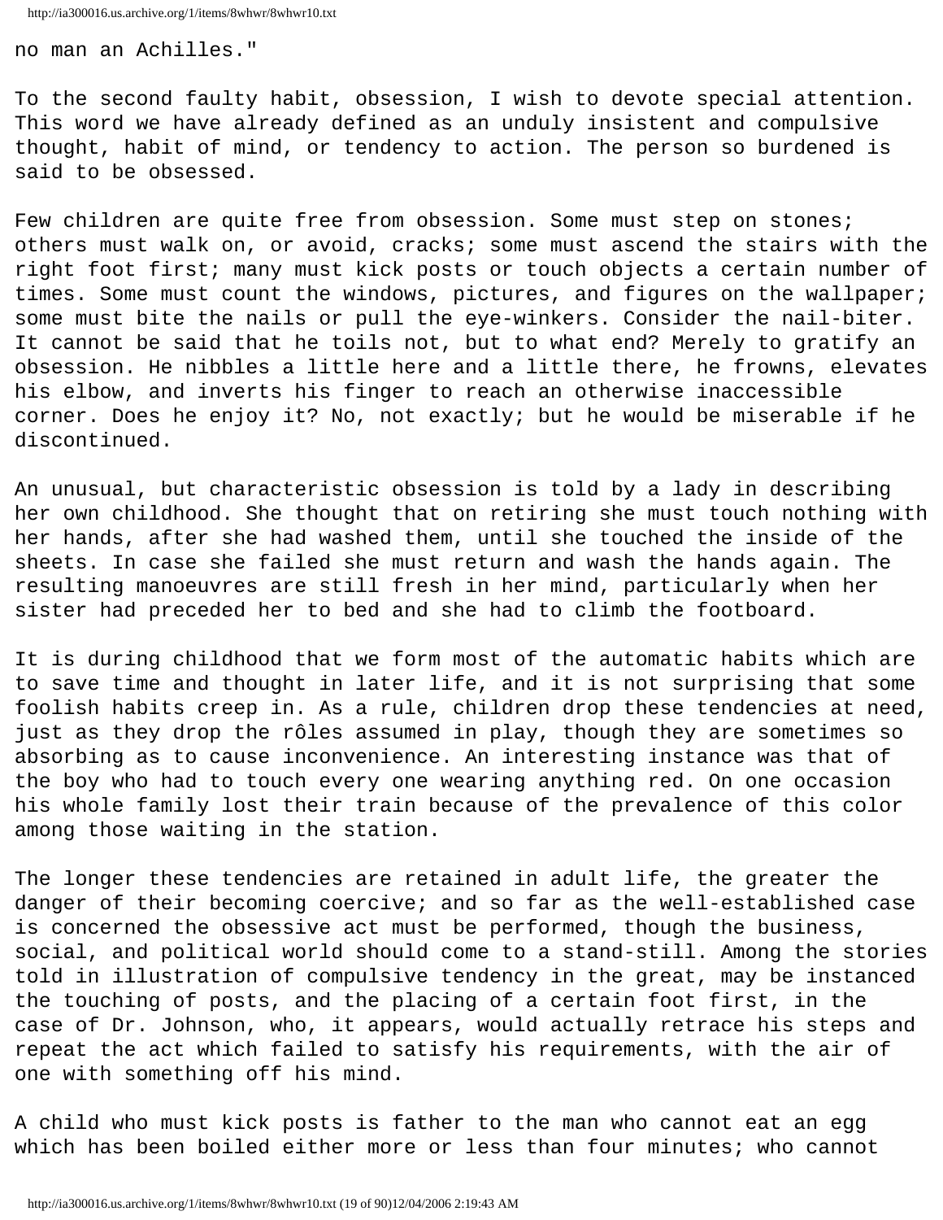no man an Achilles."

To the second faulty habit, obsession, I wish to devote special attention. This word we have already defined as an unduly insistent and compulsive thought, habit of mind, or tendency to action. The person so burdened is said to be obsessed.

Few children are quite free from obsession. Some must step on stones; others must walk on, or avoid, cracks; some must ascend the stairs with the right foot first; many must kick posts or touch objects a certain number of times. Some must count the windows, pictures, and figures on the wallpaper; some must bite the nails or pull the eye-winkers. Consider the nail-biter. It cannot be said that he toils not, but to what end? Merely to gratify an obsession. He nibbles a little here and a little there, he frowns, elevates his elbow, and inverts his finger to reach an otherwise inaccessible corner. Does he enjoy it? No, not exactly; but he would be miserable if he discontinued.

An unusual, but characteristic obsession is told by a lady in describing her own childhood. She thought that on retiring she must touch nothing with her hands, after she had washed them, until she touched the inside of the sheets. In case she failed she must return and wash the hands again. The resulting manoeuvres are still fresh in her mind, particularly when her sister had preceded her to bed and she had to climb the footboard.

It is during childhood that we form most of the automatic habits which are to save time and thought in later life, and it is not surprising that some foolish habits creep in. As a rule, children drop these tendencies at need, just as they drop the rôles assumed in play, though they are sometimes so absorbing as to cause inconvenience. An interesting instance was that of the boy who had to touch every one wearing anything red. On one occasion his whole family lost their train because of the prevalence of this color among those waiting in the station.

The longer these tendencies are retained in adult life, the greater the danger of their becoming coercive; and so far as the well-established case is concerned the obsessive act must be performed, though the business, social, and political world should come to a stand-still. Among the stories told in illustration of compulsive tendency in the great, may be instanced the touching of posts, and the placing of a certain foot first, in the case of Dr. Johnson, who, it appears, would actually retrace his steps and repeat the act which failed to satisfy his requirements, with the air of one with something off his mind.

A child who must kick posts is father to the man who cannot eat an egg which has been boiled either more or less than four minutes; who cannot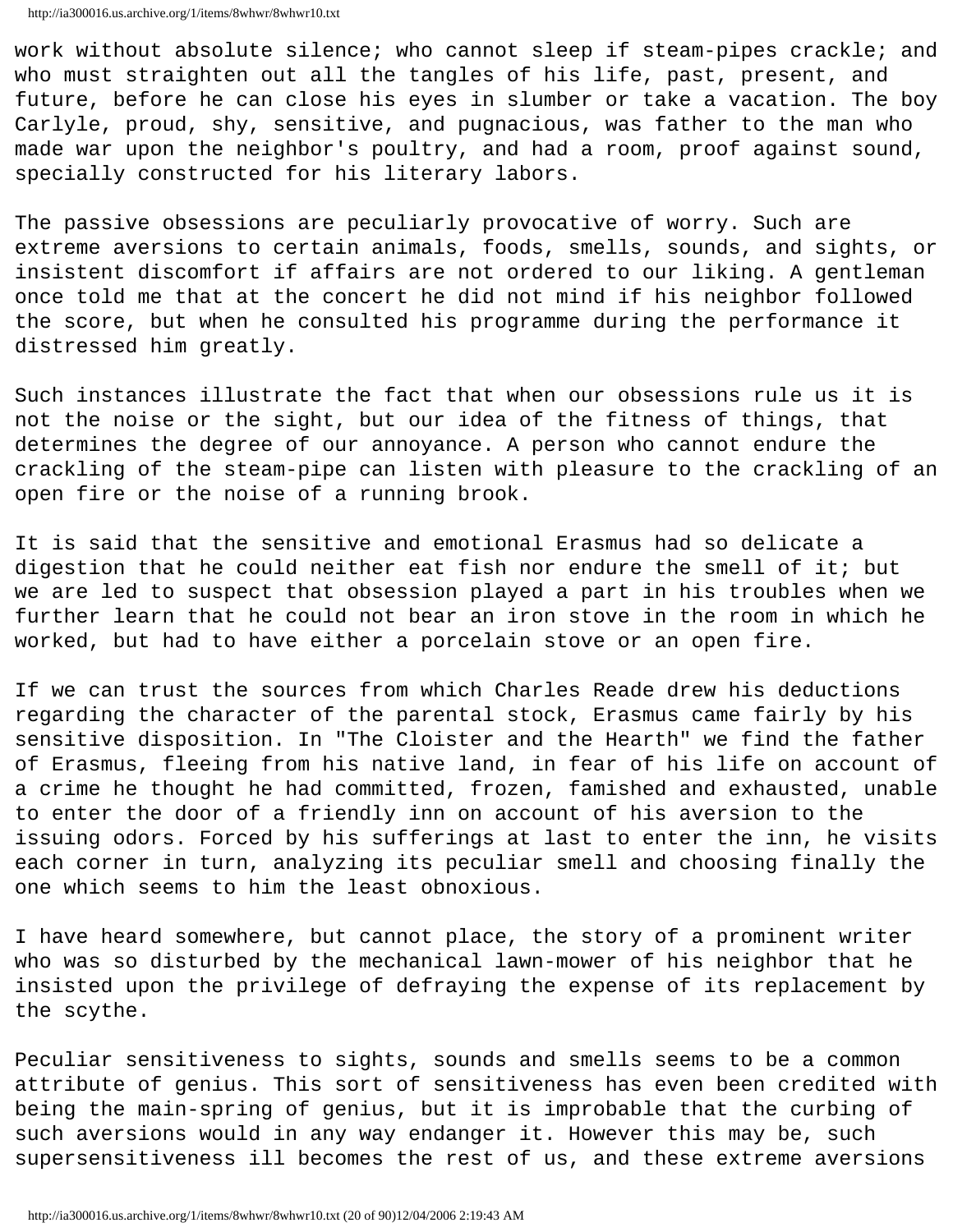work without absolute silence; who cannot sleep if steam-pipes crackle; and who must straighten out all the tangles of his life, past, present, and future, before he can close his eyes in slumber or take a vacation. The boy Carlyle, proud, shy, sensitive, and pugnacious, was father to the man who made war upon the neighbor's poultry, and had a room, proof against sound, specially constructed for his literary labors.

The passive obsessions are peculiarly provocative of worry. Such are extreme aversions to certain animals, foods, smells, sounds, and sights, or insistent discomfort if affairs are not ordered to our liking. A gentleman once told me that at the concert he did not mind if his neighbor followed the score, but when he consulted his programme during the performance it distressed him greatly.

Such instances illustrate the fact that when our obsessions rule us it is not the noise or the sight, but our idea of the fitness of things, that determines the degree of our annoyance. A person who cannot endure the crackling of the steam-pipe can listen with pleasure to the crackling of an open fire or the noise of a running brook.

It is said that the sensitive and emotional Erasmus had so delicate a digestion that he could neither eat fish nor endure the smell of it; but we are led to suspect that obsession played a part in his troubles when we further learn that he could not bear an iron stove in the room in which he worked, but had to have either a porcelain stove or an open fire.

If we can trust the sources from which Charles Reade drew his deductions regarding the character of the parental stock, Erasmus came fairly by his sensitive disposition. In "The Cloister and the Hearth" we find the father of Erasmus, fleeing from his native land, in fear of his life on account of a crime he thought he had committed, frozen, famished and exhausted, unable to enter the door of a friendly inn on account of his aversion to the issuing odors. Forced by his sufferings at last to enter the inn, he visits each corner in turn, analyzing its peculiar smell and choosing finally the one which seems to him the least obnoxious.

I have heard somewhere, but cannot place, the story of a prominent writer who was so disturbed by the mechanical lawn-mower of his neighbor that he insisted upon the privilege of defraying the expense of its replacement by the scythe.

Peculiar sensitiveness to sights, sounds and smells seems to be a common attribute of genius. This sort of sensitiveness has even been credited with being the main-spring of genius, but it is improbable that the curbing of such aversions would in any way endanger it. However this may be, such supersensitiveness ill becomes the rest of us, and these extreme aversions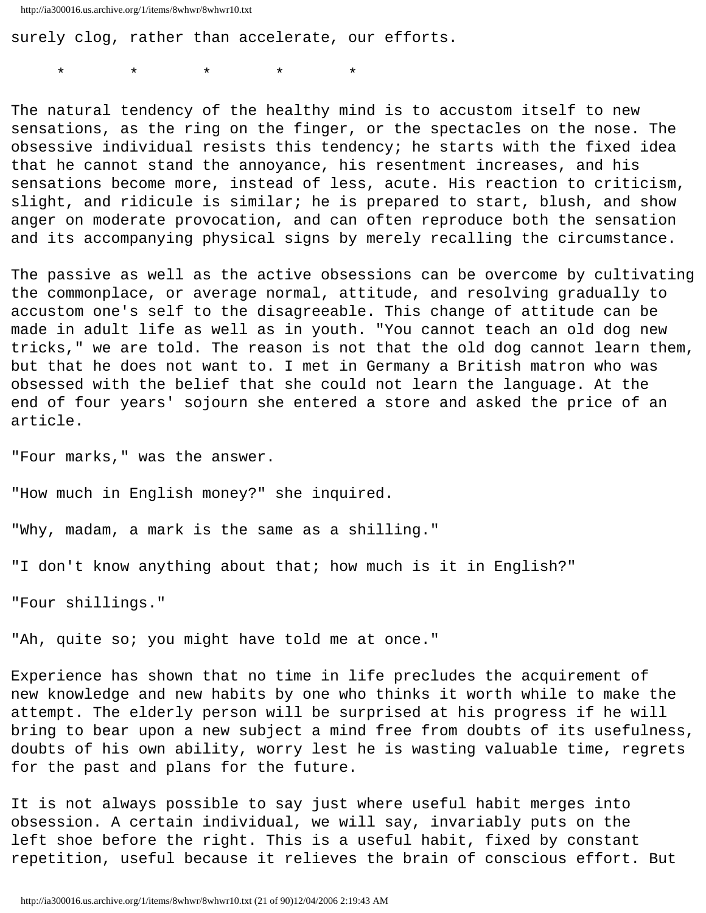surely clog, rather than accelerate, our efforts.

*       *       *       *       *

The natural tendency of the healthy mind is to accustom itself to new sensations, as the ring on the finger, or the spectacles on the nose. The obsessive individual resists this tendency; he starts with the fixed idea that he cannot stand the annoyance, his resentment increases, and his sensations become more, instead of less, acute. His reaction to criticism, slight, and ridicule is similar; he is prepared to start, blush, and show anger on moderate provocation, and can often reproduce both the sensation and its accompanying physical signs by merely recalling the circumstance.

The passive as well as the active obsessions can be overcome by cultivating the commonplace, or average normal, attitude, and resolving gradually to accustom one's self to the disagreeable. This change of attitude can be made in adult life as well as in youth. "You cannot teach an old dog new tricks," we are told. The reason is not that the old dog cannot learn them, but that he does not want to. I met in Germany a British matron who was obsessed with the belief that she could not learn the language. At the end of four years' sojourn she entered a store and asked the price of an article.

"Four marks," was the answer.

"How much in English money?" she inquired.

"Why, madam, a mark is the same as a shilling."

"I don't know anything about that; how much is it in English?"

"Four shillings."

"Ah, quite so; you might have told me at once."

Experience has shown that no time in life precludes the acquirement of new knowledge and new habits by one who thinks it worth while to make the attempt. The elderly person will be surprised at his progress if he will bring to bear upon a new subject a mind free from doubts of its usefulness, doubts of his own ability, worry lest he is wasting valuable time, regrets for the past and plans for the future.

It is not always possible to say just where useful habit merges into obsession. A certain individual, we will say, invariably puts on the left shoe before the right. This is a useful habit, fixed by constant repetition, useful because it relieves the brain of conscious effort. But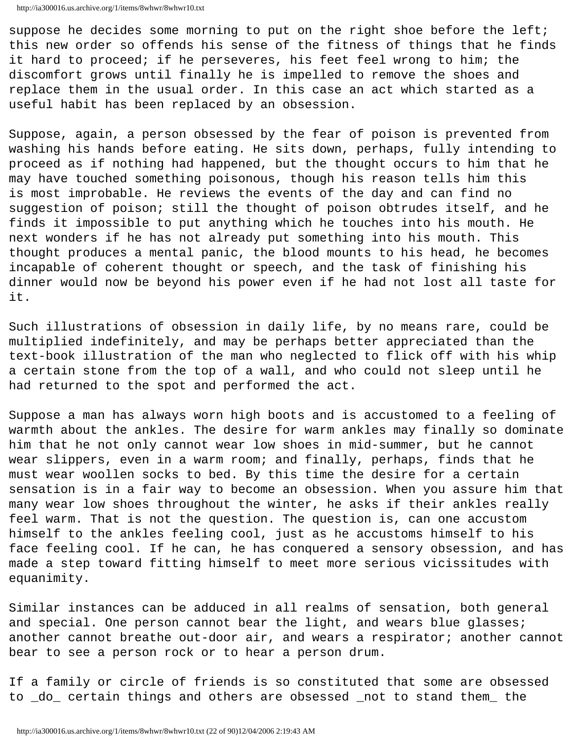suppose he decides some morning to put on the right shoe before the left; this new order so offends his sense of the fitness of things that he finds it hard to proceed; if he perseveres, his feet feel wrong to him; the discomfort grows until finally he is impelled to remove the shoes and replace them in the usual order. In this case an act which started as a useful habit has been replaced by an obsession.

Suppose, again, a person obsessed by the fear of poison is prevented from washing his hands before eating. He sits down, perhaps, fully intending to proceed as if nothing had happened, but the thought occurs to him that he may have touched something poisonous, though his reason tells him this is most improbable. He reviews the events of the day and can find no suggestion of poison; still the thought of poison obtrudes itself, and he finds it impossible to put anything which he touches into his mouth. He next wonders if he has not already put something into his mouth. This thought produces a mental panic, the blood mounts to his head, he becomes incapable of coherent thought or speech, and the task of finishing his dinner would now be beyond his power even if he had not lost all taste for it.

Such illustrations of obsession in daily life, by no means rare, could be multiplied indefinitely, and may be perhaps better appreciated than the text-book illustration of the man who neglected to flick off with his whip a certain stone from the top of a wall, and who could not sleep until he had returned to the spot and performed the act.

Suppose a man has always worn high boots and is accustomed to a feeling of warmth about the ankles. The desire for warm ankles may finally so dominate him that he not only cannot wear low shoes in mid-summer, but he cannot wear slippers, even in a warm room; and finally, perhaps, finds that he must wear woollen socks to bed. By this time the desire for a certain sensation is in a fair way to become an obsession. When you assure him that many wear low shoes throughout the winter, he asks if their ankles really feel warm. That is not the question. The question is, can one accustom himself to the ankles feeling cool, just as he accustoms himself to his face feeling cool. If he can, he has conquered a sensory obsession, and has made a step toward fitting himself to meet more serious vicissitudes with equanimity.

Similar instances can be adduced in all realms of sensation, both general and special. One person cannot bear the light, and wears blue glasses; another cannot breathe out-door air, and wears a respirator; another cannot bear to see a person rock or to hear a person drum.

If a family or circle of friends is so constituted that some are obsessed to _do_ certain things and others are obsessed _not to stand them_ the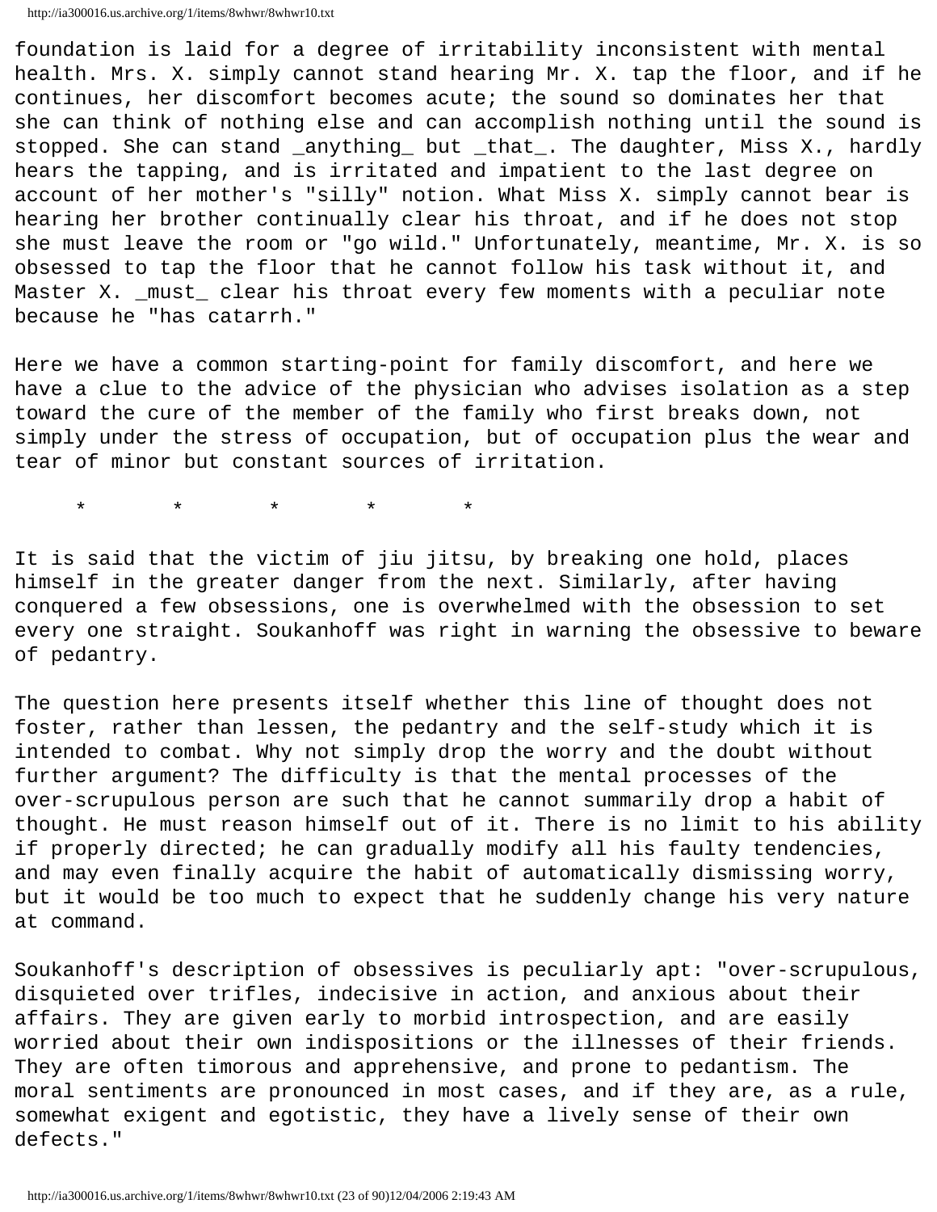foundation is laid for a degree of irritability inconsistent with mental health. Mrs. X. simply cannot stand hearing Mr. X. tap the floor, and if he continues, her discomfort becomes acute; the sound so dominates her that she can think of nothing else and can accomplish nothing until the sound is stopped. She can stand _anything_ but _that_. The daughter, Miss X., hardly hears the tapping, and is irritated and impatient to the last degree on account of her mother's "silly" notion. What Miss X. simply cannot bear is hearing her brother continually clear his throat, and if he does not stop she must leave the room or "go wild." Unfortunately, meantime, Mr. X. is so obsessed to tap the floor that he cannot follow his task without it, and Master X. _must_ clear his throat every few moments with a peculiar note because he "has catarrh."

Here we have a common starting-point for family discomfort, and here we have a clue to the advice of the physician who advises isolation as a step toward the cure of the member of the family who first breaks down, not simply under the stress of occupation, but of occupation plus the wear and tear of minor but constant sources of irritation.

*       *       *       *       *

It is said that the victim of jiu jitsu, by breaking one hold, places himself in the greater danger from the next. Similarly, after having conquered a few obsessions, one is overwhelmed with the obsession to set every one straight. Soukanhoff was right in warning the obsessive to beware of pedantry.

The question here presents itself whether this line of thought does not foster, rather than lessen, the pedantry and the self-study which it is intended to combat. Why not simply drop the worry and the doubt without further argument? The difficulty is that the mental processes of the over-scrupulous person are such that he cannot summarily drop a habit of thought. He must reason himself out of it. There is no limit to his ability if properly directed; he can gradually modify all his faulty tendencies, and may even finally acquire the habit of automatically dismissing worry, but it would be too much to expect that he suddenly change his very nature at command.

Soukanhoff's description of obsessives is peculiarly apt: "over-scrupulous, disquieted over trifles, indecisive in action, and anxious about their affairs. They are given early to morbid introspection, and are easily worried about their own indispositions or the illnesses of their friends. They are often timorous and apprehensive, and prone to pedantism. The moral sentiments are pronounced in most cases, and if they are, as a rule, somewhat exigent and egotistic, they have a lively sense of their own defects."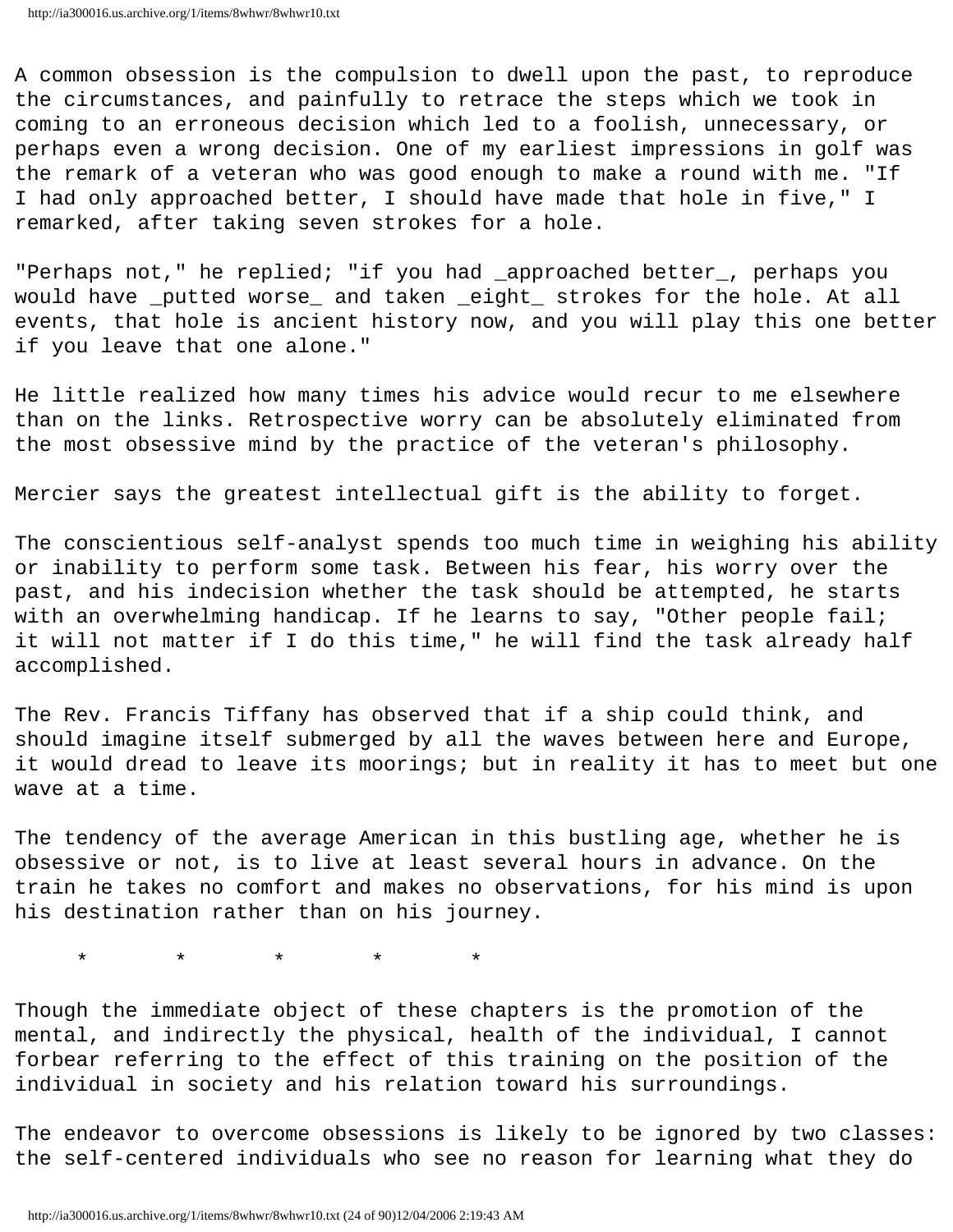A common obsession is the compulsion to dwell upon the past, to reproduce the circumstances, and painfully to retrace the steps which we took in coming to an erroneous decision which led to a foolish, unnecessary, or perhaps even a wrong decision. One of my earliest impressions in golf was the remark of a veteran who was good enough to make a round with me. "If I had only approached better, I should have made that hole in five," I remarked, after taking seven strokes for a hole.

"Perhaps not," he replied; "if you had _approached better_, perhaps you would have _putted worse_ and taken _eight_ strokes for the hole. At all events, that hole is ancient history now, and you will play this one better if you leave that one alone."

He little realized how many times his advice would recur to me elsewhere than on the links. Retrospective worry can be absolutely eliminated from the most obsessive mind by the practice of the veteran's philosophy.

Mercier says the greatest intellectual gift is the ability to forget.

The conscientious self-analyst spends too much time in weighing his ability or inability to perform some task. Between his fear, his worry over the past, and his indecision whether the task should be attempted, he starts with an overwhelming handicap. If he learns to say, "Other people fail; it will not matter if I do this time," he will find the task already half accomplished.

The Rev. Francis Tiffany has observed that if a ship could think, and should imagine itself submerged by all the waves between here and Europe, it would dread to leave its moorings; but in reality it has to meet but one wave at a time.

The tendency of the average American in this bustling age, whether he is obsessive or not, is to live at least several hours in advance. On the train he takes no comfort and makes no observations, for his mind is upon his destination rather than on his journey.

\*        \*        \*        \*        \*

Though the immediate object of these chapters is the promotion of the mental, and indirectly the physical, health of the individual, I cannot forbear referring to the effect of this training on the position of the individual in society and his relation toward his surroundings.

The endeavor to overcome obsessions is likely to be ignored by two classes: the self-centered individuals who see no reason for learning what they do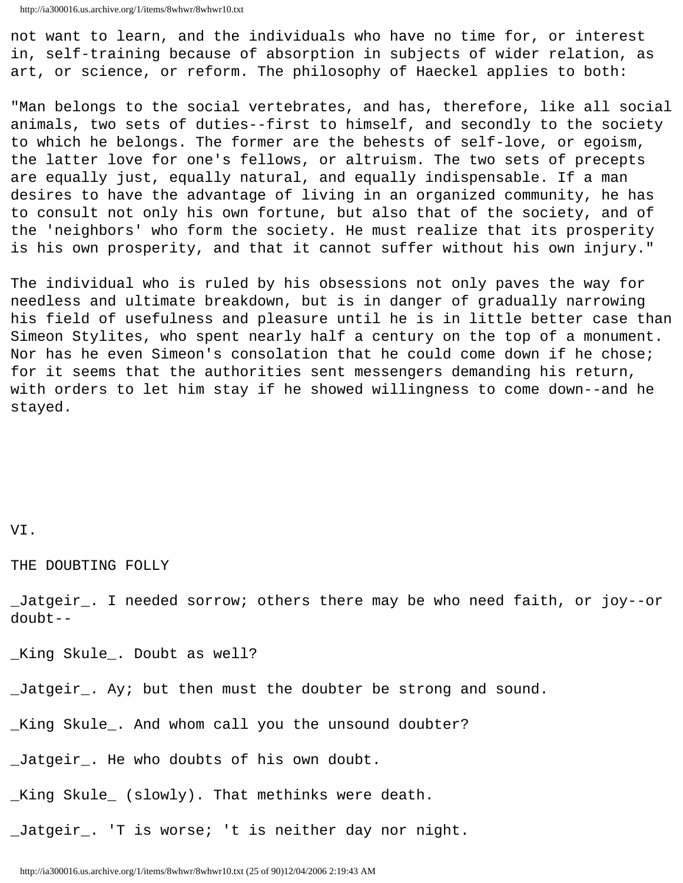not want to learn, and the individuals who have no time for, or interest in, self-training because of absorption in subjects of wider relation, as art, or science, or reform. The philosophy of Haeckel applies to both:

"Man belongs to the social vertebrates, and has, therefore, like all social animals, two sets of duties--first to himself, and secondly to the society to which he belongs. The former are the behests of self-love, or egoism, the latter love for one's fellows, or altruism. The two sets of precepts are equally just, equally natural, and equally indispensable. If a man desires to have the advantage of living in an organized community, he has to consult not only his own fortune, but also that of the society, and of the 'neighbors' who form the society. He must realize that its prosperity is his own prosperity, and that it cannot suffer without his own injury."

The individual who is ruled by his obsessions not only paves the way for needless and ultimate breakdown, but is in danger of gradually narrowing his field of usefulness and pleasure until he is in little better case than Simeon Stylites, who spent nearly half a century on the top of a monument. Nor has he even Simeon's consolation that he could come down if he chose; for it seems that the authorities sent messengers demanding his return, with orders to let him stay if he showed willingness to come down--and he stayed.

## VI.

## THE DOUBTING FOLLY

_Jatgeir_. I needed sorrow; others there may be who need faith, or joy--or doubt--

_King Skule_. Doubt as well?

_Jatgeir_. Ay; but then must the doubter be strong and sound.

_King Skule_. And whom call you the unsound doubter?

_Jatgeir_. He who doubts of his own doubt.

_King Skule_ (slowly). That methinks were death.

_Jatgeir_. 'T is worse; 't is neither day nor night.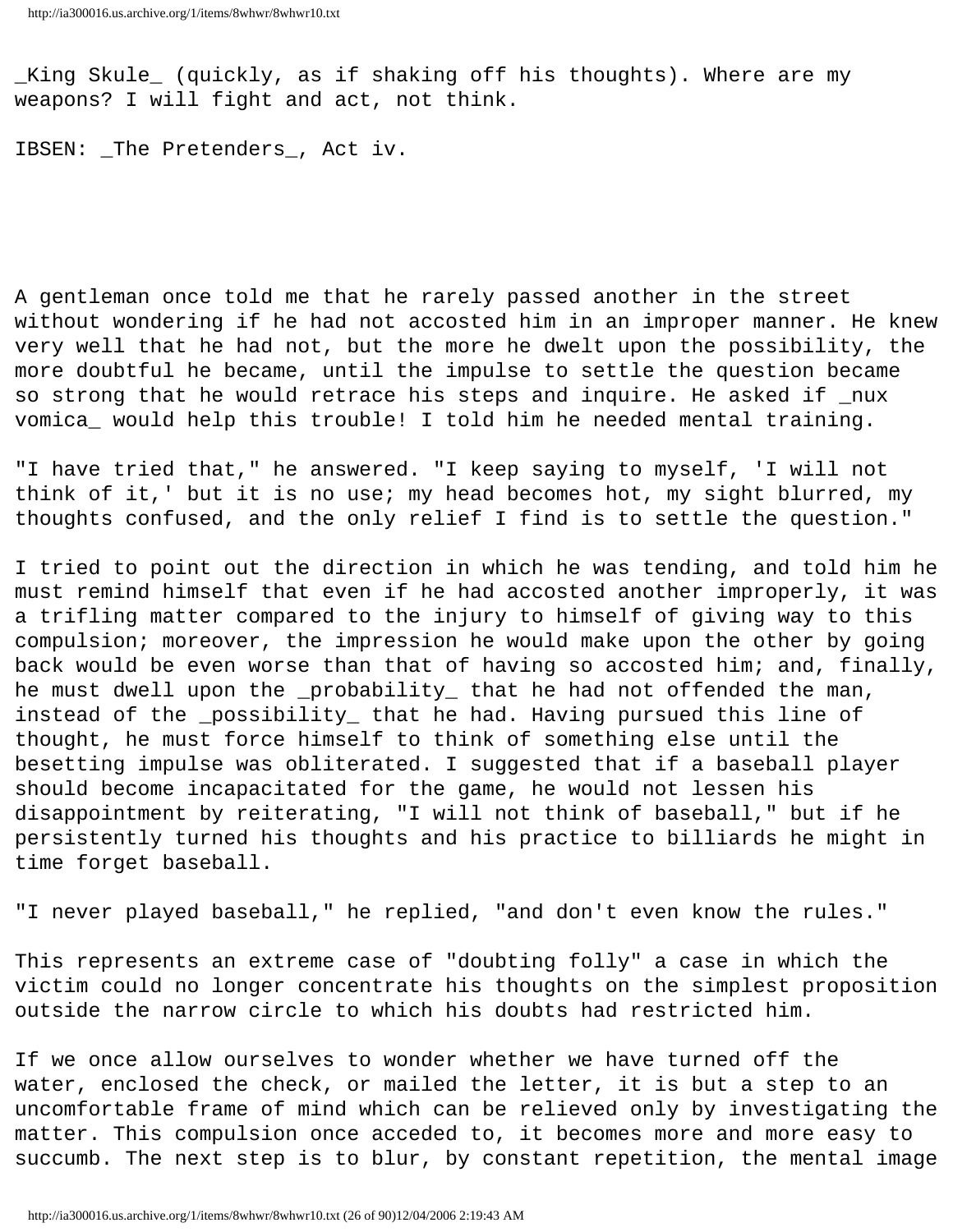_King Skule_ (quickly, as if shaking off his thoughts). Where are my weapons? I will fight and act, not think.

IBSEN: _The Pretenders_, Act iv.

A gentleman once told me that he rarely passed another in the street without wondering if he had not accosted him in an improper manner. He knew very well that he had not, but the more he dwelt upon the possibility, the more doubtful he became, until the impulse to settle the question became so strong that he would retrace his steps and inquire. He asked if _nux vomica_ would help this trouble! I told him he needed mental training.

"I have tried that," he answered. "I keep saying to myself, 'I will not think of it,' but it is no use; my head becomes hot, my sight blurred, my thoughts confused, and the only relief I find is to settle the question."

I tried to point out the direction in which he was tending, and told him he must remind himself that even if he had accosted another improperly, it was a trifling matter compared to the injury to himself of giving way to this compulsion; moreover, the impression he would make upon the other by going back would be even worse than that of having so accosted him; and, finally, he must dwell upon the _probability_ that he had not offended the man, instead of the _possibility_ that he had. Having pursued this line of thought, he must force himself to think of something else until the besetting impulse was obliterated. I suggested that if a baseball player should become incapacitated for the game, he would not lessen his disappointment by reiterating, "I will not think of baseball," but if he persistently turned his thoughts and his practice to billiards he might in time forget baseball.

"I never played baseball," he replied, "and don't even know the rules."

This represents an extreme case of "doubting folly" a case in which the victim could no longer concentrate his thoughts on the simplest proposition outside the narrow circle to which his doubts had restricted him.

If we once allow ourselves to wonder whether we have turned off the water, enclosed the check, or mailed the letter, it is but a step to an uncomfortable frame of mind which can be relieved only by investigating the matter. This compulsion once acceded to, it becomes more and more easy to succumb. The next step is to blur, by constant repetition, the mental image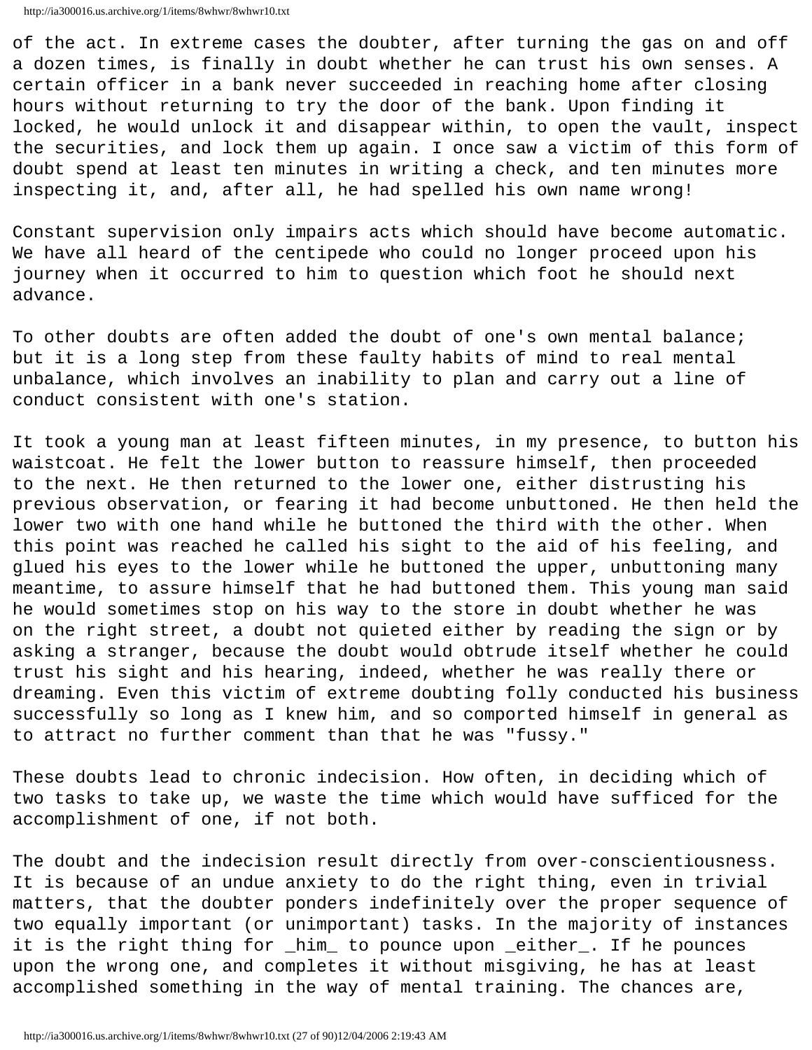of the act. In extreme cases the doubter, after turning the gas on and off a dozen times, is finally in doubt whether he can trust his own senses. A certain officer in a bank never succeeded in reaching home after closing hours without returning to try the door of the bank. Upon finding it locked, he would unlock it and disappear within, to open the vault, inspect the securities, and lock them up again. I once saw a victim of this form of doubt spend at least ten minutes in writing a check, and ten minutes more inspecting it, and, after all, he had spelled his own name wrong!

Constant supervision only impairs acts which should have become automatic. We have all heard of the centipede who could no longer proceed upon his journey when it occurred to him to question which foot he should next advance.

To other doubts are often added the doubt of one's own mental balance; but it is a long step from these faulty habits of mind to real mental unbalance, which involves an inability to plan and carry out a line of conduct consistent with one's station.

It took a young man at least fifteen minutes, in my presence, to button his waistcoat. He felt the lower button to reassure himself, then proceeded to the next. He then returned to the lower one, either distrusting his previous observation, or fearing it had become unbuttoned. He then held the lower two with one hand while he buttoned the third with the other. When this point was reached he called his sight to the aid of his feeling, and glued his eyes to the lower while he buttoned the upper, unbuttoning many meantime, to assure himself that he had buttoned them. This young man said he would sometimes stop on his way to the store in doubt whether he was on the right street, a doubt not quieted either by reading the sign or by asking a stranger, because the doubt would obtrude itself whether he could trust his sight and his hearing, indeed, whether he was really there or dreaming. Even this victim of extreme doubting folly conducted his business successfully so long as I knew him, and so comported himself in general as to attract no further comment than that he was "fussy."

These doubts lead to chronic indecision. How often, in deciding which of two tasks to take up, we waste the time which would have sufficed for the accomplishment of one, if not both.

The doubt and the indecision result directly from over-conscientiousness. It is because of an undue anxiety to do the right thing, even in trivial matters, that the doubter ponders indefinitely over the proper sequence of two equally important (or unimportant) tasks. In the majority of instances it is the right thing for _him_ to pounce upon _either_. If he pounces upon the wrong one, and completes it without misgiving, he has at least accomplished something in the way of mental training. The chances are,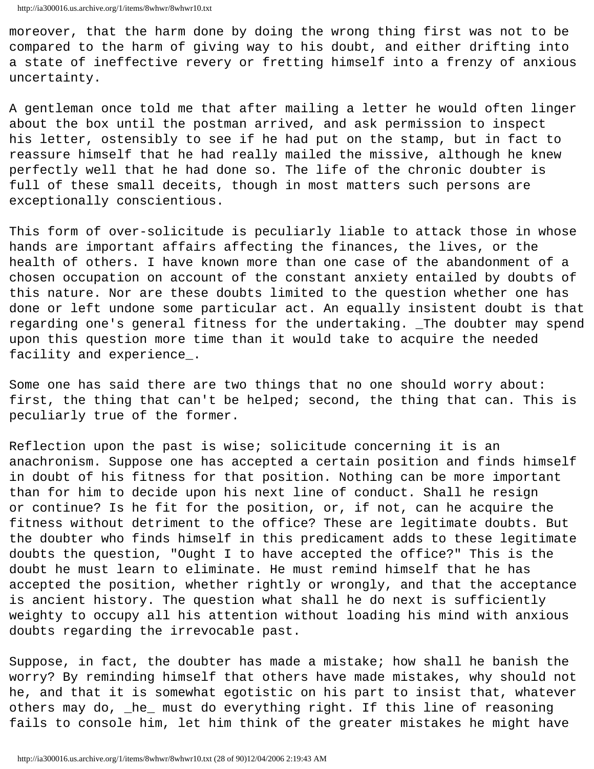moreover, that the harm done by doing the wrong thing first was not to be compared to the harm of giving way to his doubt, and either drifting into a state of ineffective revery or fretting himself into a frenzy of anxious uncertainty.

A gentleman once told me that after mailing a letter he would often linger about the box until the postman arrived, and ask permission to inspect his letter, ostensibly to see if he had put on the stamp, but in fact to reassure himself that he had really mailed the missive, although he knew perfectly well that he had done so. The life of the chronic doubter is full of these small deceits, though in most matters such persons are exceptionally conscientious.

This form of over-solicitude is peculiarly liable to attack those in whose hands are important affairs affecting the finances, the lives, or the health of others. I have known more than one case of the abandonment of a chosen occupation on account of the constant anxiety entailed by doubts of this nature. Nor are these doubts limited to the question whether one has done or left undone some particular act. An equally insistent doubt is that regarding one's general fitness for the undertaking. _The doubter may spend upon this question more time than it would take to acquire the needed facility and experience_.

Some one has said there are two things that no one should worry about: first, the thing that can't be helped; second, the thing that can. This is peculiarly true of the former.

Reflection upon the past is wise; solicitude concerning it is an anachronism. Suppose one has accepted a certain position and finds himself in doubt of his fitness for that position. Nothing can be more important than for him to decide upon his next line of conduct. Shall he resign or continue? Is he fit for the position, or, if not, can he acquire the fitness without detriment to the office? These are legitimate doubts. But the doubter who finds himself in this predicament adds to these legitimate doubts the question, "Ought I to have accepted the office?" This is the doubt he must learn to eliminate. He must remind himself that he has accepted the position, whether rightly or wrongly, and that the acceptance is ancient history. The question what shall he do next is sufficiently weighty to occupy all his attention without loading his mind with anxious doubts regarding the irrevocable past.

Suppose, in fact, the doubter has made a mistake; how shall he banish the worry? By reminding himself that others have made mistakes, why should not he, and that it is somewhat egotistic on his part to insist that, whatever others may do, _he_ must do everything right. If this line of reasoning fails to console him, let him think of the greater mistakes he might have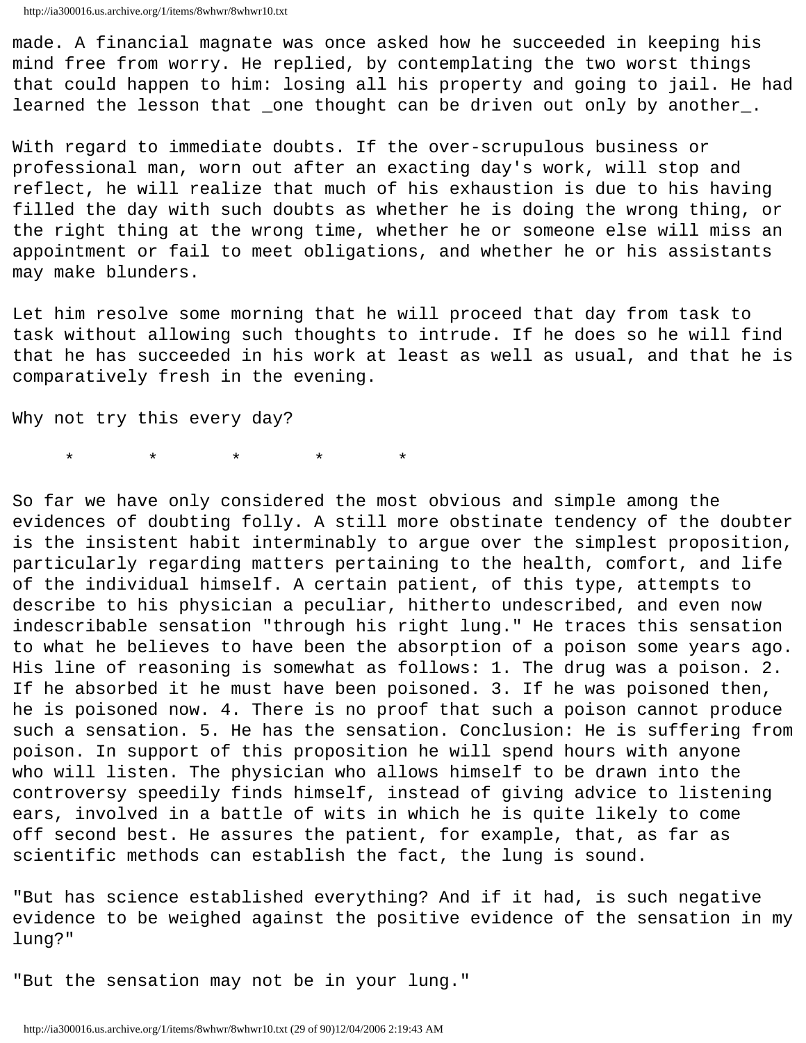made. A financial magnate was once asked how he succeeded in keeping his mind free from worry. He replied, by contemplating the two worst things that could happen to him: losing all his property and going to jail. He had learned the lesson that _one thought can be driven out only by another_.

With regard to immediate doubts. If the over-scrupulous business or professional man, worn out after an exacting day's work, will stop and reflect, he will realize that much of his exhaustion is due to his having filled the day with such doubts as whether he is doing the wrong thing, or the right thing at the wrong time, whether he or someone else will miss an appointment or fail to meet obligations, and whether he or his assistants may make blunders.

Let him resolve some morning that he will proceed that day from task to task without allowing such thoughts to intrude. If he does so he will find that he has succeeded in his work at least as well as usual, and that he is comparatively fresh in the evening.

Why not try this every day?

\*       \*       \*       \*       \*

So far we have only considered the most obvious and simple among the evidences of doubting folly. A still more obstinate tendency of the doubter is the insistent habit interminably to argue over the simplest proposition, particularly regarding matters pertaining to the health, comfort, and life of the individual himself. A certain patient, of this type, attempts to describe to his physician a peculiar, hitherto undescribed, and even now indescribable sensation "through his right lung." He traces this sensation to what he believes to have been the absorption of a poison some years ago. His line of reasoning is somewhat as follows: 1. The drug was a poison. 2. If he absorbed it he must have been poisoned. 3. If he was poisoned then, he is poisoned now. 4. There is no proof that such a poison cannot produce such a sensation. 5. He has the sensation. Conclusion: He is suffering from poison. In support of this proposition he will spend hours with anyone who will listen. The physician who allows himself to be drawn into the controversy speedily finds himself, instead of giving advice to listening ears, involved in a battle of wits in which he is quite likely to come off second best. He assures the patient, for example, that, as far as scientific methods can establish the fact, the lung is sound.

"But has science established everything? And if it had, is such negative evidence to be weighed against the positive evidence of the sensation in my lung?"

"But the sensation may not be in your lung."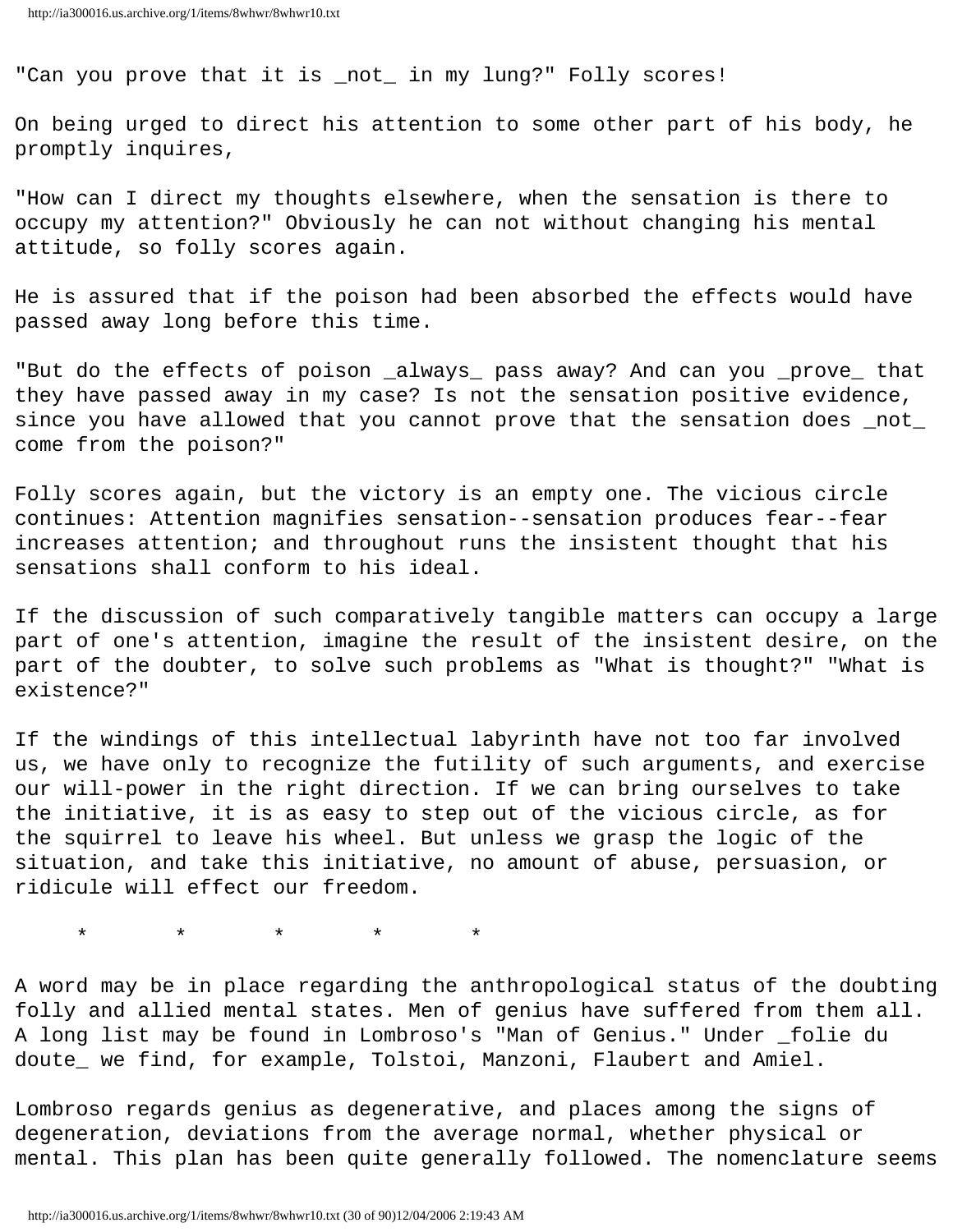"Can you prove that it is _not_ in my lung?" Folly scores!

On being urged to direct his attention to some other part of his body, he promptly inquires,

"How can I direct my thoughts elsewhere, when the sensation is there to occupy my attention?" Obviously he can not without changing his mental attitude, so folly scores again.

He is assured that if the poison had been absorbed the effects would have passed away long before this time.

"But do the effects of poison _always_ pass away? And can you _prove_ that they have passed away in my case? Is not the sensation positive evidence, since you have allowed that you cannot prove that the sensation does _not_ come from the poison?"

Folly scores again, but the victory is an empty one. The vicious circle continues: Attention magnifies sensation--sensation produces fear--fear increases attention; and throughout runs the insistent thought that his sensations shall conform to his ideal.

If the discussion of such comparatively tangible matters can occupy a large part of one's attention, imagine the result of the insistent desire, on the part of the doubter, to solve such problems as "What is thought?" "What is existence?"

If the windings of this intellectual labyrinth have not too far involved us, we have only to recognize the futility of such arguments, and exercise our will-power in the right direction. If we can bring ourselves to take the initiative, it is as easy to step out of the vicious circle, as for the squirrel to leave his wheel. But unless we grasp the logic of the situation, and take this initiative, no amount of abuse, persuasion, or ridicule will effect our freedom.

\*        \*        \*        \*        \*

A word may be in place regarding the anthropological status of the doubting folly and allied mental states. Men of genius have suffered from them all. A long list may be found in Lombroso's "Man of Genius." Under _folie du doute_ we find, for example, Tolstoi, Manzoni, Flaubert and Amiel.

Lombroso regards genius as degenerative, and places among the signs of degeneration, deviations from the average normal, whether physical or mental. This plan has been quite generally followed. The nomenclature seems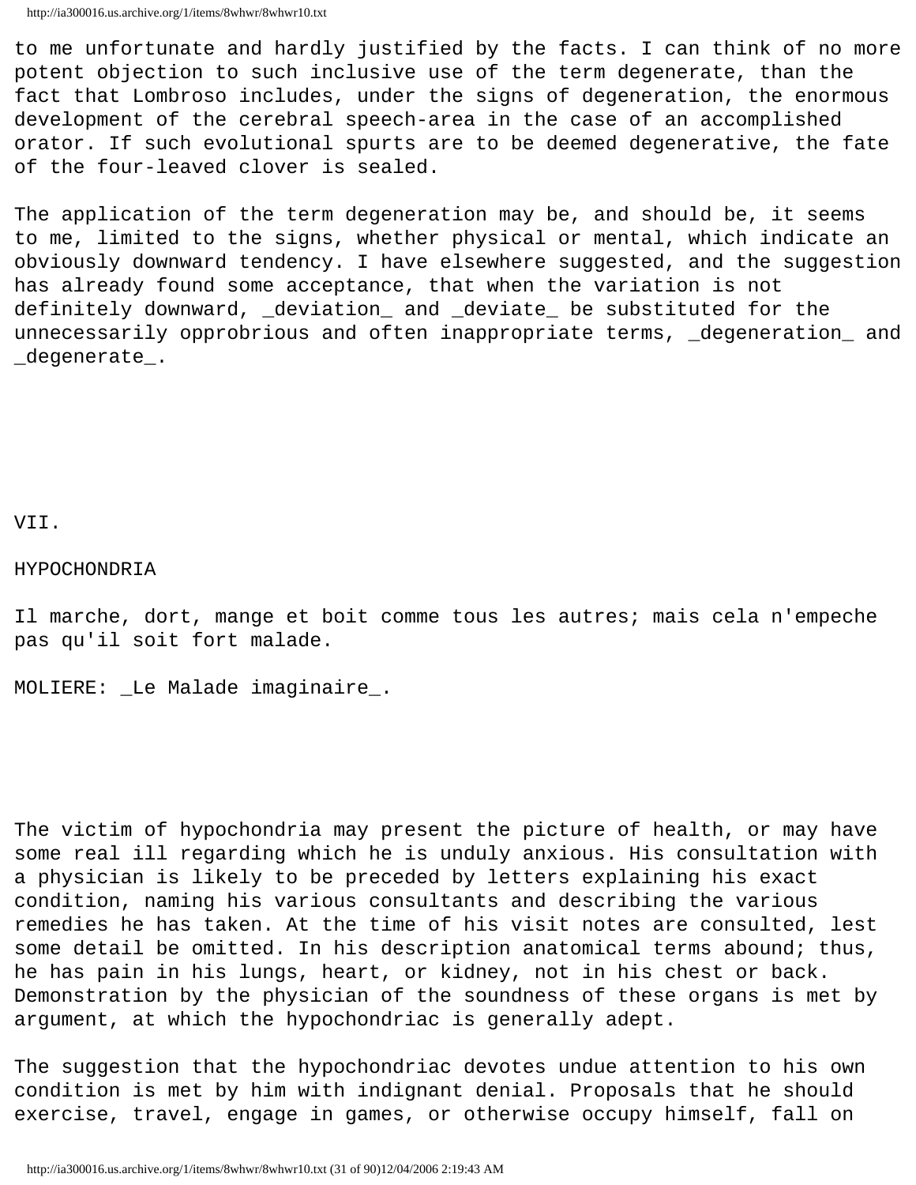to me unfortunate and hardly justified by the facts. I can think of no more potent objection to such inclusive use of the term degenerate, than the fact that Lombroso includes, under the signs of degeneration, the enormous development of the cerebral speech-area in the case of an accomplished orator. If such evolutional spurts are to be deemed degenerative, the fate of the four-leaved clover is sealed.

The application of the term degeneration may be, and should be, it seems to me, limited to the signs, whether physical or mental, which indicate an obviously downward tendency. I have elsewhere suggested, and the suggestion has already found some acceptance, that when the variation is not definitely downward, _deviation_ and _deviate_ be substituted for the unnecessarily opprobrious and often inappropriate terms, _degeneration_ and _degenerate_.

## VII.

## HYPOCHONDRIA

Il marche, dort, mange et boit comme tous les autres; mais cela n'empeche pas qu'il soit fort malade.

MOLIERE: _Le Malade imaginaire_.

The victim of hypochondria may present the picture of health, or may have some real ill regarding which he is unduly anxious. His consultation with a physician is likely to be preceded by letters explaining his exact condition, naming his various consultants and describing the various remedies he has taken. At the time of his visit notes are consulted, lest some detail be omitted. In his description anatomical terms abound; thus, he has pain in his lungs, heart, or kidney, not in his chest or back. Demonstration by the physician of the soundness of these organs is met by argument, at which the hypochondriac is generally adept.

The suggestion that the hypochondriac devotes undue attention to his own condition is met by him with indignant denial. Proposals that he should exercise, travel, engage in games, or otherwise occupy himself, fall on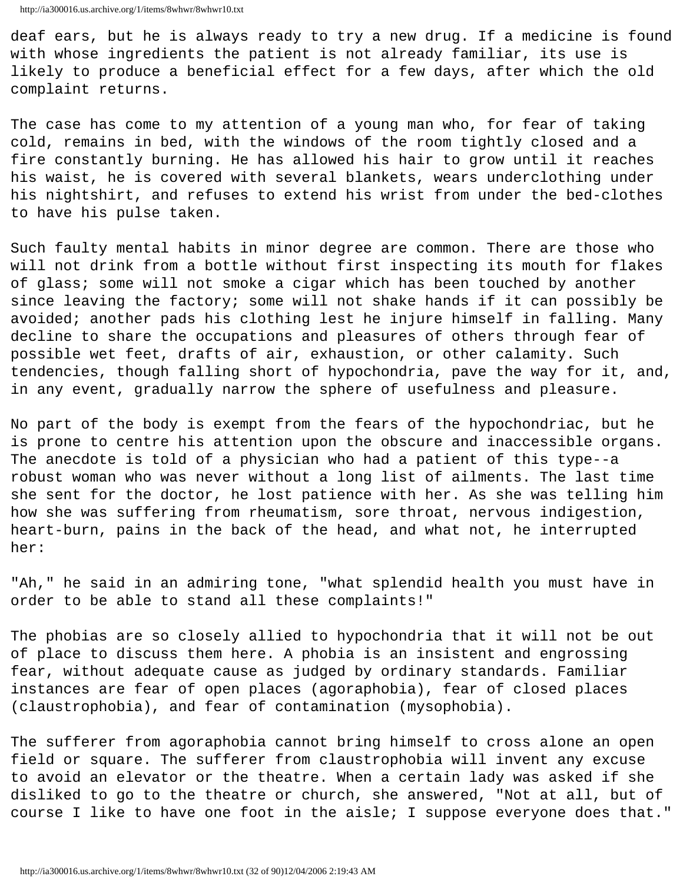deaf ears, but he is always ready to try a new drug. If a medicine is found with whose ingredients the patient is not already familiar, its use is likely to produce a beneficial effect for a few days, after which the old complaint returns.

The case has come to my attention of a young man who, for fear of taking cold, remains in bed, with the windows of the room tightly closed and a fire constantly burning. He has allowed his hair to grow until it reaches his waist, he is covered with several blankets, wears underclothing under his nightshirt, and refuses to extend his wrist from under the bed-clothes to have his pulse taken.

Such faulty mental habits in minor degree are common. There are those who will not drink from a bottle without first inspecting its mouth for flakes of glass; some will not smoke a cigar which has been touched by another since leaving the factory; some will not shake hands if it can possibly be avoided; another pads his clothing lest he injure himself in falling. Many decline to share the occupations and pleasures of others through fear of possible wet feet, drafts of air, exhaustion, or other calamity. Such tendencies, though falling short of hypochondria, pave the way for it, and, in any event, gradually narrow the sphere of usefulness and pleasure.

No part of the body is exempt from the fears of the hypochondriac, but he is prone to centre his attention upon the obscure and inaccessible organs. The anecdote is told of a physician who had a patient of this type--a robust woman who was never without a long list of ailments. The last time she sent for the doctor, he lost patience with her. As she was telling him how she was suffering from rheumatism, sore throat, nervous indigestion, heart-burn, pains in the back of the head, and what not, he interrupted her:

"Ah," he said in an admiring tone, "what splendid health you must have in order to be able to stand all these complaints!"

The phobias are so closely allied to hypochondria that it will not be out of place to discuss them here. A phobia is an insistent and engrossing fear, without adequate cause as judged by ordinary standards. Familiar instances are fear of open places (agoraphobia), fear of closed places (claustrophobia), and fear of contamination (mysophobia).

The sufferer from agoraphobia cannot bring himself to cross alone an open field or square. The sufferer from claustrophobia will invent any excuse to avoid an elevator or the theatre. When a certain lady was asked if she disliked to go to the theatre or church, she answered, "Not at all, but of course I like to have one foot in the aisle; I suppose everyone does that."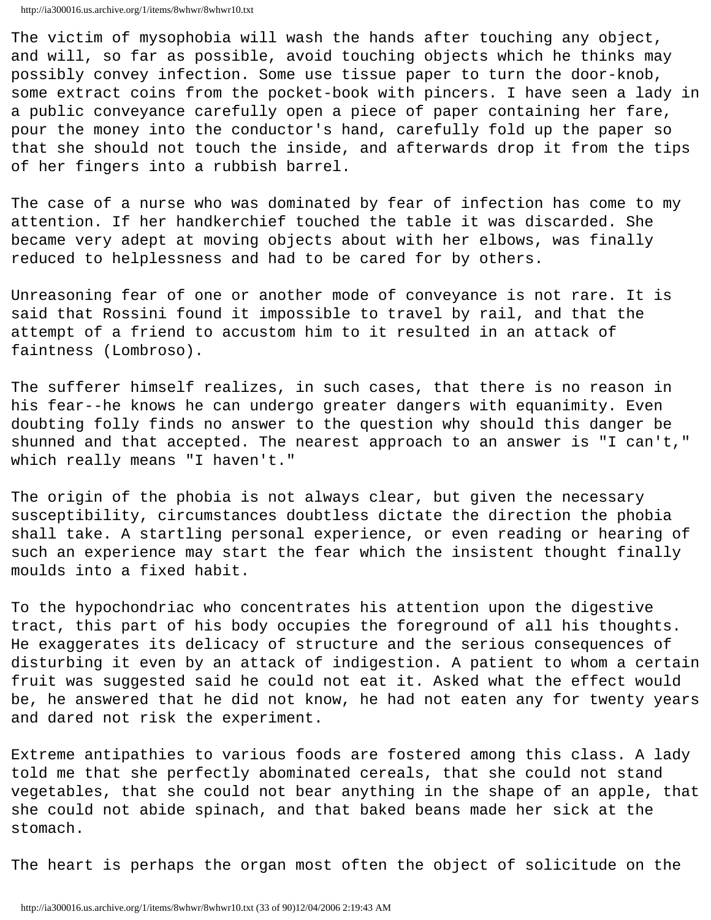The victim of mysophobia will wash the hands after touching any object, and will, so far as possible, avoid touching objects which he thinks may possibly convey infection. Some use tissue paper to turn the door-knob, some extract coins from the pocket-book with pincers. I have seen a lady in a public conveyance carefully open a piece of paper containing her fare, pour the money into the conductor's hand, carefully fold up the paper so that she should not touch the inside, and afterwards drop it from the tips of her fingers into a rubbish barrel.

The case of a nurse who was dominated by fear of infection has come to my attention. If her handkerchief touched the table it was discarded. She became very adept at moving objects about with her elbows, was finally reduced to helplessness and had to be cared for by others.

Unreasoning fear of one or another mode of conveyance is not rare. It is said that Rossini found it impossible to travel by rail, and that the attempt of a friend to accustom him to it resulted in an attack of faintness (Lombroso).

The sufferer himself realizes, in such cases, that there is no reason in his fear--he knows he can undergo greater dangers with equanimity. Even doubting folly finds no answer to the question why should this danger be shunned and that accepted. The nearest approach to an answer is "I can't," which really means "I haven't."

The origin of the phobia is not always clear, but given the necessary susceptibility, circumstances doubtless dictate the direction the phobia shall take. A startling personal experience, or even reading or hearing of such an experience may start the fear which the insistent thought finally moulds into a fixed habit.

To the hypochondriac who concentrates his attention upon the digestive tract, this part of his body occupies the foreground of all his thoughts. He exaggerates its delicacy of structure and the serious consequences of disturbing it even by an attack of indigestion. A patient to whom a certain fruit was suggested said he could not eat it. Asked what the effect would be, he answered that he did not know, he had not eaten any for twenty years and dared not risk the experiment.

Extreme antipathies to various foods are fostered among this class. A lady told me that she perfectly abominated cereals, that she could not stand vegetables, that she could not bear anything in the shape of an apple, that she could not abide spinach, and that baked beans made her sick at the stomach.

The heart is perhaps the organ most often the object of solicitude on the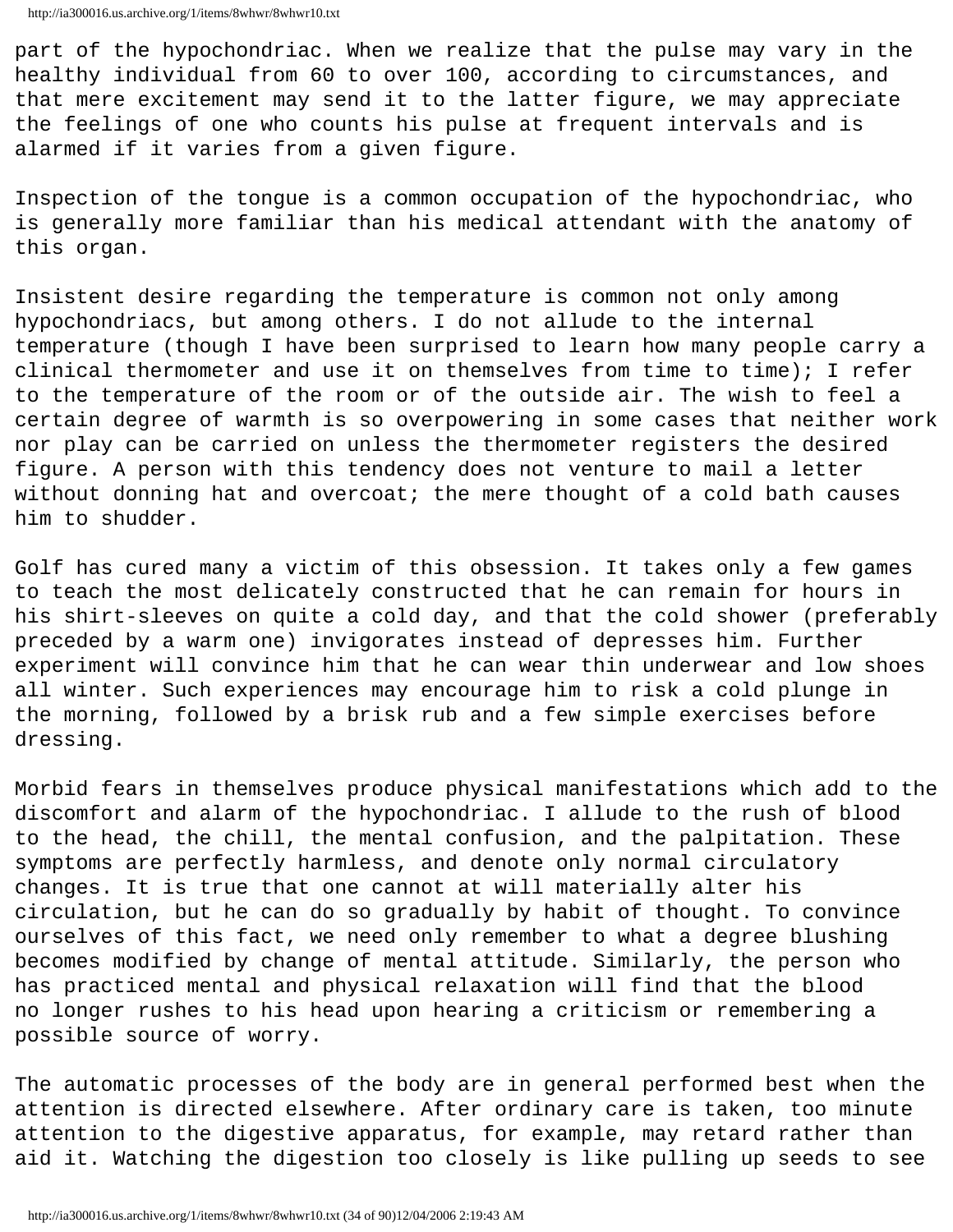part of the hypochondriac. When we realize that the pulse may vary in the healthy individual from 60 to over 100, according to circumstances, and that mere excitement may send it to the latter figure, we may appreciate the feelings of one who counts his pulse at frequent intervals and is alarmed if it varies from a given figure.

Inspection of the tongue is a common occupation of the hypochondriac, who is generally more familiar than his medical attendant with the anatomy of this organ.

Insistent desire regarding the temperature is common not only among hypochondriacs, but among others. I do not allude to the internal temperature (though I have been surprised to learn how many people carry a clinical thermometer and use it on themselves from time to time); I refer to the temperature of the room or of the outside air. The wish to feel a certain degree of warmth is so overpowering in some cases that neither work nor play can be carried on unless the thermometer registers the desired figure. A person with this tendency does not venture to mail a letter without donning hat and overcoat; the mere thought of a cold bath causes him to shudder.

Golf has cured many a victim of this obsession. It takes only a few games to teach the most delicately constructed that he can remain for hours in his shirt-sleeves on quite a cold day, and that the cold shower (preferably preceded by a warm one) invigorates instead of depresses him. Further experiment will convince him that he can wear thin underwear and low shoes all winter. Such experiences may encourage him to risk a cold plunge in the morning, followed by a brisk rub and a few simple exercises before dressing.

Morbid fears in themselves produce physical manifestations which add to the discomfort and alarm of the hypochondriac. I allude to the rush of blood to the head, the chill, the mental confusion, and the palpitation. These symptoms are perfectly harmless, and denote only normal circulatory changes. It is true that one cannot at will materially alter his circulation, but he can do so gradually by habit of thought. To convince ourselves of this fact, we need only remember to what a degree blushing becomes modified by change of mental attitude. Similarly, the person who has practiced mental and physical relaxation will find that the blood no longer rushes to his head upon hearing a criticism or remembering a possible source of worry.

The automatic processes of the body are in general performed best when the attention is directed elsewhere. After ordinary care is taken, too minute attention to the digestive apparatus, for example, may retard rather than aid it. Watching the digestion too closely is like pulling up seeds to see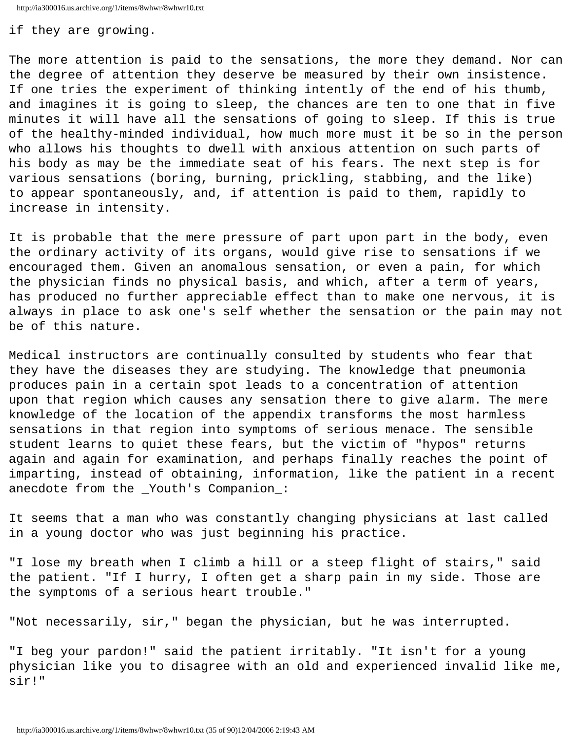if they are growing.

The more attention is paid to the sensations, the more they demand. Nor can the degree of attention they deserve be measured by their own insistence. If one tries the experiment of thinking intently of the end of his thumb, and imagines it is going to sleep, the chances are ten to one that in five minutes it will have all the sensations of going to sleep. If this is true of the healthy-minded individual, how much more must it be so in the person who allows his thoughts to dwell with anxious attention on such parts of his body as may be the immediate seat of his fears. The next step is for various sensations (boring, burning, prickling, stabbing, and the like) to appear spontaneously, and, if attention is paid to them, rapidly to increase in intensity.

It is probable that the mere pressure of part upon part in the body, even the ordinary activity of its organs, would give rise to sensations if we encouraged them. Given an anomalous sensation, or even a pain, for which the physician finds no physical basis, and which, after a term of years, has produced no further appreciable effect than to make one nervous, it is always in place to ask one's self whether the sensation or the pain may not be of this nature.

Medical instructors are continually consulted by students who fear that they have the diseases they are studying. The knowledge that pneumonia produces pain in a certain spot leads to a concentration of attention upon that region which causes any sensation there to give alarm. The mere knowledge of the location of the appendix transforms the most harmless sensations in that region into symptoms of serious menace. The sensible student learns to quiet these fears, but the victim of "hypos" returns again and again for examination, and perhaps finally reaches the point of imparting, instead of obtaining, information, like the patient in a recent anecdote from the _Youth's Companion_:

It seems that a man who was constantly changing physicians at last called in a young doctor who was just beginning his practice.

"I lose my breath when I climb a hill or a steep flight of stairs," said the patient. "If I hurry, I often get a sharp pain in my side. Those are the symptoms of a serious heart trouble."

"Not necessarily, sir," began the physician, but he was interrupted.

"I beg your pardon!" said the patient irritably. "It isn't for a young physician like you to disagree with an old and experienced invalid like me, sir!"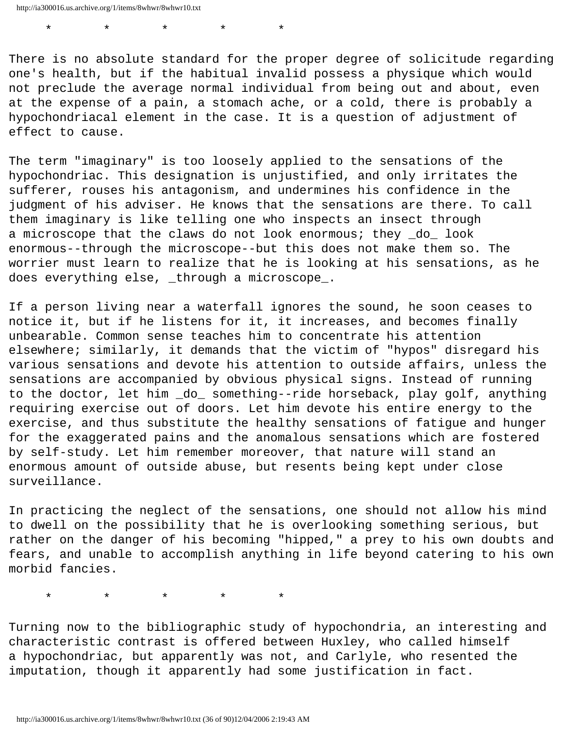\*         \*         \*         \*         \*

There is no absolute standard for the proper degree of solicitude regarding one's health, but if the habitual invalid possess a physique which would not preclude the average normal individual from being out and about, even at the expense of a pain, a stomach ache, or a cold, there is probably a hypochondriacal element in the case. It is a question of adjustment of effect to cause.

The term "imaginary" is too loosely applied to the sensations of the hypochondriac. This designation is unjustified, and only irritates the sufferer, rouses his antagonism, and undermines his confidence in the judgment of his adviser. He knows that the sensations are there. To call them imaginary is like telling one who inspects an insect through a microscope that the claws do not look enormous; they _do_ look enormous--through the microscope--but this does not make them so. The worrier must learn to realize that he is looking at his sensations, as he does everything else, _through a microscope_.

If a person living near a waterfall ignores the sound, he soon ceases to notice it, but if he listens for it, it increases, and becomes finally unbearable. Common sense teaches him to concentrate his attention elsewhere; similarly, it demands that the victim of "hypos" disregard his various sensations and devote his attention to outside affairs, unless the sensations are accompanied by obvious physical signs. Instead of running to the doctor, let him _do_ something--ride horseback, play golf, anything requiring exercise out of doors. Let him devote his entire energy to the exercise, and thus substitute the healthy sensations of fatigue and hunger for the exaggerated pains and the anomalous sensations which are fostered by self-study. Let him remember moreover, that nature will stand an enormous amount of outside abuse, but resents being kept under close surveillance.

In practicing the neglect of the sensations, one should not allow his mind to dwell on the possibility that he is overlooking something serious, but rather on the danger of his becoming "hipped," a prey to his own doubts and fears, and unable to accomplish anything in life beyond catering to his own morbid fancies.

\*         \*         \*         \*         \*

Turning now to the bibliographic study of hypochondria, an interesting and characteristic contrast is offered between Huxley, who called himself a hypochondriac, but apparently was not, and Carlyle, who resented the imputation, though it apparently had some justification in fact.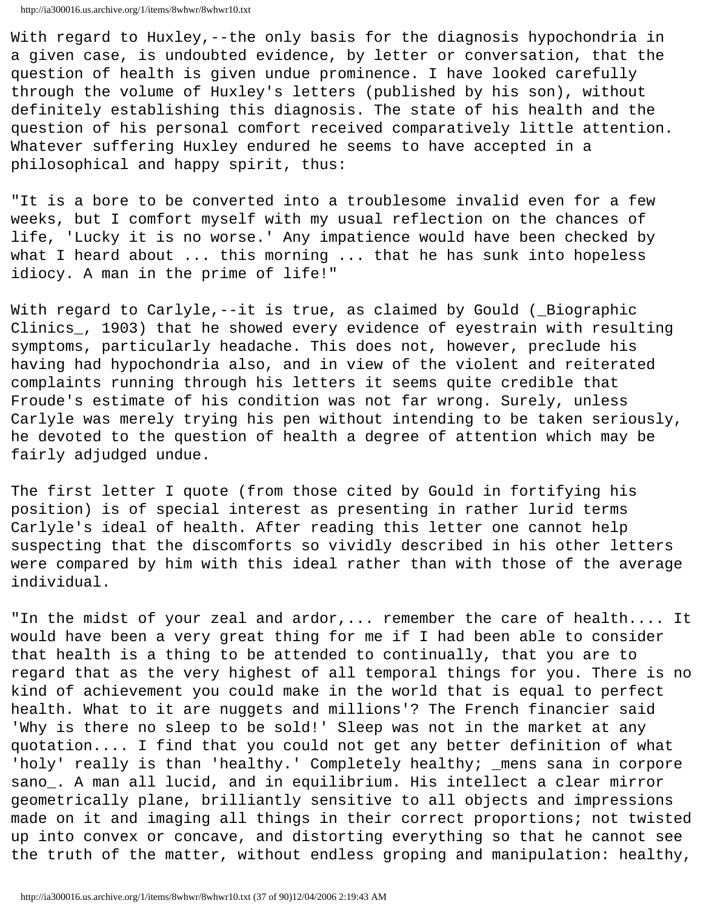With regard to Huxley,--the only basis for the diagnosis hypochondria in a given case, is undoubted evidence, by letter or conversation, that the question of health is given undue prominence. I have looked carefully through the volume of Huxley's letters (published by his son), without definitely establishing this diagnosis. The state of his health and the question of his personal comfort received comparatively little attention. Whatever suffering Huxley endured he seems to have accepted in a philosophical and happy spirit, thus:

"It is a bore to be converted into a troublesome invalid even for a few weeks, but I comfort myself with my usual reflection on the chances of life, 'Lucky it is no worse.' Any impatience would have been checked by what I heard about ... this morning ... that he has sunk into hopeless idiocy. A man in the prime of life!"

With regard to Carlyle,--it is true, as claimed by Gould (*Biographic Clinics*, 1903) that he showed every evidence of eyestrain with resulting symptoms, particularly headache. This does not, however, preclude his having had hypochondria also, and in view of the violent and reiterated complaints running through his letters it seems quite credible that Froude's estimate of his condition was not far wrong. Surely, unless Carlyle was merely trying his pen without intending to be taken seriously, he devoted to the question of health a degree of attention which may be fairly adjudged undue.

The first letter I quote (from those cited by Gould in fortifying his position) is of special interest as presenting in rather lurid terms Carlyle's ideal of health. After reading this letter one cannot help suspecting that the discomforts so vividly described in his other letters were compared by him with this ideal rather than with those of the average individual.

"In the midst of your zeal and ardor,... remember the care of health.... It would have been a very great thing for me if I had been able to consider that health is a thing to be attended to continually, that you are to regard that as the very highest of all temporal things for you. There is no kind of achievement you could make in the world that is equal to perfect health. What to it are nuggets and millions'? The French financier said 'Why is there no sleep to be sold!' Sleep was not in the market at any quotation.... I find that you could not get any better definition of what 'holy' really is than 'healthy.' Completely healthy; *mens sana in corpore sano*. A man all lucid, and in equilibrium. His intellect a clear mirror geometrically plane, brilliantly sensitive to all objects and impressions made on it and imaging all things in their correct proportions; not twisted up into convex or concave, and distorting everything so that he cannot see the truth of the matter, without endless groping and manipulation: healthy,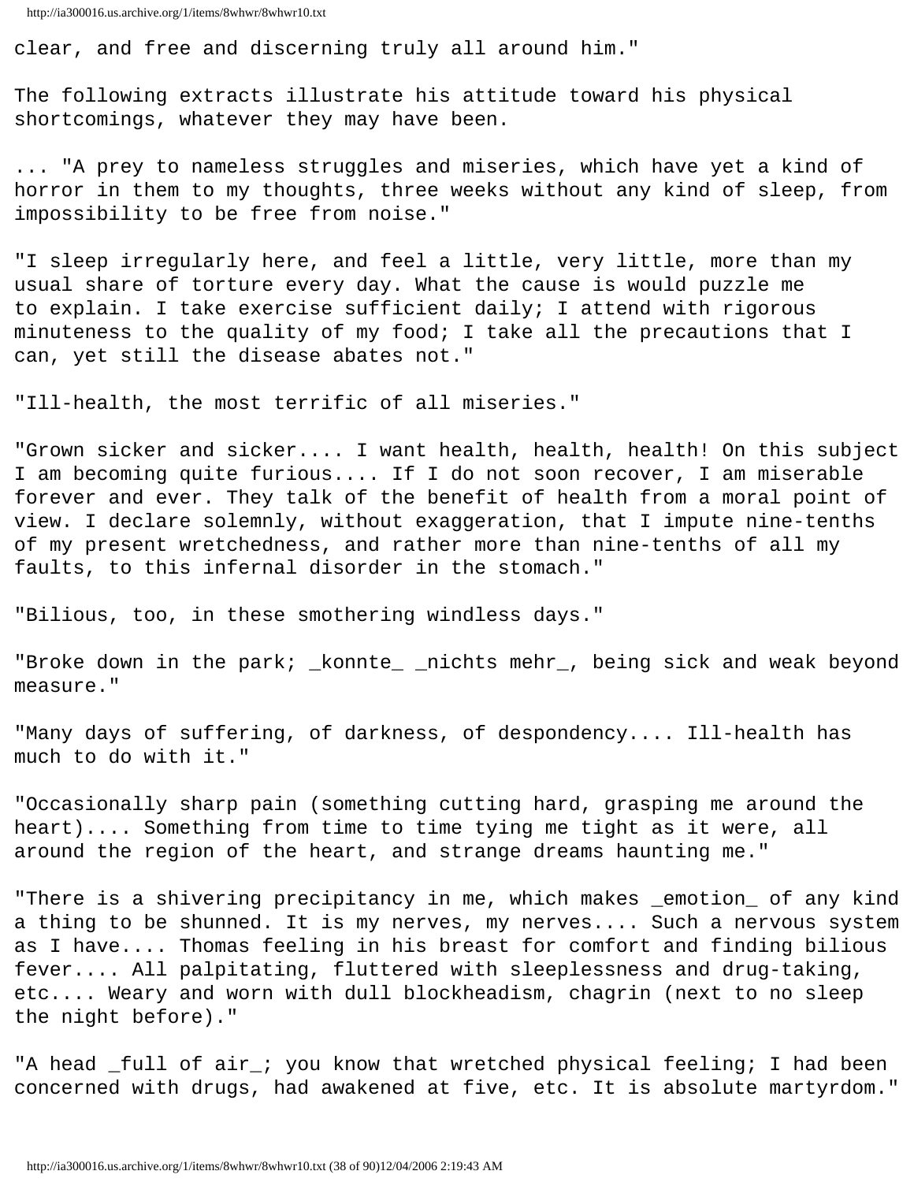clear, and free and discerning truly all around him."

The following extracts illustrate his attitude toward his physical shortcomings, whatever they may have been.

... "A prey to nameless struggles and miseries, which have yet a kind of horror in them to my thoughts, three weeks without any kind of sleep, from impossibility to be free from noise."

"I sleep irregularly here, and feel a little, very little, more than my usual share of torture every day. What the cause is would puzzle me to explain. I take exercise sufficient daily; I attend with rigorous minuteness to the quality of my food; I take all the precautions that I can, yet still the disease abates not."

"Ill-health, the most terrific of all miseries."

"Grown sicker and sicker.... I want health, health, health! On this subject I am becoming quite furious.... If I do not soon recover, I am miserable forever and ever. They talk of the benefit of health from a moral point of view. I declare solemnly, without exaggeration, that I impute nine-tenths of my present wretchedness, and rather more than nine-tenths of all my faults, to this infernal disorder in the stomach."

"Bilious, too, in these smothering windless days."

"Broke down in the park; _konnte_ _nichts mehr_, being sick and weak beyond measure."

"Many days of suffering, of darkness, of despondency.... Ill-health has much to do with it."

"Occasionally sharp pain (something cutting hard, grasping me around the heart).... Something from time to time tying me tight as it were, all around the region of the heart, and strange dreams haunting me."

"There is a shivering precipitancy in me, which makes _emotion_ of any kind a thing to be shunned. It is my nerves, my nerves.... Such a nervous system as I have.... Thomas feeling in his breast for comfort and finding bilious fever.... All palpitating, fluttered with sleeplessness and drug-taking, etc.... Weary and worn with dull blockheadism, chagrin (next to no sleep the night before)."

"A head _full of air_; you know that wretched physical feeling; I had been concerned with drugs, had awakened at five, etc. It is absolute martyrdom."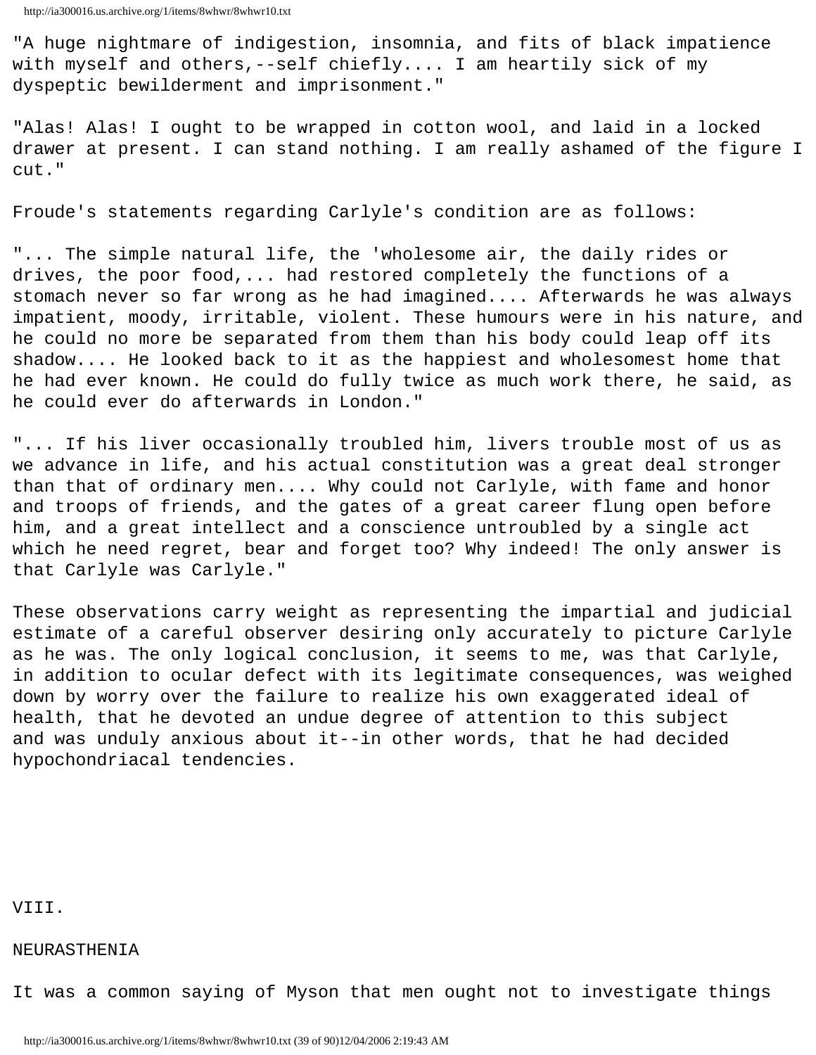"A huge nightmare of indigestion, insomnia, and fits of black impatience with myself and others,--self chiefly.... I am heartily sick of my dyspeptic bewilderment and imprisonment."

"Alas! Alas! I ought to be wrapped in cotton wool, and laid in a locked drawer at present. I can stand nothing. I am really ashamed of the figure I cut."

Froude's statements regarding Carlyle's condition are as follows:

"... The simple natural life, the 'wholesome air, the daily rides or drives, the poor food,... had restored completely the functions of a stomach never so far wrong as he had imagined.... Afterwards he was always impatient, moody, irritable, violent. These humours were in his nature, and he could no more be separated from them than his body could leap off its shadow.... He looked back to it as the happiest and wholesomest home that he had ever known. He could do fully twice as much work there, he said, as he could ever do afterwards in London."

"... If his liver occasionally troubled him, livers trouble most of us as we advance in life, and his actual constitution was a great deal stronger than that of ordinary men.... Why could not Carlyle, with fame and honor and troops of friends, and the gates of a great career flung open before him, and a great intellect and a conscience untroubled by a single act which he need regret, bear and forget too? Why indeed! The only answer is that Carlyle was Carlyle."

These observations carry weight as representing the impartial and judicial estimate of a careful observer desiring only accurately to picture Carlyle as he was. The only logical conclusion, it seems to me, was that Carlyle, in addition to ocular defect with its legitimate consequences, was weighed down by worry over the failure to realize his own exaggerated ideal of health, that he devoted an undue degree of attention to this subject and was unduly anxious about it--in other words, that he had decided hypochondriacal tendencies.

## VIII.

## NEURASTHENIA

It was a common saying of Myson that men ought not to investigate things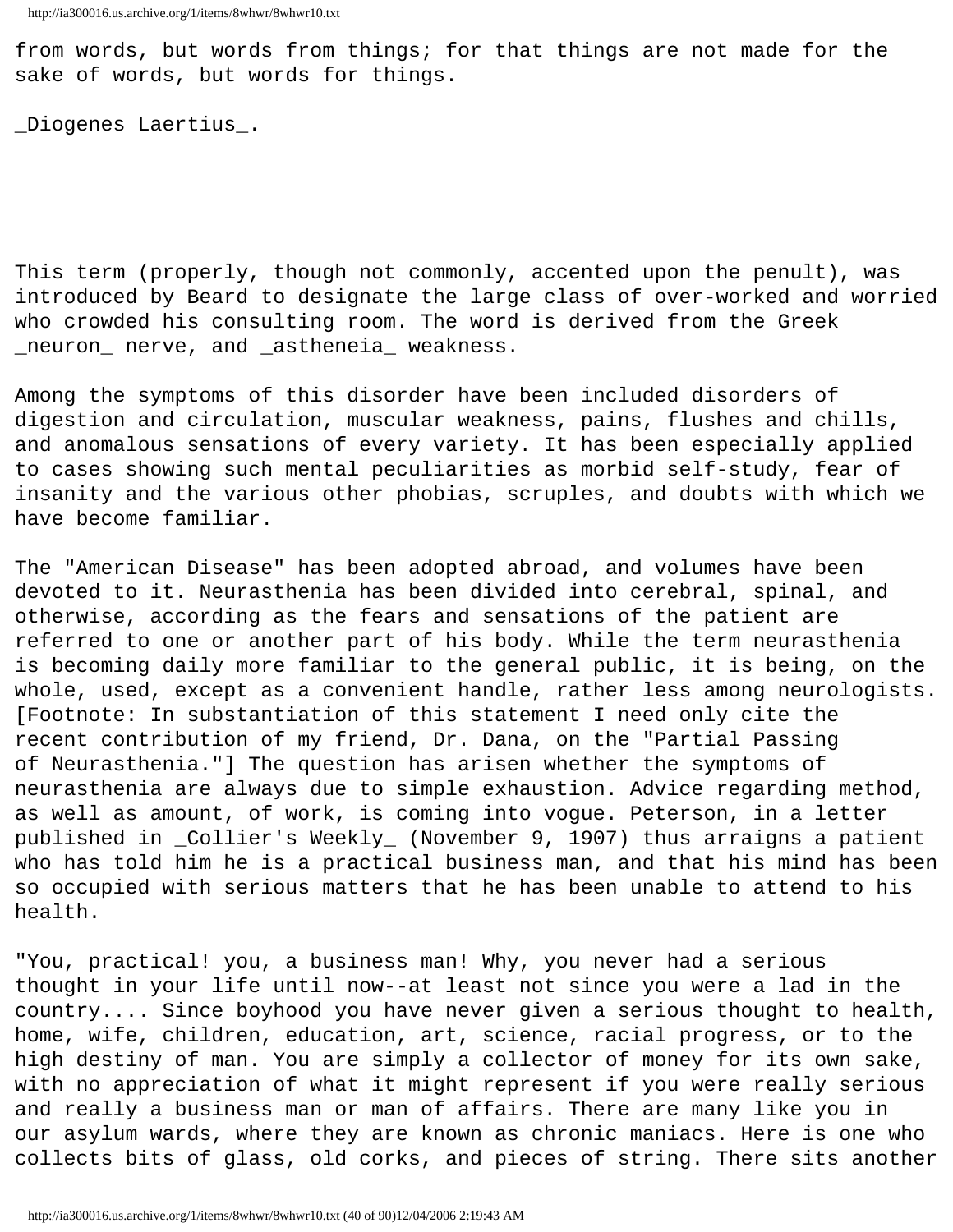from words, but words from things; for that things are not made for the sake of words, but words for things.

_Diogenes Laertius_.

This term (properly, though not commonly, accented upon the penult), was introduced by Beard to designate the large class of over-worked and worried who crowded his consulting room. The word is derived from the Greek _neuron_ nerve, and _astheneia_ weakness.

Among the symptoms of this disorder have been included disorders of digestion and circulation, muscular weakness, pains, flushes and chills, and anomalous sensations of every variety. It has been especially applied to cases showing such mental peculiarities as morbid self-study, fear of insanity and the various other phobias, scruples, and doubts with which we have become familiar.

The "American Disease" has been adopted abroad, and volumes have been devoted to it. Neurasthenia has been divided into cerebral, spinal, and otherwise, according as the fears and sensations of the patient are referred to one or another part of his body. While the term neurasthenia is becoming daily more familiar to the general public, it is being, on the whole, used, except as a convenient handle, rather less among neurologists. [Footnote: In substantiation of this statement I need only cite the recent contribution of my friend, Dr. Dana, on the "Partial Passing of Neurasthenia."] The question has arisen whether the symptoms of neurasthenia are always due to simple exhaustion. Advice regarding method, as well as amount, of work, is coming into vogue. Peterson, in a letter published in _Collier's Weekly_ (November 9, 1907) thus arraigns a patient who has told him he is a practical business man, and that his mind has been so occupied with serious matters that he has been unable to attend to his health.

"You, practical! you, a business man! Why, you never had a serious thought in your life until now--at least not since you were a lad in the country.... Since boyhood you have never given a serious thought to health, home, wife, children, education, art, science, racial progress, or to the high destiny of man. You are simply a collector of money for its own sake, with no appreciation of what it might represent if you were really serious and really a business man or man of affairs. There are many like you in our asylum wards, where they are known as chronic maniacs. Here is one who collects bits of glass, old corks, and pieces of string. There sits another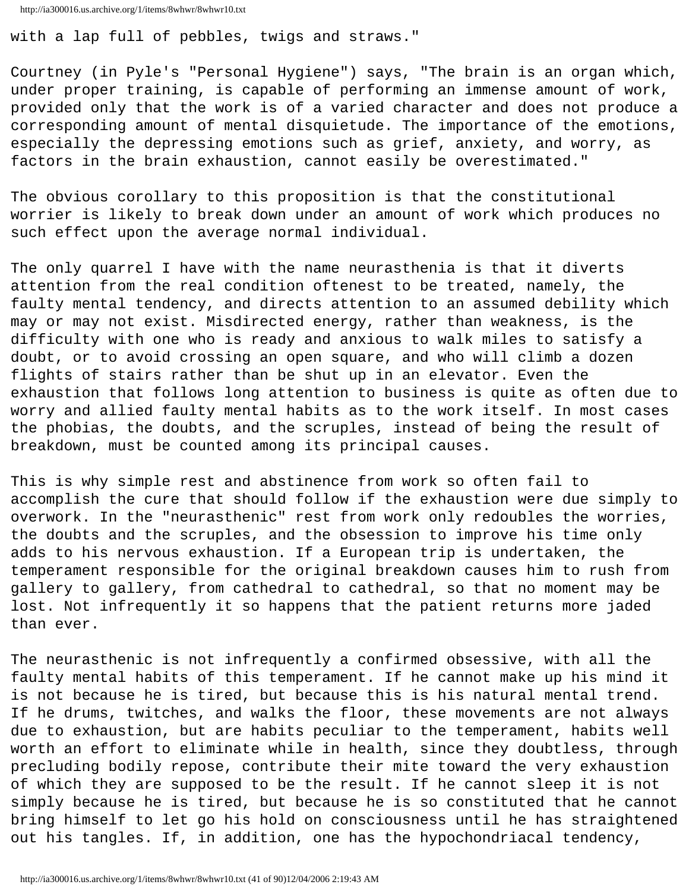with a lap full of pebbles, twigs and straws."

Courtney (in Pyle's "Personal Hygiene") says, "The brain is an organ which, under proper training, is capable of performing an immense amount of work, provided only that the work is of a varied character and does not produce a corresponding amount of mental disquietude. The importance of the emotions, especially the depressing emotions such as grief, anxiety, and worry, as factors in the brain exhaustion, cannot easily be overestimated."

The obvious corollary to this proposition is that the constitutional worrier is likely to break down under an amount of work which produces no such effect upon the average normal individual.

The only quarrel I have with the name neurasthenia is that it diverts attention from the real condition oftenest to be treated, namely, the faulty mental tendency, and directs attention to an assumed debility which may or may not exist. Misdirected energy, rather than weakness, is the difficulty with one who is ready and anxious to walk miles to satisfy a doubt, or to avoid crossing an open square, and who will climb a dozen flights of stairs rather than be shut up in an elevator. Even the exhaustion that follows long attention to business is quite as often due to worry and allied faulty mental habits as to the work itself. In most cases the phobias, the doubts, and the scruples, instead of being the result of breakdown, must be counted among its principal causes.

This is why simple rest and abstinence from work so often fail to accomplish the cure that should follow if the exhaustion were due simply to overwork. In the "neurasthenic" rest from work only redoubles the worries, the doubts and the scruples, and the obsession to improve his time only adds to his nervous exhaustion. If a European trip is undertaken, the temperament responsible for the original breakdown causes him to rush from gallery to gallery, from cathedral to cathedral, so that no moment may be lost. Not infrequently it so happens that the patient returns more jaded than ever.

The neurasthenic is not infrequently a confirmed obsessive, with all the faulty mental habits of this temperament. If he cannot make up his mind it is not because he is tired, but because this is his natural mental trend. If he drums, twitches, and walks the floor, these movements are not always due to exhaustion, but are habits peculiar to the temperament, habits well worth an effort to eliminate while in health, since they doubtless, through precluding bodily repose, contribute their mite toward the very exhaustion of which they are supposed to be the result. If he cannot sleep it is not simply because he is tired, but because he is so constituted that he cannot bring himself to let go his hold on consciousness until he has straightened out his tangles. If, in addition, one has the hypochondriacal tendency,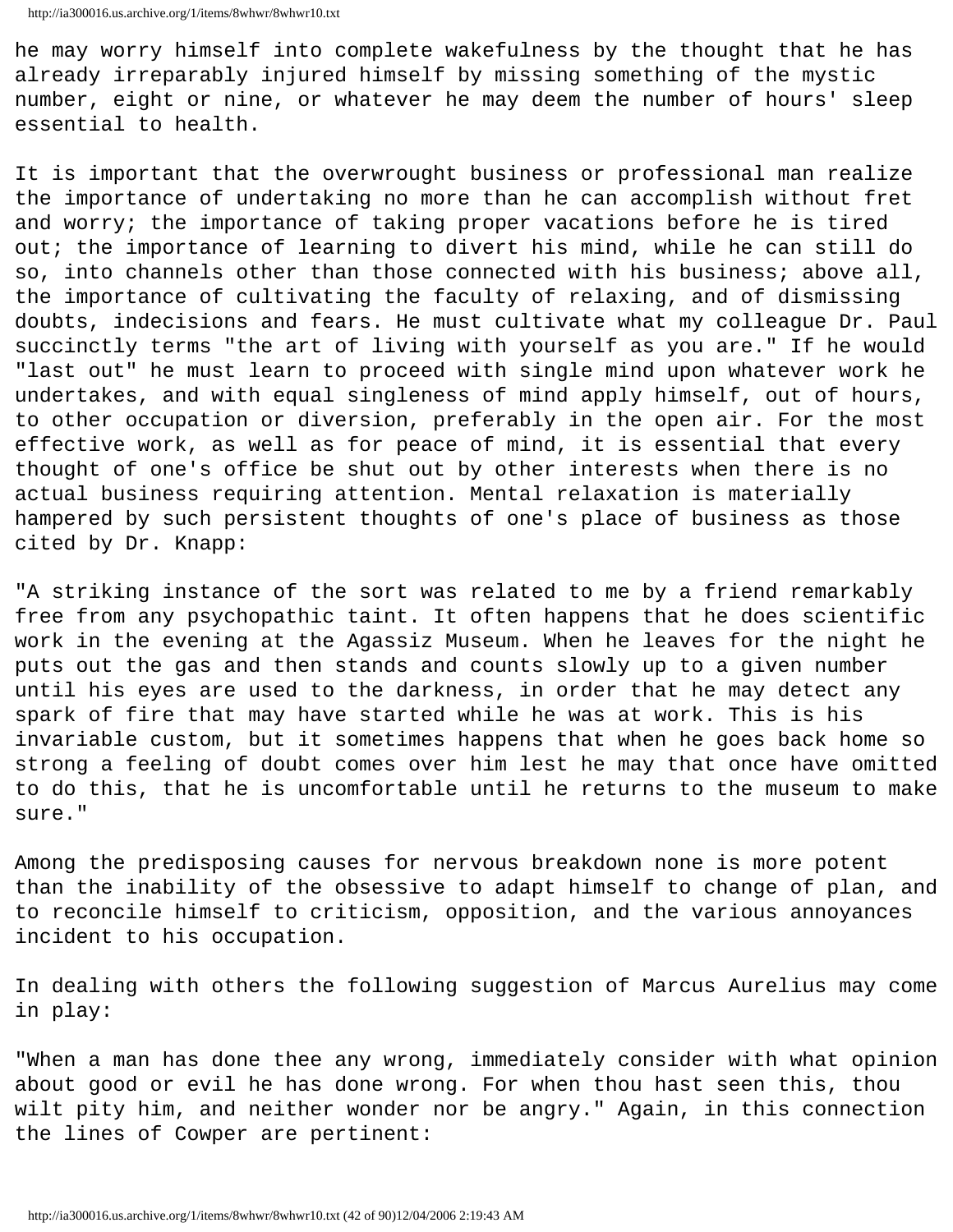he may worry himself into complete wakefulness by the thought that he has already irreparably injured himself by missing something of the mystic number, eight or nine, or whatever he may deem the number of hours' sleep essential to health.

It is important that the overwrought business or professional man realize the importance of undertaking no more than he can accomplish without fret and worry; the importance of taking proper vacations before he is tired out; the importance of learning to divert his mind, while he can still do so, into channels other than those connected with his business; above all, the importance of cultivating the faculty of relaxing, and of dismissing doubts, indecisions and fears. He must cultivate what my colleague Dr. Paul succinctly terms "the art of living with yourself as you are." If he would "last out" he must learn to proceed with single mind upon whatever work he undertakes, and with equal singleness of mind apply himself, out of hours, to other occupation or diversion, preferably in the open air. For the most effective work, as well as for peace of mind, it is essential that every thought of one's office be shut out by other interests when there is no actual business requiring attention. Mental relaxation is materially hampered by such persistent thoughts of one's place of business as those cited by Dr. Knapp:

"A striking instance of the sort was related to me by a friend remarkably free from any psychopathic taint. It often happens that he does scientific work in the evening at the Agassiz Museum. When he leaves for the night he puts out the gas and then stands and counts slowly up to a given number until his eyes are used to the darkness, in order that he may detect any spark of fire that may have started while he was at work. This is his invariable custom, but it sometimes happens that when he goes back home so strong a feeling of doubt comes over him lest he may that once have omitted to do this, that he is uncomfortable until he returns to the museum to make sure."

Among the predisposing causes for nervous breakdown none is more potent than the inability of the obsessive to adapt himself to change of plan, and to reconcile himself to criticism, opposition, and the various annoyances incident to his occupation.

In dealing with others the following suggestion of Marcus Aurelius may come in play:

"When a man has done thee any wrong, immediately consider with what opinion about good or evil he has done wrong. For when thou hast seen this, thou wilt pity him, and neither wonder nor be angry." Again, in this connection the lines of Cowper are pertinent: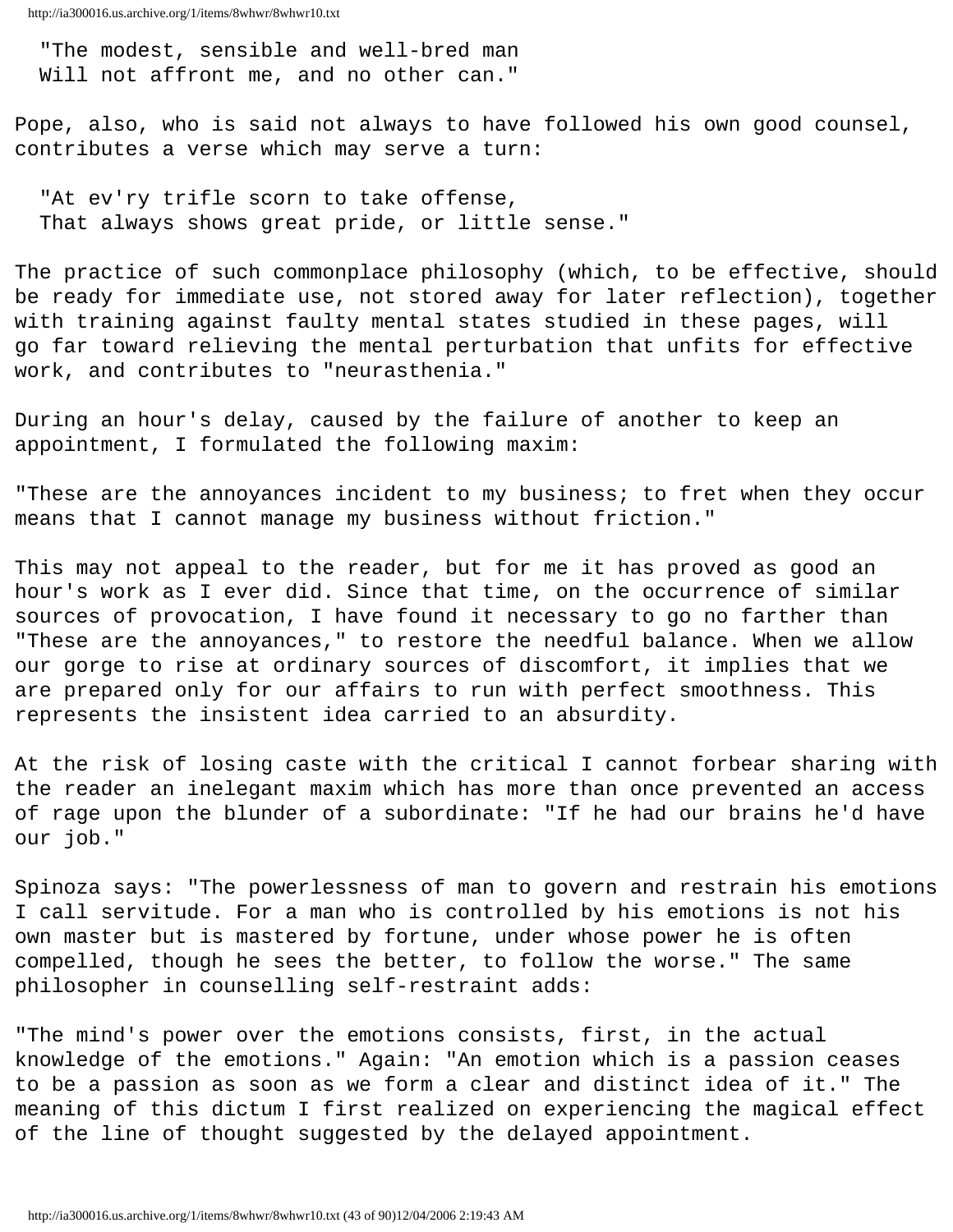> "The modest, sensible and well-bred man
> Will not affront me, and no other can."

Pope, also, who is said not always to have followed his own good counsel, contributes a verse which may serve a turn:

> "At ev'ry trifle scorn to take offense,
> That always shows great pride, or little sense."

The practice of such commonplace philosophy (which, to be effective, should be ready for immediate use, not stored away for later reflection), together with training against faulty mental states studied in these pages, will go far toward relieving the mental perturbation that unfits for effective work, and contributes to "neurasthenia."

During an hour's delay, caused by the failure of another to keep an appointment, I formulated the following maxim:

"These are the annoyances incident to my business; to fret when they occur means that I cannot manage my business without friction."

This may not appeal to the reader, but for me it has proved as good an hour's work as I ever did. Since that time, on the occurrence of similar sources of provocation, I have found it necessary to go no farther than "These are the annoyances," to restore the needful balance. When we allow our gorge to rise at ordinary sources of discomfort, it implies that we are prepared only for our affairs to run with perfect smoothness. This represents the insistent idea carried to an absurdity.

At the risk of losing caste with the critical I cannot forbear sharing with the reader an inelegant maxim which has more than once prevented an access of rage upon the blunder of a subordinate: "If he had our brains he'd have our job."

Spinoza says: "The powerlessness of man to govern and restrain his emotions I call servitude. For a man who is controlled by his emotions is not his own master but is mastered by fortune, under whose power he is often compelled, though he sees the better, to follow the worse." The same philosopher in counselling self-restraint adds:

"The mind's power over the emotions consists, first, in the actual knowledge of the emotions." Again: "An emotion which is a passion ceases to be a passion as soon as we form a clear and distinct idea of it." The meaning of this dictum I first realized on experiencing the magical effect of the line of thought suggested by the delayed appointment.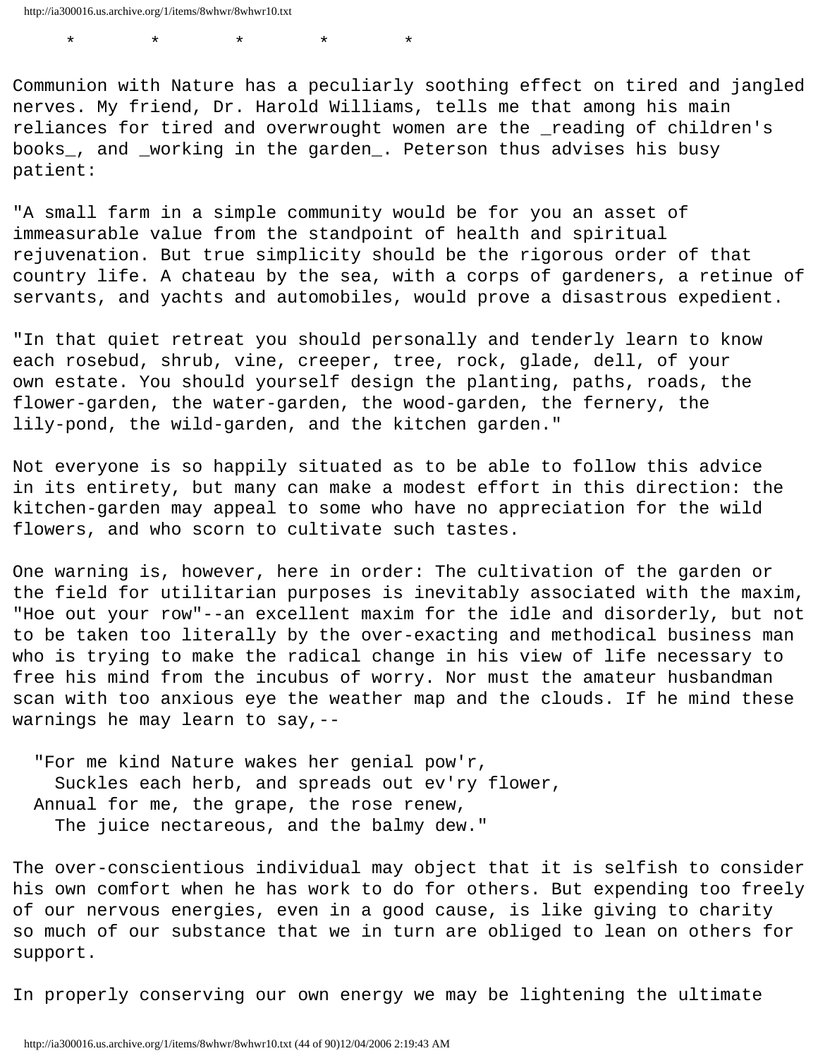\*          \*          \*          \*          \*

Communion with Nature has a peculiarly soothing effect on tired and jangled nerves. My friend, Dr. Harold Williams, tells me that among his main reliances for tired and overwrought women are the *reading of children's books*, and *working in the garden*. Peterson thus advises his busy patient:

"A small farm in a simple community would be for you an asset of immeasurable value from the standpoint of health and spiritual rejuvenation. But true simplicity should be the rigorous order of that country life. A chateau by the sea, with a corps of gardeners, a retinue of servants, and yachts and automobiles, would prove a disastrous expedient.

"In that quiet retreat you should personally and tenderly learn to know each rosebud, shrub, vine, creeper, tree, rock, glade, dell, of your own estate. You should yourself design the planting, paths, roads, the flower-garden, the water-garden, the wood-garden, the fernery, the lily-pond, the wild-garden, and the kitchen garden."

Not everyone is so happily situated as to be able to follow this advice in its entirety, but many can make a modest effort in this direction: the kitchen-garden may appeal to some who have no appreciation for the wild flowers, and who scorn to cultivate such tastes.

One warning is, however, here in order: The cultivation of the garden or the field for utilitarian purposes is inevitably associated with the maxim, "Hoe out your row"--an excellent maxim for the idle and disorderly, but not to be taken too literally by the over-exacting and methodical business man who is trying to make the radical change in his view of life necessary to free his mind from the incubus of worry. Nor must the amateur husbandman scan with too anxious eye the weather map and the clouds. If he mind these warnings he may learn to say,--

> "For me kind Nature wakes her genial pow'r,
> Suckles each herb, and spreads out ev'ry flower,
> Annual for me, the grape, the rose renew,
> The juice nectareous, and the balmy dew."

The over-conscientious individual may object that it is selfish to consider his own comfort when he has work to do for others. But expending too freely of our nervous energies, even in a good cause, is like giving to charity so much of our substance that we in turn are obliged to lean on others for support.

In properly conserving our own energy we may be lightening the ultimate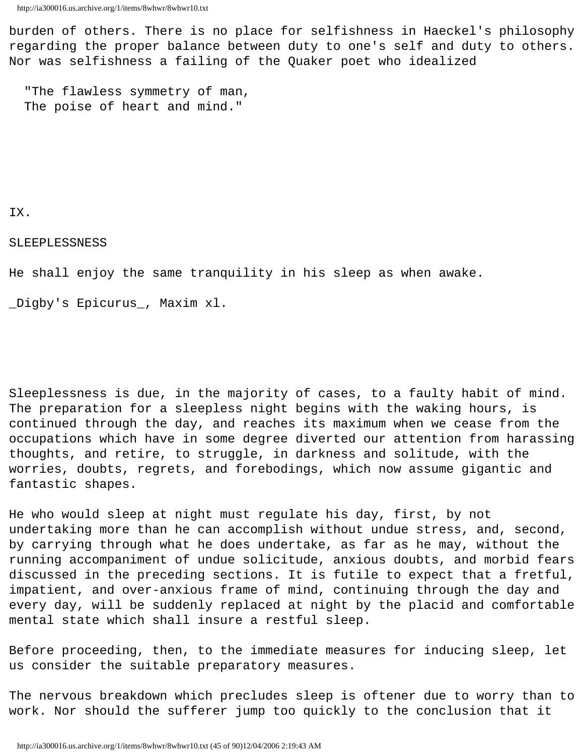burden of others. There is no place for selfishness in Haeckel's philosophy regarding the proper balance between duty to one's self and duty to others. Nor was selfishness a failing of the Quaker poet who idealized

> "The flawless symmetry of man,
> The poise of heart and mind."

## IX.

## SLEEPLESSNESS

He shall enjoy the same tranquility in his sleep as when awake.

_Digby's Epicurus_, Maxim xl.

Sleeplessness is due, in the majority of cases, to a faulty habit of mind. The preparation for a sleepless night begins with the waking hours, is continued through the day, and reaches its maximum when we cease from the occupations which have in some degree diverted our attention from harassing thoughts, and retire, to struggle, in darkness and solitude, with the worries, doubts, regrets, and forebodings, which now assume gigantic and fantastic shapes.

He who would sleep at night must regulate his day, first, by not undertaking more than he can accomplish without undue stress, and, second, by carrying through what he does undertake, as far as he may, without the running accompaniment of undue solicitude, anxious doubts, and morbid fears discussed in the preceding sections. It is futile to expect that a fretful, impatient, and over-anxious frame of mind, continuing through the day and every day, will be suddenly replaced at night by the placid and comfortable mental state which shall insure a restful sleep.

Before proceeding, then, to the immediate measures for inducing sleep, let us consider the suitable preparatory measures.

The nervous breakdown which precludes sleep is oftener due to worry than to work. Nor should the sufferer jump too quickly to the conclusion that it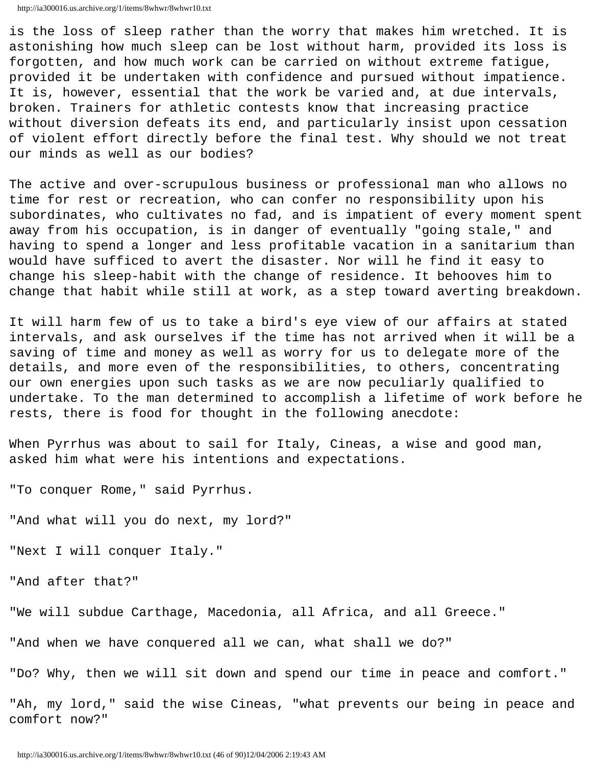is the loss of sleep rather than the worry that makes him wretched. It is astonishing how much sleep can be lost without harm, provided its loss is forgotten, and how much work can be carried on without extreme fatigue, provided it be undertaken with confidence and pursued without impatience. It is, however, essential that the work be varied and, at due intervals, broken. Trainers for athletic contests know that increasing practice without diversion defeats its end, and particularly insist upon cessation of violent effort directly before the final test. Why should we not treat our minds as well as our bodies?

The active and over-scrupulous business or professional man who allows no time for rest or recreation, who can confer no responsibility upon his subordinates, who cultivates no fad, and is impatient of every moment spent away from his occupation, is in danger of eventually "going stale," and having to spend a longer and less profitable vacation in a sanitarium than would have sufficed to avert the disaster. Nor will he find it easy to change his sleep-habit with the change of residence. It behooves him to change that habit while still at work, as a step toward averting breakdown.

It will harm few of us to take a bird's eye view of our affairs at stated intervals, and ask ourselves if the time has not arrived when it will be a saving of time and money as well as worry for us to delegate more of the details, and more even of the responsibilities, to others, concentrating our own energies upon such tasks as we are now peculiarly qualified to undertake. To the man determined to accomplish a lifetime of work before he rests, there is food for thought in the following anecdote:

When Pyrrhus was about to sail for Italy, Cineas, a wise and good man, asked him what were his intentions and expectations.

"To conquer Rome," said Pyrrhus.

"And what will you do next, my lord?"

"Next I will conquer Italy."

"And after that?"

"We will subdue Carthage, Macedonia, all Africa, and all Greece."

"And when we have conquered all we can, what shall we do?"

"Do? Why, then we will sit down and spend our time in peace and comfort."

"Ah, my lord," said the wise Cineas, "what prevents our being in peace and comfort now?"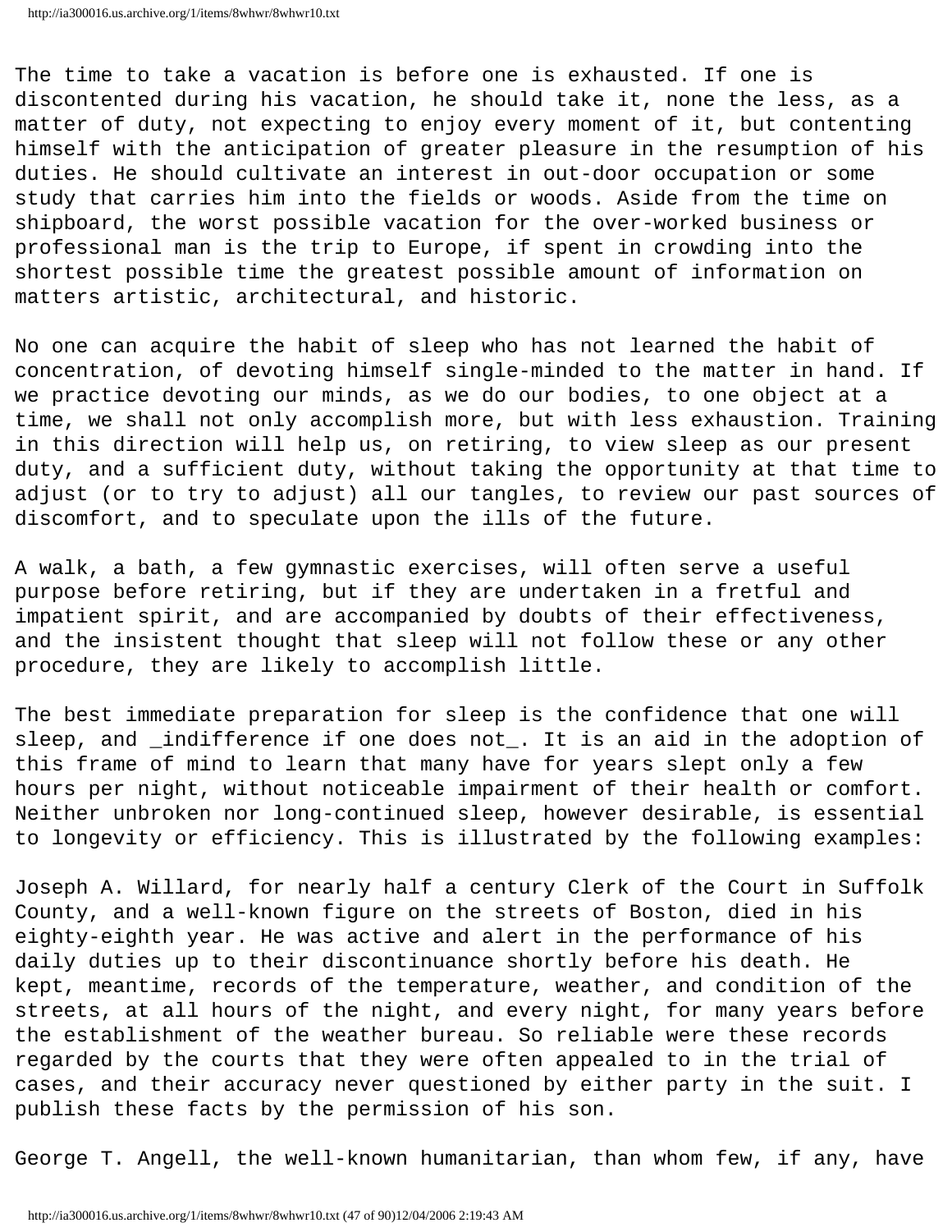The time to take a vacation is before one is exhausted. If one is discontented during his vacation, he should take it, none the less, as a matter of duty, not expecting to enjoy every moment of it, but contenting himself with the anticipation of greater pleasure in the resumption of his duties. He should cultivate an interest in out-door occupation or some study that carries him into the fields or woods. Aside from the time on shipboard, the worst possible vacation for the over-worked business or professional man is the trip to Europe, if spent in crowding into the shortest possible time the greatest possible amount of information on matters artistic, architectural, and historic.

No one can acquire the habit of sleep who has not learned the habit of concentration, of devoting himself single-minded to the matter in hand. If we practice devoting our minds, as we do our bodies, to one object at a time, we shall not only accomplish more, but with less exhaustion. Training in this direction will help us, on retiring, to view sleep as our present duty, and a sufficient duty, without taking the opportunity at that time to adjust (or to try to adjust) all our tangles, to review our past sources of discomfort, and to speculate upon the ills of the future.

A walk, a bath, a few gymnastic exercises, will often serve a useful purpose before retiring, but if they are undertaken in a fretful and impatient spirit, and are accompanied by doubts of their effectiveness, and the insistent thought that sleep will not follow these or any other procedure, they are likely to accomplish little.

The best immediate preparation for sleep is the confidence that one will sleep, and _indifference if one does not_. It is an aid in the adoption of this frame of mind to learn that many have for years slept only a few hours per night, without noticeable impairment of their health or comfort. Neither unbroken nor long-continued sleep, however desirable, is essential to longevity or efficiency. This is illustrated by the following examples:

Joseph A. Willard, for nearly half a century Clerk of the Court in Suffolk County, and a well-known figure on the streets of Boston, died in his eighty-eighth year. He was active and alert in the performance of his daily duties up to their discontinuance shortly before his death. He kept, meantime, records of the temperature, weather, and condition of the streets, at all hours of the night, and every night, for many years before the establishment of the weather bureau. So reliable were these records regarded by the courts that they were often appealed to in the trial of cases, and their accuracy never questioned by either party in the suit. I publish these facts by the permission of his son.

George T. Angell, the well-known humanitarian, than whom few, if any, have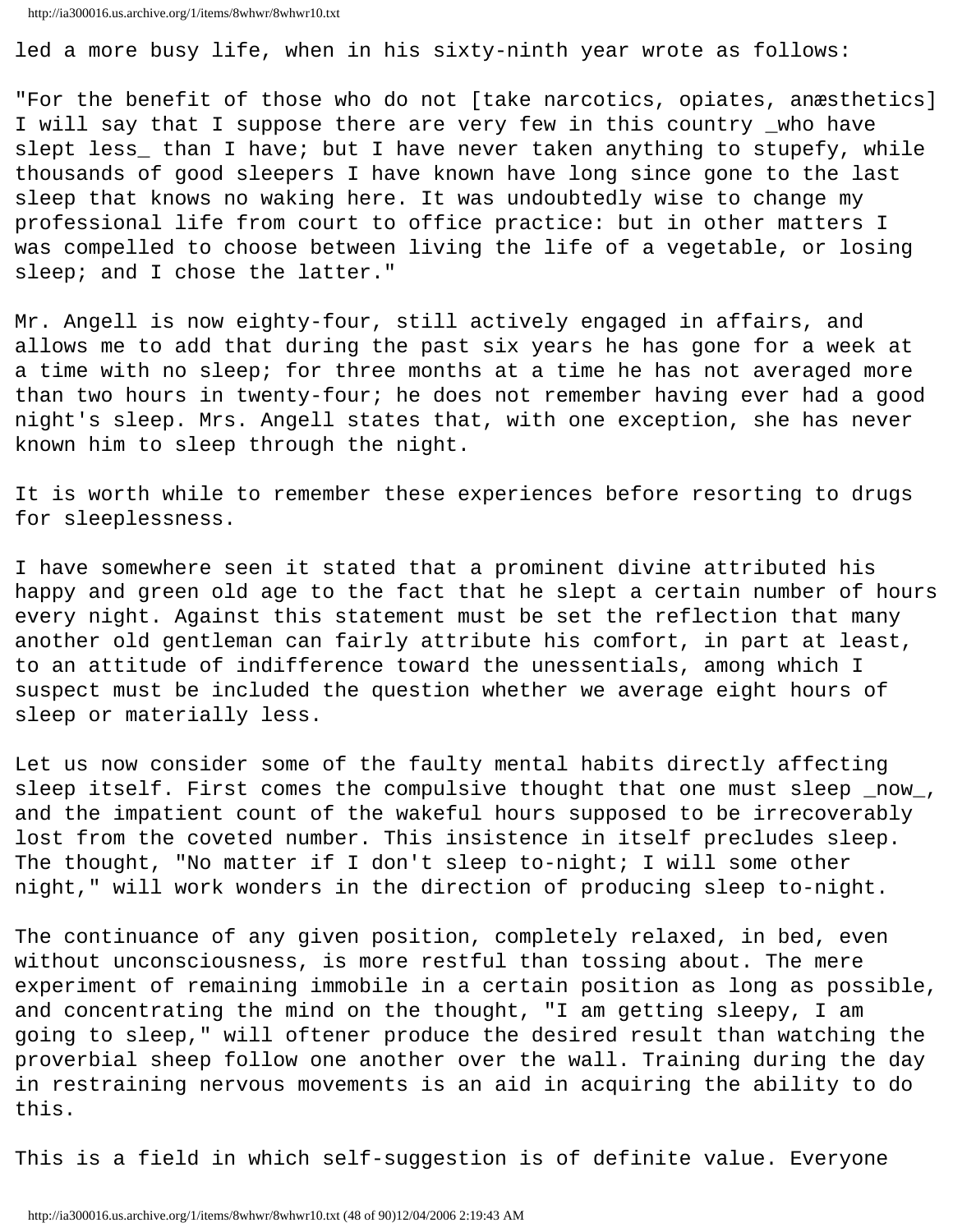led a more busy life, when in his sixty-ninth year wrote as follows:

"For the benefit of those who do not [take narcotics, opiates, anæsthetics] I will say that I suppose there are very few in this country _who have slept less_ than I have; but I have never taken anything to stupefy, while thousands of good sleepers I have known have long since gone to the last sleep that knows no waking here. It was undoubtedly wise to change my professional life from court to office practice: but in other matters I was compelled to choose between living the life of a vegetable, or losing sleep; and I chose the latter."

Mr. Angell is now eighty-four, still actively engaged in affairs, and allows me to add that during the past six years he has gone for a week at a time with no sleep; for three months at a time he has not averaged more than two hours in twenty-four; he does not remember having ever had a good night's sleep. Mrs. Angell states that, with one exception, she has never known him to sleep through the night.

It is worth while to remember these experiences before resorting to drugs for sleeplessness.

I have somewhere seen it stated that a prominent divine attributed his happy and green old age to the fact that he slept a certain number of hours every night. Against this statement must be set the reflection that many another old gentleman can fairly attribute his comfort, in part at least, to an attitude of indifference toward the unessentials, among which I suspect must be included the question whether we average eight hours of sleep or materially less.

Let us now consider some of the faulty mental habits directly affecting sleep itself. First comes the compulsive thought that one must sleep _now_, and the impatient count of the wakeful hours supposed to be irrecoverably lost from the coveted number. This insistence in itself precludes sleep. The thought, "No matter if I don't sleep to-night; I will some other night," will work wonders in the direction of producing sleep to-night.

The continuance of any given position, completely relaxed, in bed, even without unconsciousness, is more restful than tossing about. The mere experiment of remaining immobile in a certain position as long as possible, and concentrating the mind on the thought, "I am getting sleepy, I am going to sleep," will oftener produce the desired result than watching the proverbial sheep follow one another over the wall. Training during the day in restraining nervous movements is an aid in acquiring the ability to do this.

This is a field in which self-suggestion is of definite value. Everyone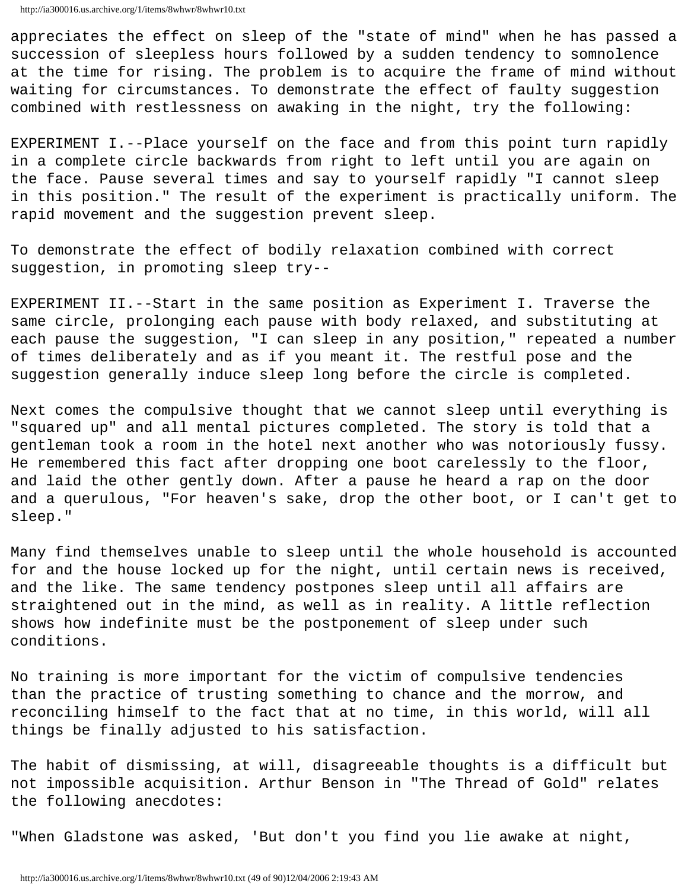appreciates the effect on sleep of the "state of mind" when he has passed a succession of sleepless hours followed by a sudden tendency to somnolence at the time for rising. The problem is to acquire the frame of mind without waiting for circumstances. To demonstrate the effect of faulty suggestion combined with restlessness on awaking in the night, try the following:

EXPERIMENT I.--Place yourself on the face and from this point turn rapidly in a complete circle backwards from right to left until you are again on the face. Pause several times and say to yourself rapidly "I cannot sleep in this position." The result of the experiment is practically uniform. The rapid movement and the suggestion prevent sleep.

To demonstrate the effect of bodily relaxation combined with correct suggestion, in promoting sleep try--

EXPERIMENT II.--Start in the same position as Experiment I. Traverse the same circle, prolonging each pause with body relaxed, and substituting at each pause the suggestion, "I can sleep in any position," repeated a number of times deliberately and as if you meant it. The restful pose and the suggestion generally induce sleep long before the circle is completed.

Next comes the compulsive thought that we cannot sleep until everything is "squared up" and all mental pictures completed. The story is told that a gentleman took a room in the hotel next another who was notoriously fussy. He remembered this fact after dropping one boot carelessly to the floor, and laid the other gently down. After a pause he heard a rap on the door and a querulous, "For heaven's sake, drop the other boot, or I can't get to sleep."

Many find themselves unable to sleep until the whole household is accounted for and the house locked up for the night, until certain news is received, and the like. The same tendency postpones sleep until all affairs are straightened out in the mind, as well as in reality. A little reflection shows how indefinite must be the postponement of sleep under such conditions.

No training is more important for the victim of compulsive tendencies than the practice of trusting something to chance and the morrow, and reconciling himself to the fact that at no time, in this world, will all things be finally adjusted to his satisfaction.

The habit of dismissing, at will, disagreeable thoughts is a difficult but not impossible acquisition. Arthur Benson in "The Thread of Gold" relates the following anecdotes:

"When Gladstone was asked, 'But don't you find you lie awake at night,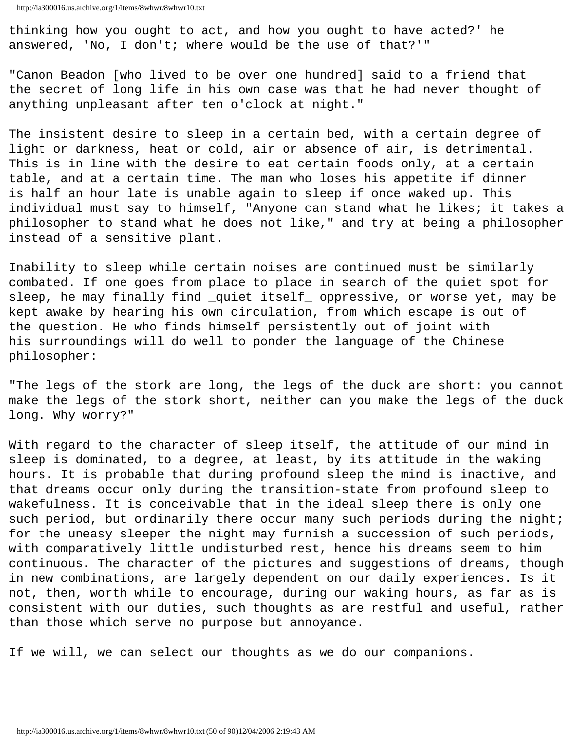thinking how you ought to act, and how you ought to have acted?' he answered, 'No, I don't; where would be the use of that?'"

"Canon Beadon [who lived to be over one hundred] said to a friend that the secret of long life in his own case was that he had never thought of anything unpleasant after ten o'clock at night."

The insistent desire to sleep in a certain bed, with a certain degree of light or darkness, heat or cold, air or absence of air, is detrimental. This is in line with the desire to eat certain foods only, at a certain table, and at a certain time. The man who loses his appetite if dinner is half an hour late is unable again to sleep if once waked up. This individual must say to himself, "Anyone can stand what he likes; it takes a philosopher to stand what he does not like," and try at being a philosopher instead of a sensitive plant.

Inability to sleep while certain noises are continued must be similarly combated. If one goes from place to place in search of the quiet spot for sleep, he may finally find _quiet itself_ oppressive, or worse yet, may be kept awake by hearing his own circulation, from which escape is out of the question. He who finds himself persistently out of joint with his surroundings will do well to ponder the language of the Chinese philosopher:

"The legs of the stork are long, the legs of the duck are short: you cannot make the legs of the stork short, neither can you make the legs of the duck long. Why worry?"

With regard to the character of sleep itself, the attitude of our mind in sleep is dominated, to a degree, at least, by its attitude in the waking hours. It is probable that during profound sleep the mind is inactive, and that dreams occur only during the transition-state from profound sleep to wakefulness. It is conceivable that in the ideal sleep there is only one such period, but ordinarily there occur many such periods during the night; for the uneasy sleeper the night may furnish a succession of such periods, with comparatively little undisturbed rest, hence his dreams seem to him continuous. The character of the pictures and suggestions of dreams, though in new combinations, are largely dependent on our daily experiences. Is it not, then, worth while to encourage, during our waking hours, as far as is consistent with our duties, such thoughts as are restful and useful, rather than those which serve no purpose but annoyance.

If we will, we can select our thoughts as we do our companions.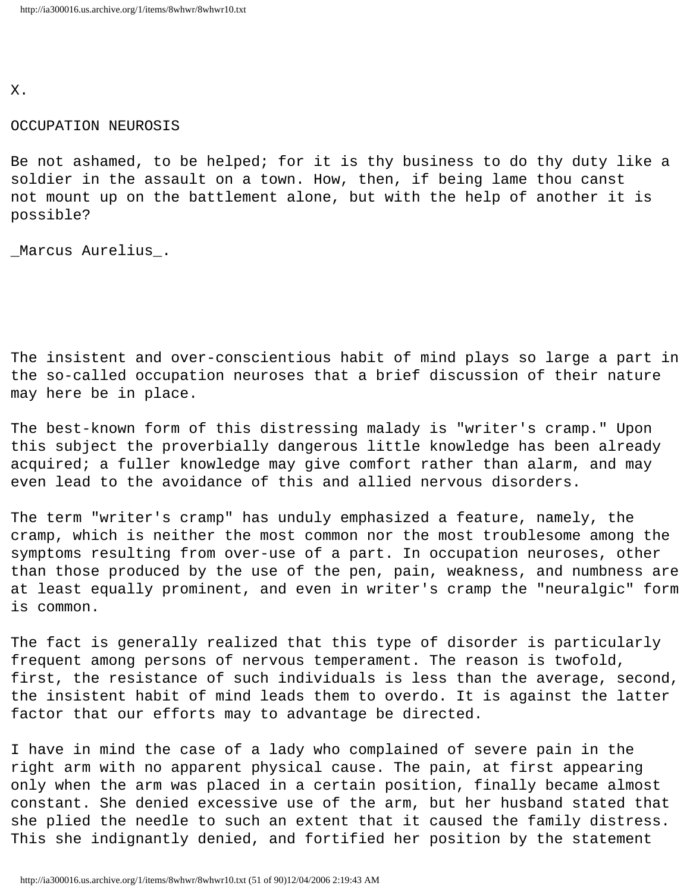X.

## OCCUPATION NEUROSIS

Be not ashamed, to be helped; for it is thy business to do thy duty like a soldier in the assault on a town. How, then, if being lame thou canst not mount up on the battlement alone, but with the help of another it is possible?

_Marcus Aurelius_.

The insistent and over-conscientious habit of mind plays so large a part in the so-called occupation neuroses that a brief discussion of their nature may here be in place.

The best-known form of this distressing malady is "writer's cramp." Upon this subject the proverbially dangerous little knowledge has been already acquired; a fuller knowledge may give comfort rather than alarm, and may even lead to the avoidance of this and allied nervous disorders.

The term "writer's cramp" has unduly emphasized a feature, namely, the cramp, which is neither the most common nor the most troublesome among the symptoms resulting from over-use of a part. In occupation neuroses, other than those produced by the use of the pen, pain, weakness, and numbness are at least equally prominent, and even in writer's cramp the "neuralgic" form is common.

The fact is generally realized that this type of disorder is particularly frequent among persons of nervous temperament. The reason is twofold, first, the resistance of such individuals is less than the average, second, the insistent habit of mind leads them to overdo. It is against the latter factor that our efforts may to advantage be directed.

I have in mind the case of a lady who complained of severe pain in the right arm with no apparent physical cause. The pain, at first appearing only when the arm was placed in a certain position, finally became almost constant. She denied excessive use of the arm, but her husband stated that she plied the needle to such an extent that it caused the family distress. This she indignantly denied, and fortified her position by the statement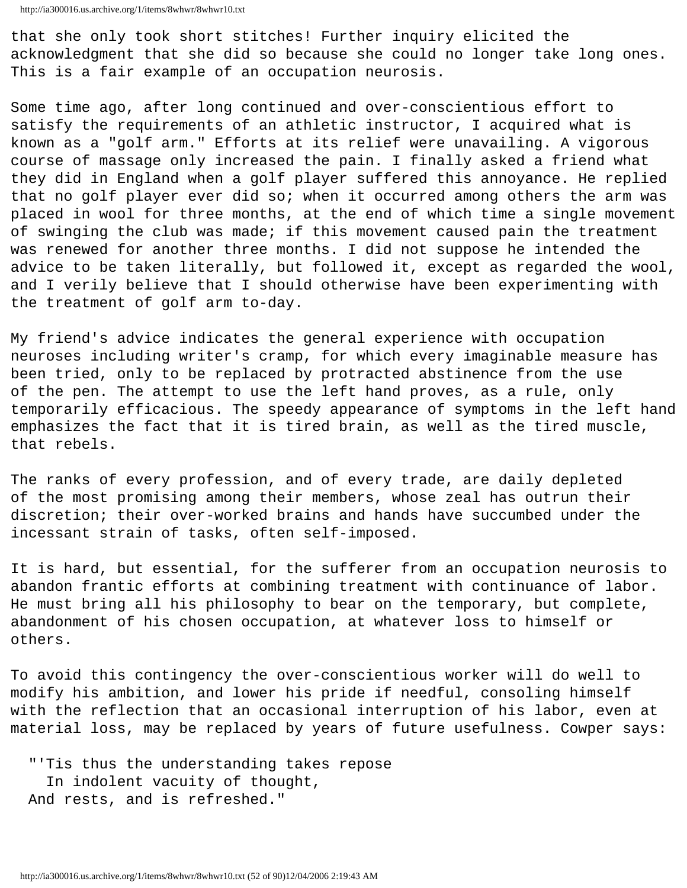that she only took short stitches! Further inquiry elicited the acknowledgment that she did so because she could no longer take long ones. This is a fair example of an occupation neurosis.

Some time ago, after long continued and over-conscientious effort to satisfy the requirements of an athletic instructor, I acquired what is known as a "golf arm." Efforts at its relief were unavailing. A vigorous course of massage only increased the pain. I finally asked a friend what they did in England when a golf player suffered this annoyance. He replied that no golf player ever did so; when it occurred among others the arm was placed in wool for three months, at the end of which time a single movement of swinging the club was made; if this movement caused pain the treatment was renewed for another three months. I did not suppose he intended the advice to be taken literally, but followed it, except as regarded the wool, and I verily believe that I should otherwise have been experimenting with the treatment of golf arm to-day.

My friend's advice indicates the general experience with occupation neuroses including writer's cramp, for which every imaginable measure has been tried, only to be replaced by protracted abstinence from the use of the pen. The attempt to use the left hand proves, as a rule, only temporarily efficacious. The speedy appearance of symptoms in the left hand emphasizes the fact that it is tired brain, as well as the tired muscle, that rebels.

The ranks of every profession, and of every trade, are daily depleted of the most promising among their members, whose zeal has outrun their discretion; their over-worked brains and hands have succumbed under the incessant strain of tasks, often self-imposed.

It is hard, but essential, for the sufferer from an occupation neurosis to abandon frantic efforts at combining treatment with continuance of labor. He must bring all his philosophy to bear on the temporary, but complete, abandonment of his chosen occupation, at whatever loss to himself or others.

To avoid this contingency the over-conscientious worker will do well to modify his ambition, and lower his pride if needful, consoling himself with the reflection that an occasional interruption of his labor, even at material loss, may be replaced by years of future usefulness. Cowper says:

> "'Tis thus the understanding takes repose
> In indolent vacuity of thought,
> And rests, and is refreshed."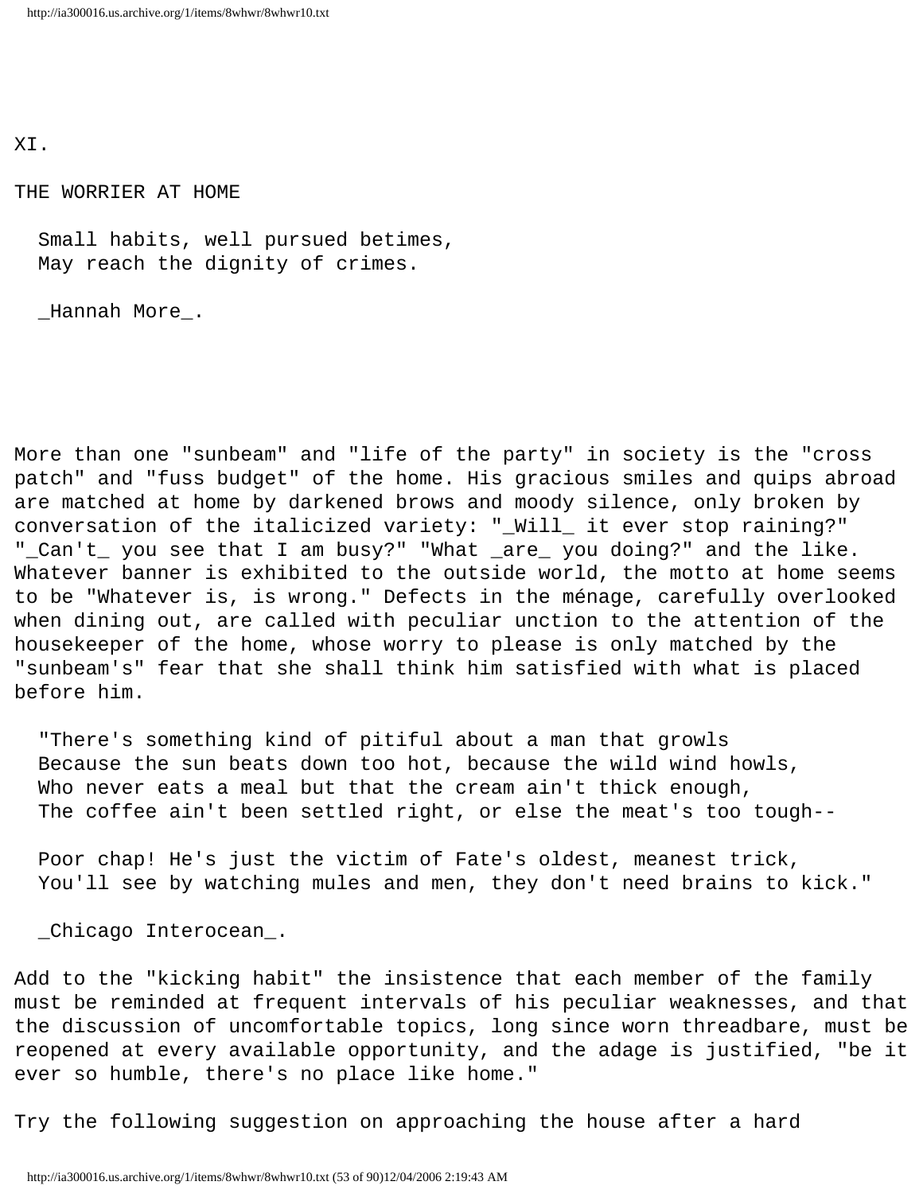# XI.

## THE WORRIER AT HOME

> Small habits, well pursued betimes,
> May reach the dignity of crimes.
>
> _Hannah More_.

More than one "sunbeam" and "life of the party" in society is the "cross patch" and "fuss budget" of the home. His gracious smiles and quips abroad are matched at home by darkened brows and moody silence, only broken by conversation of the italicized variety: "_Will_ it ever stop raining?" "_Can't_ you see that I am busy?" "What _are_ you doing?" and the like. Whatever banner is exhibited to the outside world, the motto at home seems to be "Whatever is, is wrong." Defects in the ménage, carefully overlooked when dining out, are called with peculiar unction to the attention of the housekeeper of the home, whose worry to please is only matched by the "sunbeam's" fear that she shall think him satisfied with what is placed before him.

> "There's something kind of pitiful about a man that growls
> Because the sun beats down too hot, because the wild wind howls,
> Who never eats a meal but that the cream ain't thick enough,
> The coffee ain't been settled right, or else the meat's too tough--
>
> Poor chap! He's just the victim of Fate's oldest, meanest trick,
> You'll see by watching mules and men, they don't need brains to kick."
>
> _Chicago Interocean_.

Add to the "kicking habit" the insistence that each member of the family must be reminded at frequent intervals of his peculiar weaknesses, and that the discussion of uncomfortable topics, long since worn threadbare, must be reopened at every available opportunity, and the adage is justified, "be it ever so humble, there's no place like home."

Try the following suggestion on approaching the house after a hard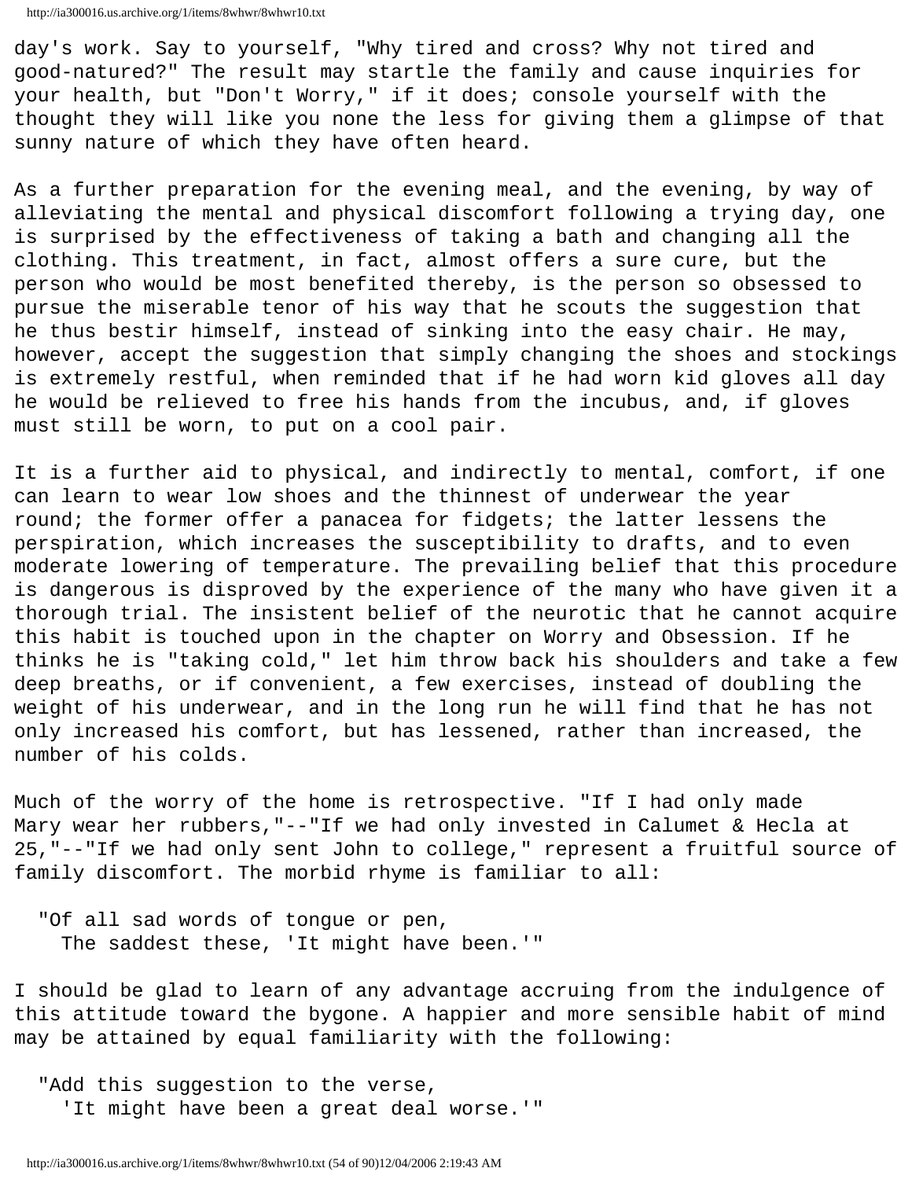day's work. Say to yourself, "Why tired and cross? Why not tired and good-natured?" The result may startle the family and cause inquiries for your health, but "Don't Worry," if it does; console yourself with the thought they will like you none the less for giving them a glimpse of that sunny nature of which they have often heard.

As a further preparation for the evening meal, and the evening, by way of alleviating the mental and physical discomfort following a trying day, one is surprised by the effectiveness of taking a bath and changing all the clothing. This treatment, in fact, almost offers a sure cure, but the person who would be most benefited thereby, is the person so obsessed to pursue the miserable tenor of his way that he scouts the suggestion that he thus bestir himself, instead of sinking into the easy chair. He may, however, accept the suggestion that simply changing the shoes and stockings is extremely restful, when reminded that if he had worn kid gloves all day he would be relieved to free his hands from the incubus, and, if gloves must still be worn, to put on a cool pair.

It is a further aid to physical, and indirectly to mental, comfort, if one can learn to wear low shoes and the thinnest of underwear the year round; the former offer a panacea for fidgets; the latter lessens the perspiration, which increases the susceptibility to drafts, and to even moderate lowering of temperature. The prevailing belief that this procedure is dangerous is disproved by the experience of the many who have given it a thorough trial. The insistent belief of the neurotic that he cannot acquire this habit is touched upon in the chapter on Worry and Obsession. If he thinks he is "taking cold," let him throw back his shoulders and take a few deep breaths, or if convenient, a few exercises, instead of doubling the weight of his underwear, and in the long run he will find that he has not only increased his comfort, but has lessened, rather than increased, the number of his colds.

Much of the worry of the home is retrospective. "If I had only made Mary wear her rubbers,"--"If we had only invested in Calumet & Hecla at 25,"--"If we had only sent John to college," represent a fruitful source of family discomfort. The morbid rhyme is familiar to all:

> "Of all sad words of tongue or pen,
> The saddest these, 'It might have been.'"

I should be glad to learn of any advantage accruing from the indulgence of this attitude toward the bygone. A happier and more sensible habit of mind may be attained by equal familiarity with the following:

> "Add this suggestion to the verse,
> 'It might have been a great deal worse.'"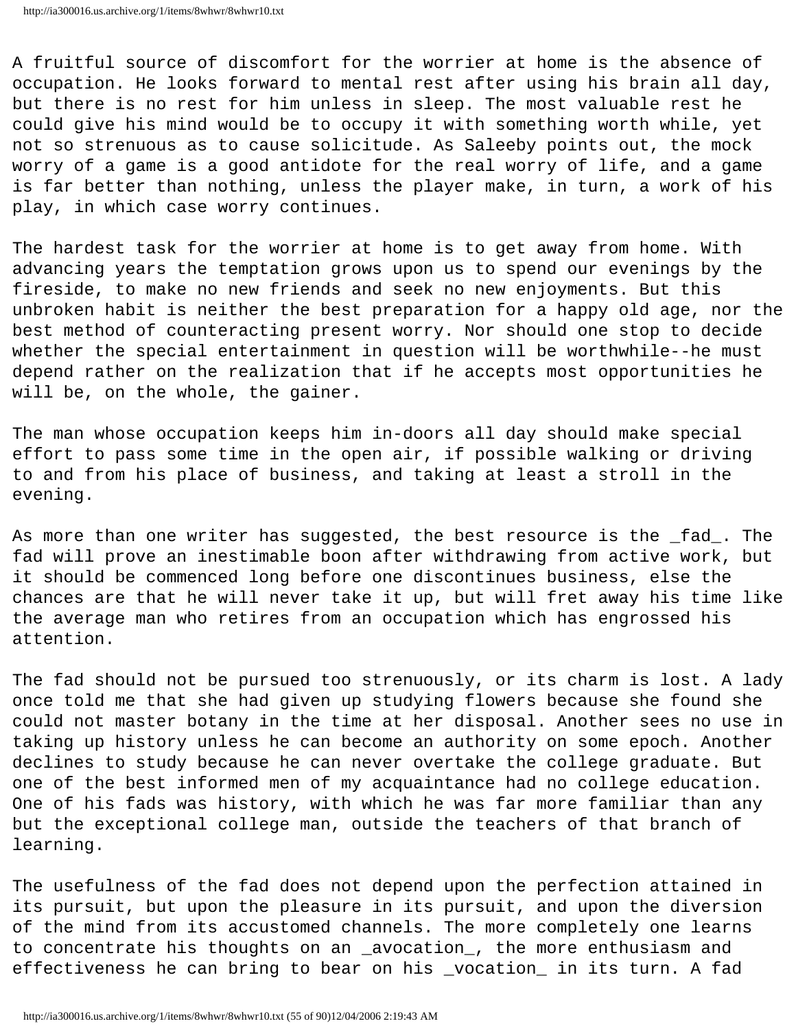A fruitful source of discomfort for the worrier at home is the absence of occupation. He looks forward to mental rest after using his brain all day, but there is no rest for him unless in sleep. The most valuable rest he could give his mind would be to occupy it with something worth while, yet not so strenuous as to cause solicitude. As Saleeby points out, the mock worry of a game is a good antidote for the real worry of life, and a game is far better than nothing, unless the player make, in turn, a work of his play, in which case worry continues.

The hardest task for the worrier at home is to get away from home. With advancing years the temptation grows upon us to spend our evenings by the fireside, to make no new friends and seek no new enjoyments. But this unbroken habit is neither the best preparation for a happy old age, nor the best method of counteracting present worry. Nor should one stop to decide whether the special entertainment in question will be worthwhile--he must depend rather on the realization that if he accepts most opportunities he will be, on the whole, the gainer.

The man whose occupation keeps him in-doors all day should make special effort to pass some time in the open air, if possible walking or driving to and from his place of business, and taking at least a stroll in the evening.

As more than one writer has suggested, the best resource is the _fad_. The fad will prove an inestimable boon after withdrawing from active work, but it should be commenced long before one discontinues business, else the chances are that he will never take it up, but will fret away his time like the average man who retires from an occupation which has engrossed his attention.

The fad should not be pursued too strenuously, or its charm is lost. A lady once told me that she had given up studying flowers because she found she could not master botany in the time at her disposal. Another sees no use in taking up history unless he can become an authority on some epoch. Another declines to study because he can never overtake the college graduate. But one of the best informed men of my acquaintance had no college education. One of his fads was history, with which he was far more familiar than any but the exceptional college man, outside the teachers of that branch of learning.

The usefulness of the fad does not depend upon the perfection attained in its pursuit, but upon the pleasure in its pursuit, and upon the diversion of the mind from its accustomed channels. The more completely one learns to concentrate his thoughts on an _avocation_, the more enthusiasm and effectiveness he can bring to bear on his _vocation_ in its turn. A fad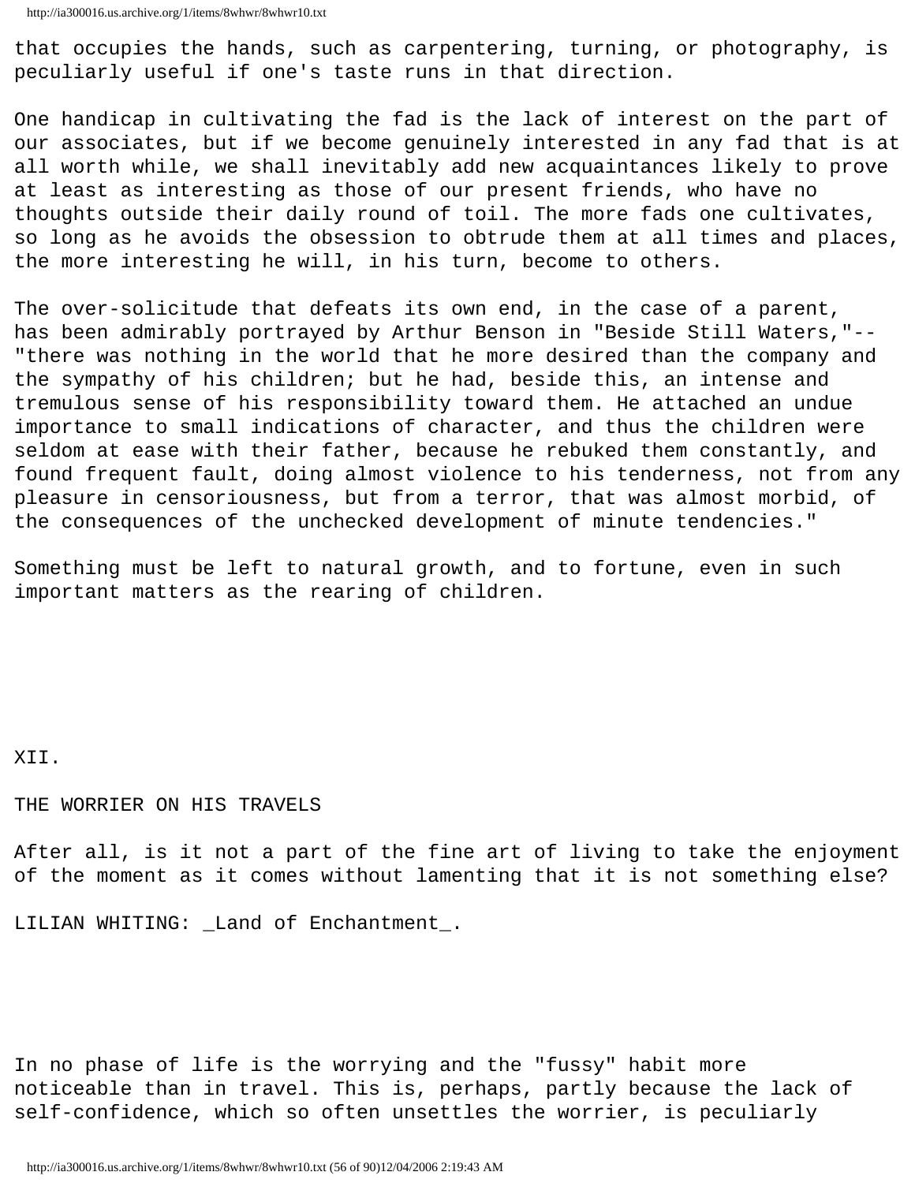that occupies the hands, such as carpentering, turning, or photography, is peculiarly useful if one's taste runs in that direction.

One handicap in cultivating the fad is the lack of interest on the part of our associates, but if we become genuinely interested in any fad that is at all worth while, we shall inevitably add new acquaintances likely to prove at least as interesting as those of our present friends, who have no thoughts outside their daily round of toil. The more fads one cultivates, so long as he avoids the obsession to obtrude them at all times and places, the more interesting he will, in his turn, become to others.

The over-solicitude that defeats its own end, in the case of a parent, has been admirably portrayed by Arthur Benson in "Beside Still Waters,"--"there was nothing in the world that he more desired than the company and the sympathy of his children; but he had, beside this, an intense and tremulous sense of his responsibility toward them. He attached an undue importance to small indications of character, and thus the children were seldom at ease with their father, because he rebuked them constantly, and found frequent fault, doing almost violence to his tenderness, not from any pleasure in censoriousness, but from a terror, that was almost morbid, of the consequences of the unchecked development of minute tendencies."

Something must be left to natural growth, and to fortune, even in such important matters as the rearing of children.

## XII.

## THE WORRIER ON HIS TRAVELS

After all, is it not a part of the fine art of living to take the enjoyment of the moment as it comes without lamenting that it is not something else?

LILIAN WHITING: _Land of Enchantment_.

In no phase of life is the worrying and the "fussy" habit more noticeable than in travel. This is, perhaps, partly because the lack of self-confidence, which so often unsettles the worrier, is peculiarly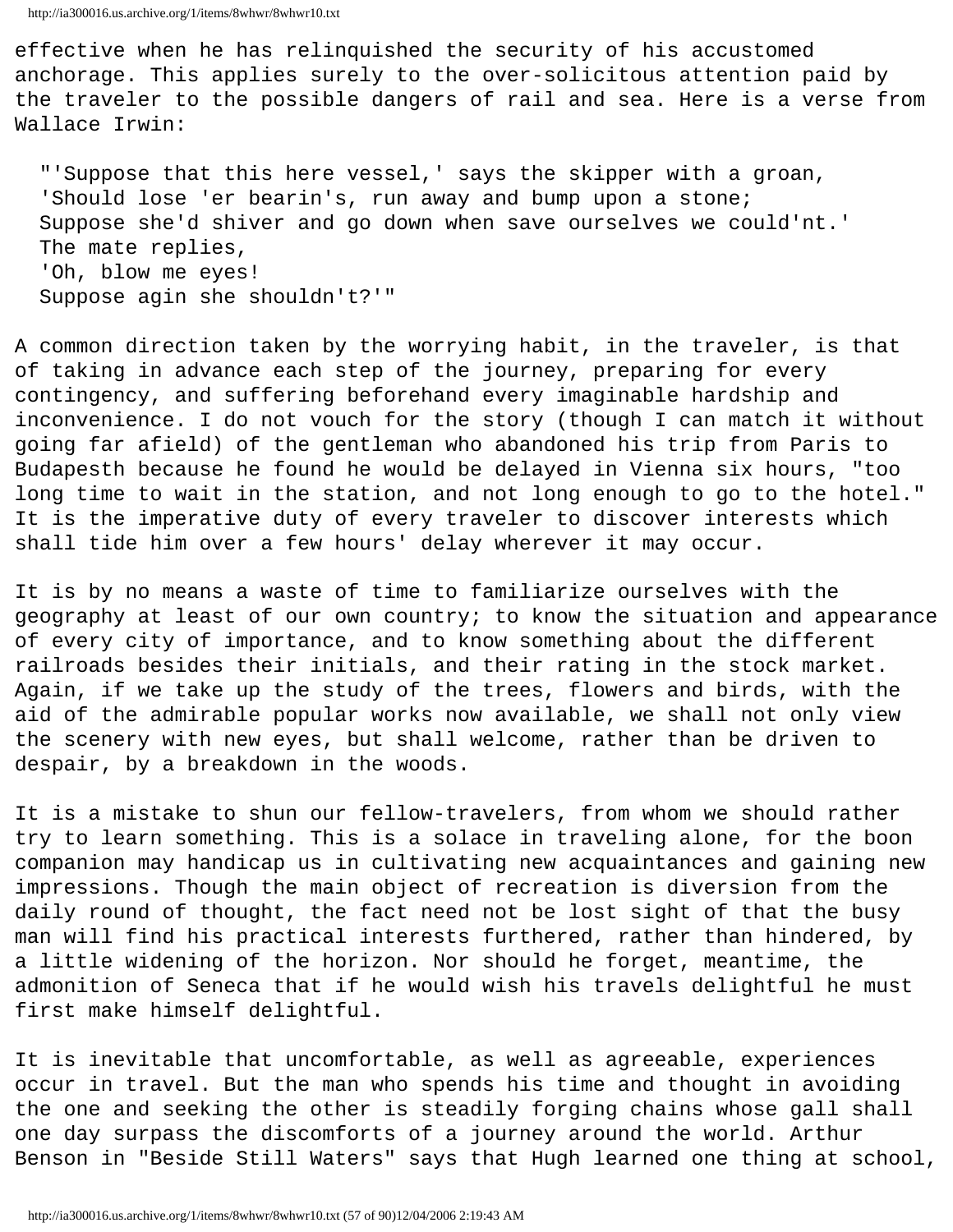effective when he has relinquished the security of his accustomed anchorage. This applies surely to the over-solicitous attention paid by the traveler to the possible dangers of rail and sea. Here is a verse from Wallace Irwin:

> "'Suppose that this here vessel,' says the skipper with a groan,
> 'Should lose 'er bearin's, run away and bump upon a stone;
> Suppose she'd shiver and go down when save ourselves we could'nt.'
> The mate replies,
> 'Oh, blow me eyes!
> Suppose agin she shouldn't?'"

A common direction taken by the worrying habit, in the traveler, is that of taking in advance each step of the journey, preparing for every contingency, and suffering beforehand every imaginable hardship and inconvenience. I do not vouch for the story (though I can match it without going far afield) of the gentleman who abandoned his trip from Paris to Budapesth because he found he would be delayed in Vienna six hours, "too long time to wait in the station, and not long enough to go to the hotel." It is the imperative duty of every traveler to discover interests which shall tide him over a few hours' delay wherever it may occur.

It is by no means a waste of time to familiarize ourselves with the geography at least of our own country; to know the situation and appearance of every city of importance, and to know something about the different railroads besides their initials, and their rating in the stock market. Again, if we take up the study of the trees, flowers and birds, with the aid of the admirable popular works now available, we shall not only view the scenery with new eyes, but shall welcome, rather than be driven to despair, by a breakdown in the woods.

It is a mistake to shun our fellow-travelers, from whom we should rather try to learn something. This is a solace in traveling alone, for the boon companion may handicap us in cultivating new acquaintances and gaining new impressions. Though the main object of recreation is diversion from the daily round of thought, the fact need not be lost sight of that the busy man will find his practical interests furthered, rather than hindered, by a little widening of the horizon. Nor should he forget, meantime, the admonition of Seneca that if he would wish his travels delightful he must first make himself delightful.

It is inevitable that uncomfortable, as well as agreeable, experiences occur in travel. But the man who spends his time and thought in avoiding the one and seeking the other is steadily forging chains whose gall shall one day surpass the discomforts of a journey around the world. Arthur Benson in "Beside Still Waters" says that Hugh learned one thing at school,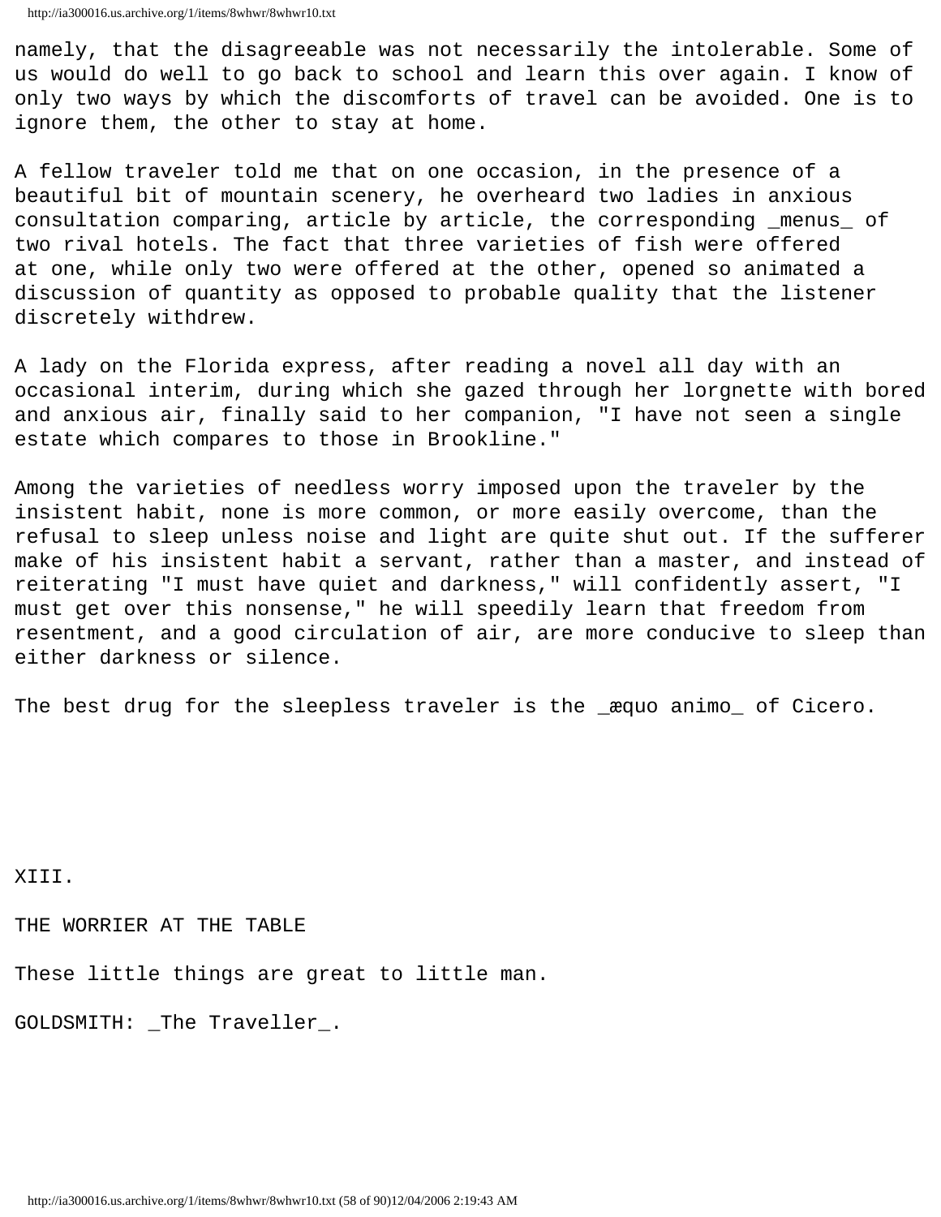namely, that the disagreeable was not necessarily the intolerable. Some of us would do well to go back to school and learn this over again. I know of only two ways by which the discomforts of travel can be avoided. One is to ignore them, the other to stay at home.

A fellow traveler told me that on one occasion, in the presence of a beautiful bit of mountain scenery, he overheard two ladies in anxious consultation comparing, article by article, the corresponding *menus* of two rival hotels. The fact that three varieties of fish were offered at one, while only two were offered at the other, opened so animated a discussion of quantity as opposed to probable quality that the listener discretely withdrew.

A lady on the Florida express, after reading a novel all day with an occasional interim, during which she gazed through her lorgnette with bored and anxious air, finally said to her companion, "I have not seen a single estate which compares to those in Brookline."

Among the varieties of needless worry imposed upon the traveler by the insistent habit, none is more common, or more easily overcome, than the refusal to sleep unless noise and light are quite shut out. If the sufferer make of his insistent habit a servant, rather than a master, and instead of reiterating "I must have quiet and darkness," will confidently assert, "I must get over this nonsense," he will speedily learn that freedom from resentment, and a good circulation of air, are more conducive to sleep than either darkness or silence.

The best drug for the sleepless traveler is the *æquo animo* of Cicero.

## XIII.

## THE WORRIER AT THE TABLE

These little things are great to little man.

GOLDSMITH: *The Traveller*.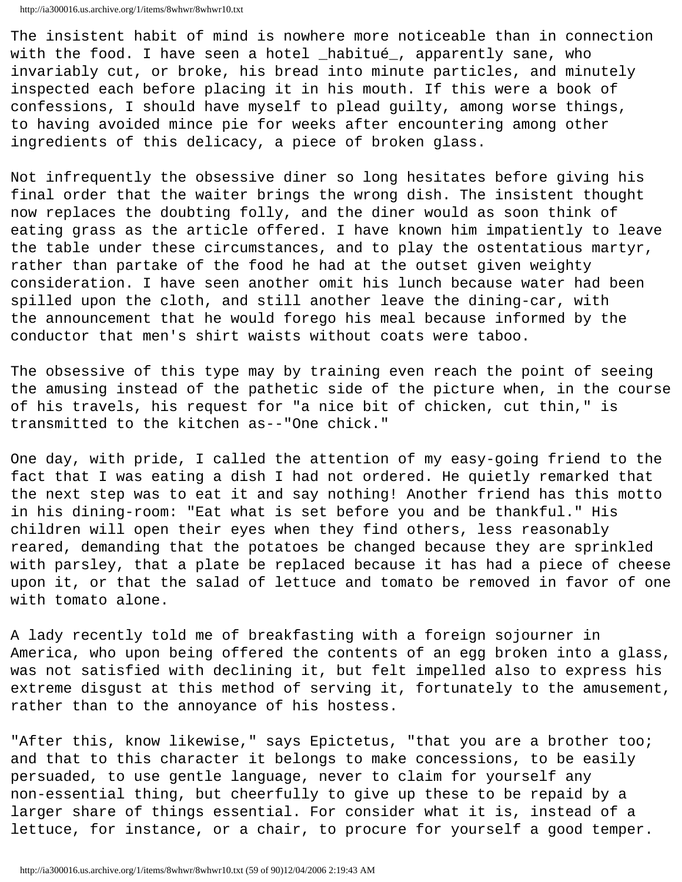The insistent habit of mind is nowhere more noticeable than in connection with the food. I have seen a hotel _habitué_, apparently sane, who invariably cut, or broke, his bread into minute particles, and minutely inspected each before placing it in his mouth. If this were a book of confessions, I should have myself to plead guilty, among worse things, to having avoided mince pie for weeks after encountering among other ingredients of this delicacy, a piece of broken glass.

Not infrequently the obsessive diner so long hesitates before giving his final order that the waiter brings the wrong dish. The insistent thought now replaces the doubting folly, and the diner would as soon think of eating grass as the article offered. I have known him impatiently to leave the table under these circumstances, and to play the ostentatious martyr, rather than partake of the food he had at the outset given weighty consideration. I have seen another omit his lunch because water had been spilled upon the cloth, and still another leave the dining-car, with the announcement that he would forego his meal because informed by the conductor that men's shirt waists without coats were taboo.

The obsessive of this type may by training even reach the point of seeing the amusing instead of the pathetic side of the picture when, in the course of his travels, his request for "a nice bit of chicken, cut thin," is transmitted to the kitchen as--"One chick."

One day, with pride, I called the attention of my easy-going friend to the fact that I was eating a dish I had not ordered. He quietly remarked that the next step was to eat it and say nothing! Another friend has this motto in his dining-room: "Eat what is set before you and be thankful." His children will open their eyes when they find others, less reasonably reared, demanding that the potatoes be changed because they are sprinkled with parsley, that a plate be replaced because it has had a piece of cheese upon it, or that the salad of lettuce and tomato be removed in favor of one with tomato alone.

A lady recently told me of breakfasting with a foreign sojourner in America, who upon being offered the contents of an egg broken into a glass, was not satisfied with declining it, but felt impelled also to express his extreme disgust at this method of serving it, fortunately to the amusement, rather than to the annoyance of his hostess.

"After this, know likewise," says Epictetus, "that you are a brother too; and that to this character it belongs to make concessions, to be easily persuaded, to use gentle language, never to claim for yourself any non-essential thing, but cheerfully to give up these to be repaid by a larger share of things essential. For consider what it is, instead of a lettuce, for instance, or a chair, to procure for yourself a good temper.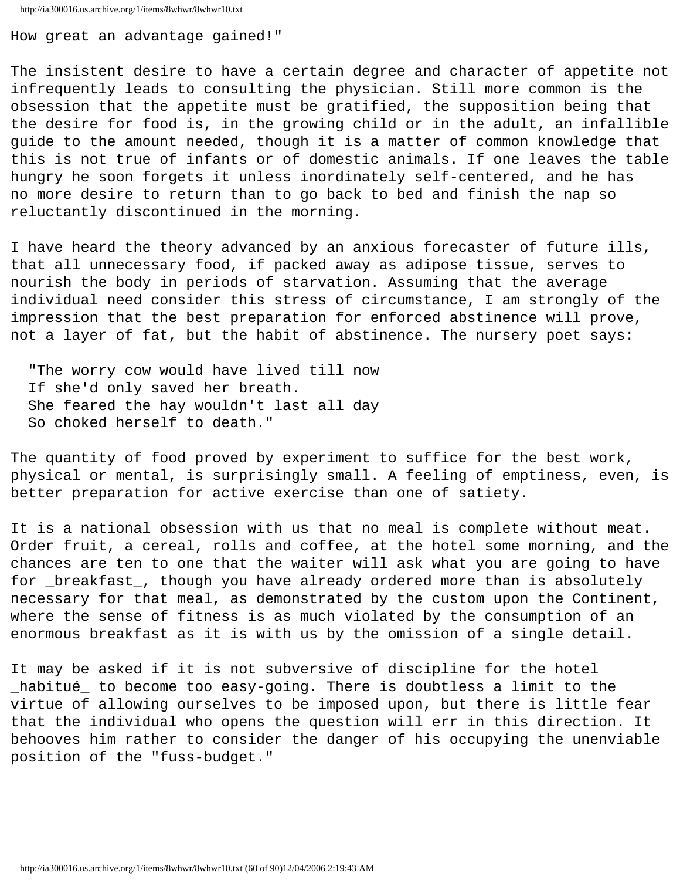How great an advantage gained!"

The insistent desire to have a certain degree and character of appetite not infrequently leads to consulting the physician. Still more common is the obsession that the appetite must be gratified, the supposition being that the desire for food is, in the growing child or in the adult, an infallible guide to the amount needed, though it is a matter of common knowledge that this is not true of infants or of domestic animals. If one leaves the table hungry he soon forgets it unless inordinately self-centered, and he has no more desire to return than to go back to bed and finish the nap so reluctantly discontinued in the morning.

I have heard the theory advanced by an anxious forecaster of future ills, that all unnecessary food, if packed away as adipose tissue, serves to nourish the body in periods of starvation. Assuming that the average individual need consider this stress of circumstance, I am strongly of the impression that the best preparation for enforced abstinence will prove, not a layer of fat, but the habit of abstinence. The nursery poet says:

> "The worry cow would have lived till now
> If she'd only saved her breath.
> She feared the hay wouldn't last all day
> So choked herself to death."

The quantity of food proved by experiment to suffice for the best work, physical or mental, is surprisingly small. A feeling of emptiness, even, is better preparation for active exercise than one of satiety.

It is a national obsession with us that no meal is complete without meat. Order fruit, a cereal, rolls and coffee, at the hotel some morning, and the chances are ten to one that the waiter will ask what you are going to have for _breakfast_, though you have already ordered more than is absolutely necessary for that meal, as demonstrated by the custom upon the Continent, where the sense of fitness is as much violated by the consumption of an enormous breakfast as it is with us by the omission of a single detail.

It may be asked if it is not subversive of discipline for the hotel _habitué_ to become too easy-going. There is doubtless a limit to the virtue of allowing ourselves to be imposed upon, but there is little fear that the individual who opens the question will err in this direction. It behooves him rather to consider the danger of his occupying the unenviable position of the "fuss-budget."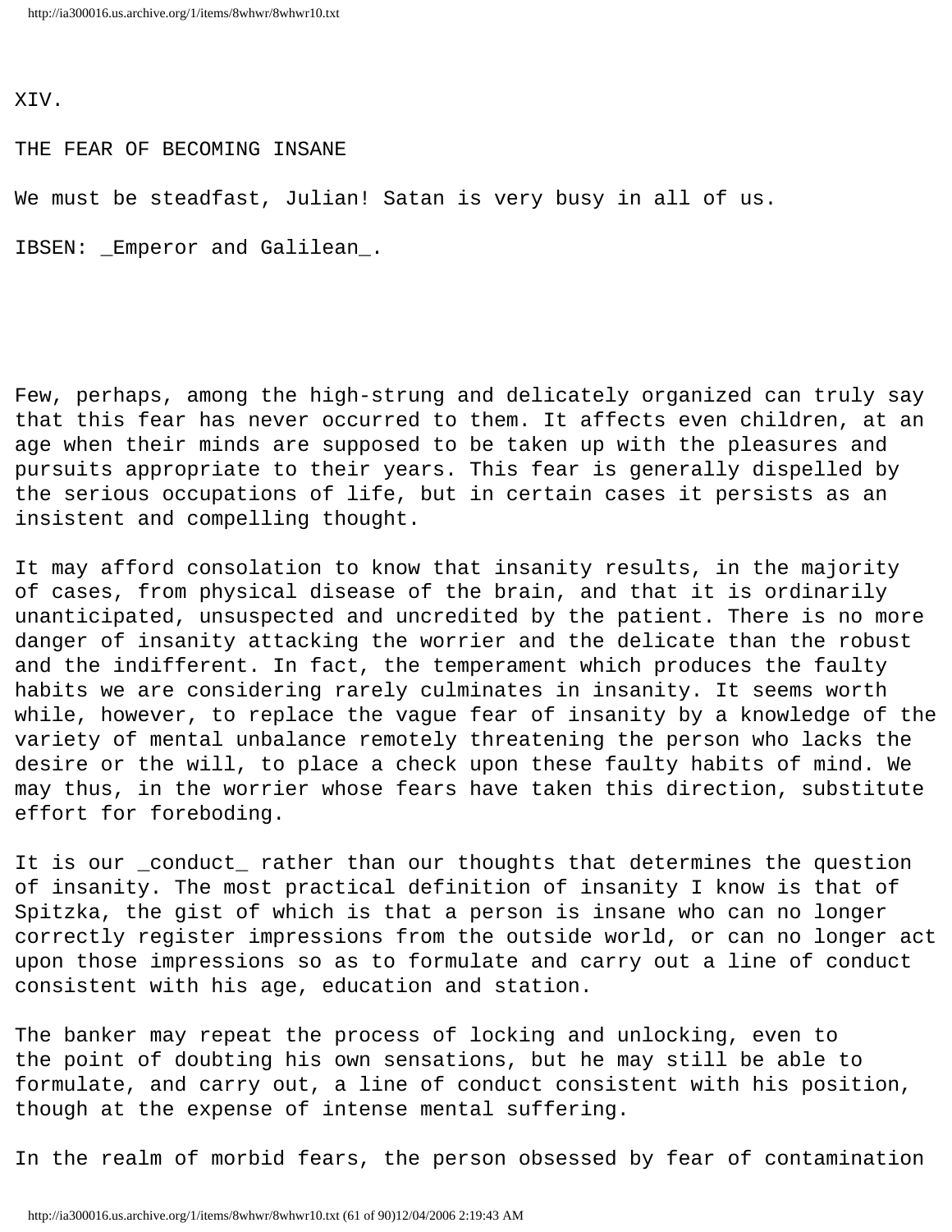XIV.

# THE FEAR OF BECOMING INSANE

We must be steadfast, Julian! Satan is very busy in all of us.

IBSEN: _Emperor and Galilean_.

Few, perhaps, among the high-strung and delicately organized can truly say that this fear has never occurred to them. It affects even children, at an age when their minds are supposed to be taken up with the pleasures and pursuits appropriate to their years. This fear is generally dispelled by the serious occupations of life, but in certain cases it persists as an insistent and compelling thought.

It may afford consolation to know that insanity results, in the majority of cases, from physical disease of the brain, and that it is ordinarily unanticipated, unsuspected and uncredited by the patient. There is no more danger of insanity attacking the worrier and the delicate than the robust and the indifferent. In fact, the temperament which produces the faulty habits we are considering rarely culminates in insanity. It seems worth while, however, to replace the vague fear of insanity by a knowledge of the variety of mental unbalance remotely threatening the person who lacks the desire or the will, to place a check upon these faulty habits of mind. We may thus, in the worrier whose fears have taken this direction, substitute effort for foreboding.

It is our _conduct_ rather than our thoughts that determines the question of insanity. The most practical definition of insanity I know is that of Spitzka, the gist of which is that a person is insane who can no longer correctly register impressions from the outside world, or can no longer act upon those impressions so as to formulate and carry out a line of conduct consistent with his age, education and station.

The banker may repeat the process of locking and unlocking, even to the point of doubting his own sensations, but he may still be able to formulate, and carry out, a line of conduct consistent with his position, though at the expense of intense mental suffering.

In the realm of morbid fears, the person obsessed by fear of contamination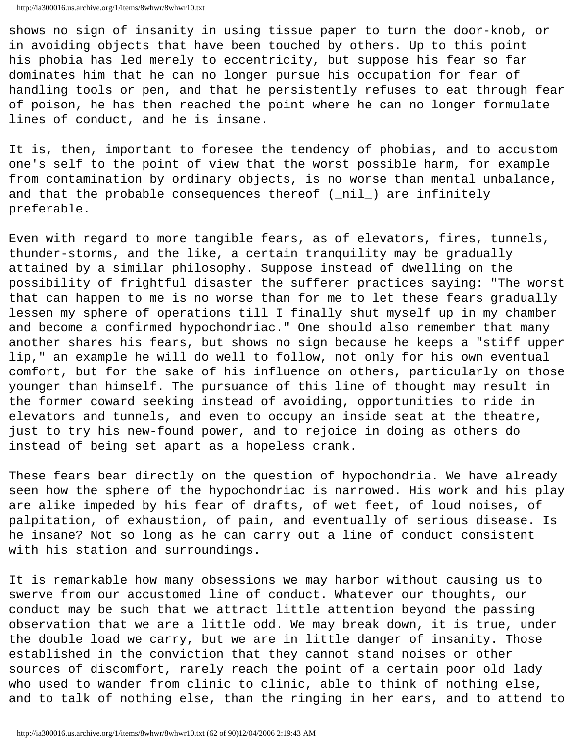shows no sign of insanity in using tissue paper to turn the door-knob, or in avoiding objects that have been touched by others. Up to this point his phobia has led merely to eccentricity, but suppose his fear so far dominates him that he can no longer pursue his occupation for fear of handling tools or pen, and that he persistently refuses to eat through fear of poison, he has then reached the point where he can no longer formulate lines of conduct, and he is insane.

It is, then, important to foresee the tendency of phobias, and to accustom one's self to the point of view that the worst possible harm, for example from contamination by ordinary objects, is no worse than mental unbalance, and that the probable consequences thereof (_nil_) are infinitely preferable.

Even with regard to more tangible fears, as of elevators, fires, tunnels, thunder-storms, and the like, a certain tranquility may be gradually attained by a similar philosophy. Suppose instead of dwelling on the possibility of frightful disaster the sufferer practices saying: "The worst that can happen to me is no worse than for me to let these fears gradually lessen my sphere of operations till I finally shut myself up in my chamber and become a confirmed hypochondriac." One should also remember that many another shares his fears, but shows no sign because he keeps a "stiff upper lip," an example he will do well to follow, not only for his own eventual comfort, but for the sake of his influence on others, particularly on those younger than himself. The pursuance of this line of thought may result in the former coward seeking instead of avoiding, opportunities to ride in elevators and tunnels, and even to occupy an inside seat at the theatre, just to try his new-found power, and to rejoice in doing as others do instead of being set apart as a hopeless crank.

These fears bear directly on the question of hypochondria. We have already seen how the sphere of the hypochondriac is narrowed. His work and his play are alike impeded by his fear of drafts, of wet feet, of loud noises, of palpitation, of exhaustion, of pain, and eventually of serious disease. Is he insane? Not so long as he can carry out a line of conduct consistent with his station and surroundings.

It is remarkable how many obsessions we may harbor without causing us to swerve from our accustomed line of conduct. Whatever our thoughts, our conduct may be such that we attract little attention beyond the passing observation that we are a little odd. We may break down, it is true, under the double load we carry, but we are in little danger of insanity. Those established in the conviction that they cannot stand noises or other sources of discomfort, rarely reach the point of a certain poor old lady who used to wander from clinic to clinic, able to think of nothing else, and to talk of nothing else, than the ringing in her ears, and to attend to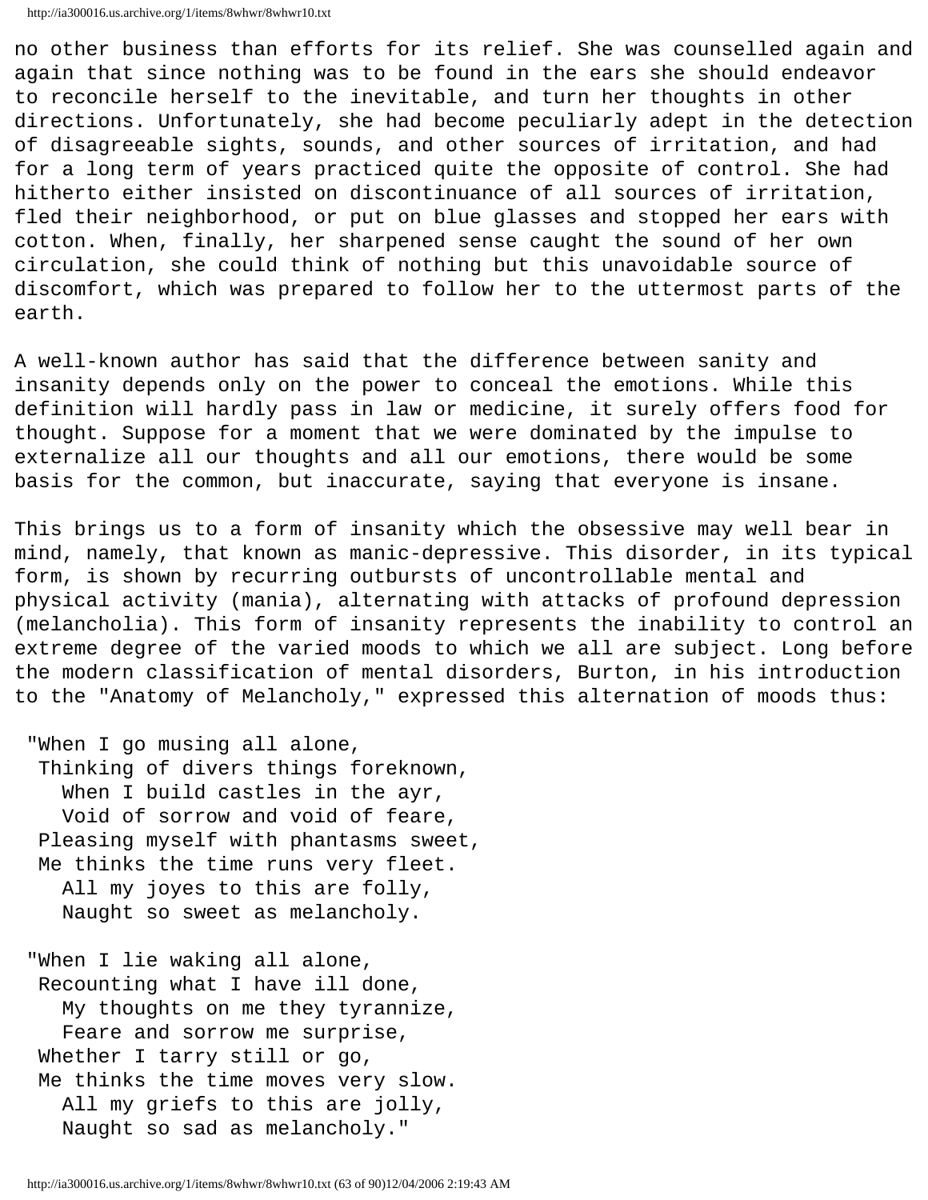no other business than efforts for its relief. She was counselled again and again that since nothing was to be found in the ears she should endeavor to reconcile herself to the inevitable, and turn her thoughts in other directions. Unfortunately, she had become peculiarly adept in the detection of disagreeable sights, sounds, and other sources of irritation, and had for a long term of years practiced quite the opposite of control. She had hitherto either insisted on discontinuance of all sources of irritation, fled their neighborhood, or put on blue glasses and stopped her ears with cotton. When, finally, her sharpened sense caught the sound of her own circulation, she could think of nothing but this unavoidable source of discomfort, which was prepared to follow her to the uttermost parts of the earth.

A well-known author has said that the difference between sanity and insanity depends only on the power to conceal the emotions. While this definition will hardly pass in law or medicine, it surely offers food for thought. Suppose for a moment that we were dominated by the impulse to externalize all our thoughts and all our emotions, there would be some basis for the common, but inaccurate, saying that everyone is insane.

This brings us to a form of insanity which the obsessive may well bear in mind, namely, that known as manic-depressive. This disorder, in its typical form, is shown by recurring outbursts of uncontrollable mental and physical activity (mania), alternating with attacks of profound depression (melancholia). This form of insanity represents the inability to control an extreme degree of the varied moods to which we all are subject. Long before the modern classification of mental disorders, Burton, in his introduction to the "Anatomy of Melancholy," expressed this alternation of moods thus:

"When I go musing all alone,  
Thinking of divers things foreknown,  
When I build castles in the ayr,  
Void of sorrow and void of feare,  
Pleasing myself with phantasms sweet,  
Me thinks the time runs very fleet.  
All my joyes to this are folly,  
Naught so sweet as melancholy.

"When I lie waking all alone,  
Recounting what I have ill done,  
My thoughts on me they tyrannize,  
Feare and sorrow me surprise,  
Whether I tarry still or go,  
Me thinks the time moves very slow.  
All my griefs to this are jolly,  
Naught so sad as melancholy."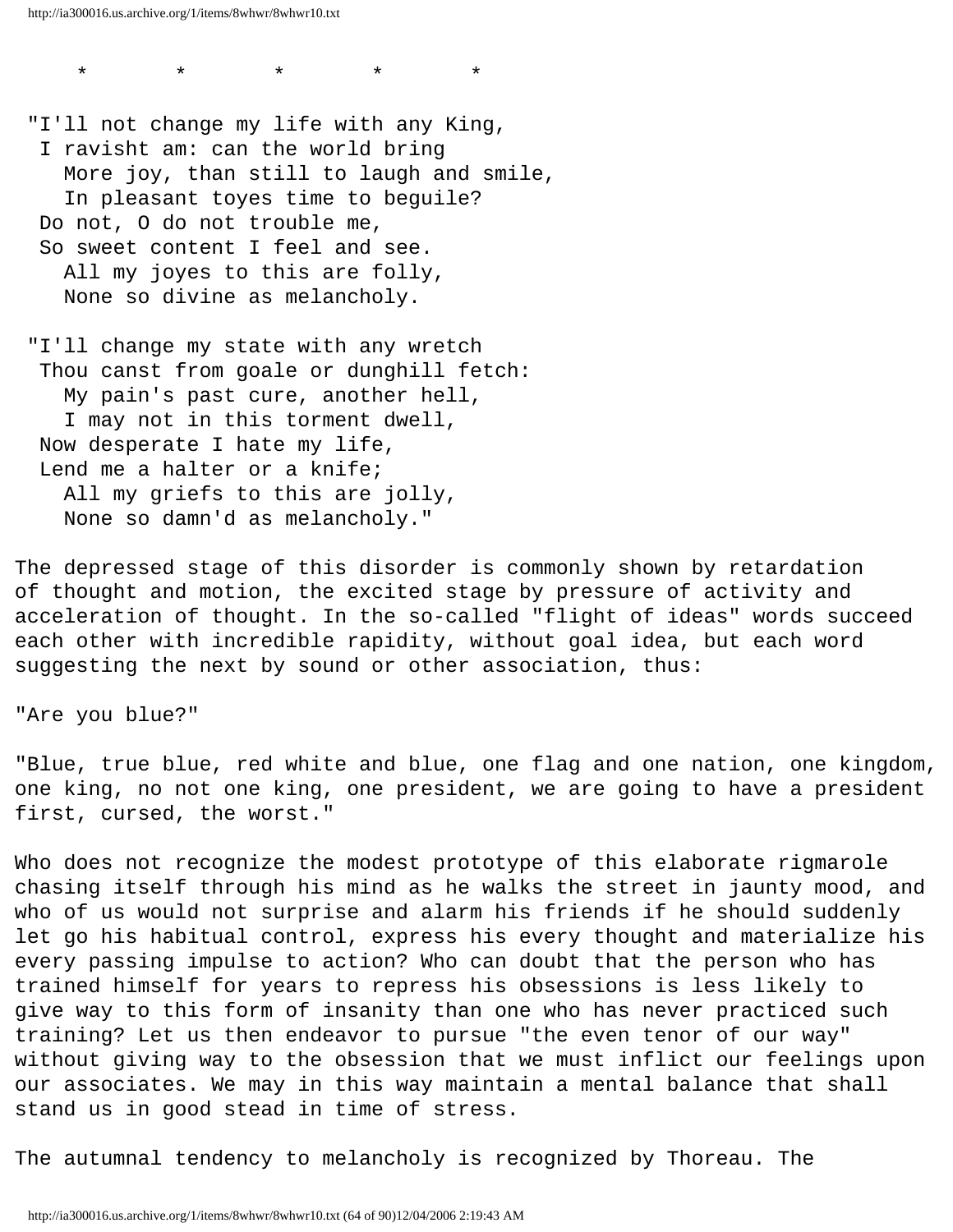\*        \*        \*        \*        \*

"I'll not change my life with any King,  
I ravisht am: can the world bring  
More joy, than still to laugh and smile,  
In pleasant toyes time to beguile?  
Do not, O do not trouble me,  
So sweet content I feel and see.  
All my joyes to this are folly,  
None so divine as melancholy.

"I'll change my state with any wretch  
Thou canst from goale or dunghill fetch:  
My pain's past cure, another hell,  
I may not in this torment dwell,  
Now desperate I hate my life,  
Lend me a halter or a knife;  
All my griefs to this are jolly,  
None so damn'd as melancholy."

The depressed stage of this disorder is commonly shown by retardation of thought and motion, the excited stage by pressure of activity and acceleration of thought. In the so-called "flight of ideas" words succeed each other with incredible rapidity, without goal idea, but each word suggesting the next by sound or other association, thus:

"Are you blue?"

"Blue, true blue, red white and blue, one flag and one nation, one kingdom, one king, no not one king, one president, we are going to have a president first, cursed, the worst."

Who does not recognize the modest prototype of this elaborate rigmarole chasing itself through his mind as he walks the street in jaunty mood, and who of us would not surprise and alarm his friends if he should suddenly let go his habitual control, express his every thought and materialize his every passing impulse to action? Who can doubt that the person who has trained himself for years to repress his obsessions is less likely to give way to this form of insanity than one who has never practiced such training? Let us then endeavor to pursue "the even tenor of our way" without giving way to the obsession that we must inflict our feelings upon our associates. We may in this way maintain a mental balance that shall stand us in good stead in time of stress.

The autumnal tendency to melancholy is recognized by Thoreau. The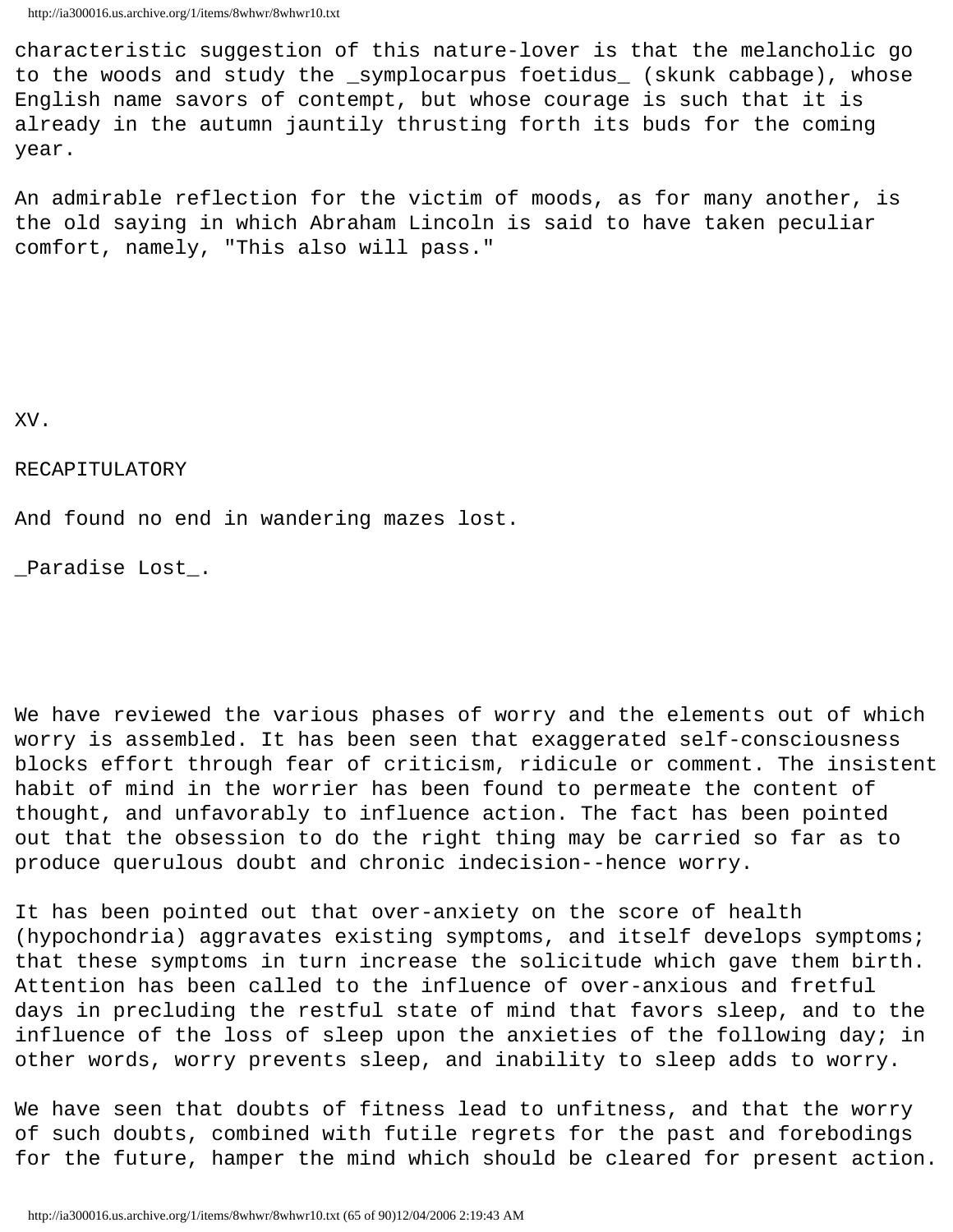characteristic suggestion of this nature-lover is that the melancholic go to the woods and study the _symplocarpus foetidus_ (skunk cabbage), whose English name savors of contempt, but whose courage is such that it is already in the autumn jauntily thrusting forth its buds for the coming year.

An admirable reflection for the victim of moods, as for many another, is the old saying in which Abraham Lincoln is said to have taken peculiar comfort, namely, "This also will pass."

## XV.

## RECAPITULATORY

And found no end in wandering mazes lost.

_Paradise Lost_.

We have reviewed the various phases of worry and the elements out of which worry is assembled. It has been seen that exaggerated self-consciousness blocks effort through fear of criticism, ridicule or comment. The insistent habit of mind in the worrier has been found to permeate the content of thought, and unfavorably to influence action. The fact has been pointed out that the obsession to do the right thing may be carried so far as to produce querulous doubt and chronic indecision--hence worry.

It has been pointed out that over-anxiety on the score of health (hypochondria) aggravates existing symptoms, and itself develops symptoms; that these symptoms in turn increase the solicitude which gave them birth. Attention has been called to the influence of over-anxious and fretful days in precluding the restful state of mind that favors sleep, and to the influence of the loss of sleep upon the anxieties of the following day; in other words, worry prevents sleep, and inability to sleep adds to worry.

We have seen that doubts of fitness lead to unfitness, and that the worry of such doubts, combined with futile regrets for the past and forebodings for the future, hamper the mind which should be cleared for present action.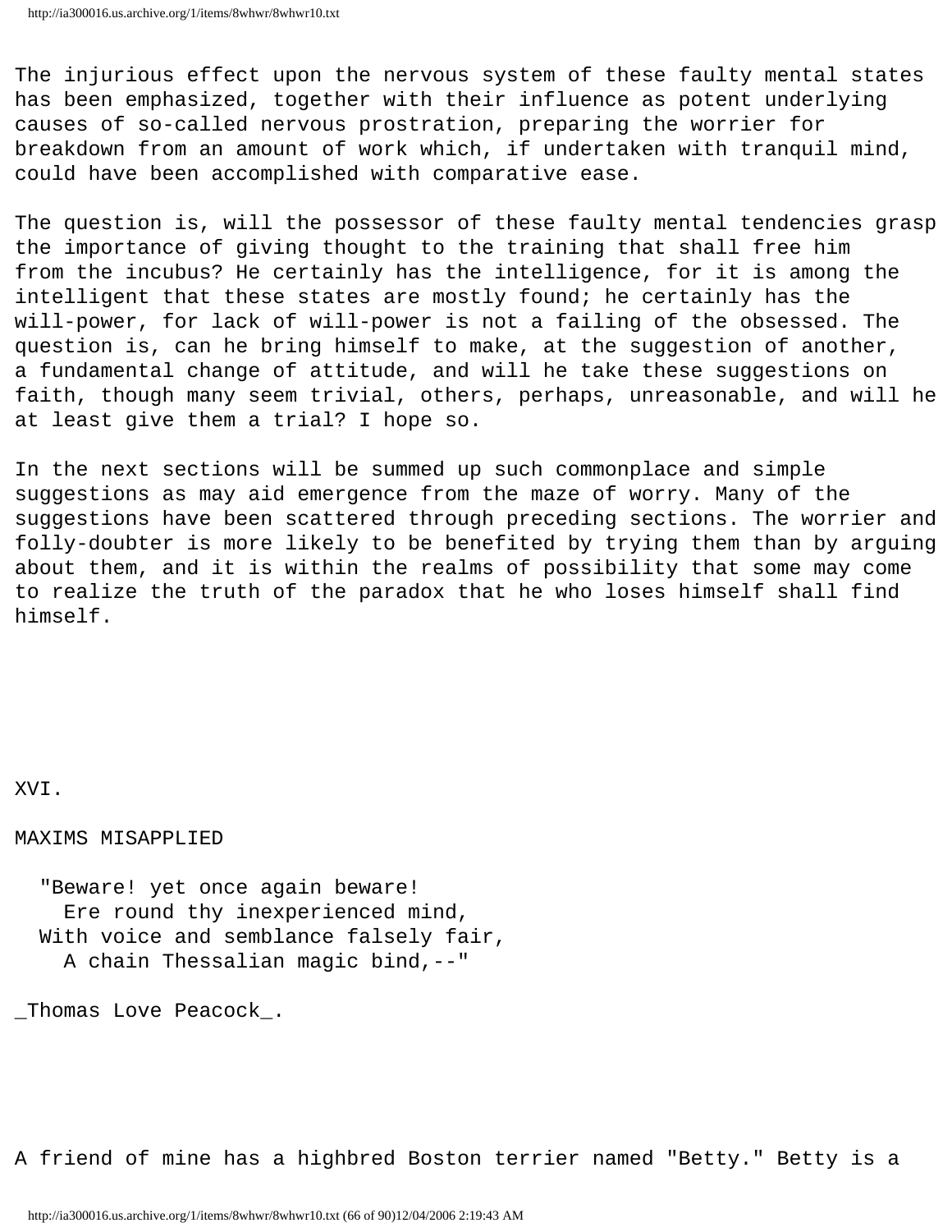The injurious effect upon the nervous system of these faulty mental states has been emphasized, together with their influence as potent underlying causes of so-called nervous prostration, preparing the worrier for breakdown from an amount of work which, if undertaken with tranquil mind, could have been accomplished with comparative ease.

The question is, will the possessor of these faulty mental tendencies grasp the importance of giving thought to the training that shall free him from the incubus? He certainly has the intelligence, for it is among the intelligent that these states are mostly found; he certainly has the will-power, for lack of will-power is not a failing of the obsessed. The question is, can he bring himself to make, at the suggestion of another, a fundamental change of attitude, and will he take these suggestions on faith, though many seem trivial, others, perhaps, unreasonable, and will he at least give them a trial? I hope so.

In the next sections will be summed up such commonplace and simple suggestions as may aid emergence from the maze of worry. Many of the suggestions have been scattered through preceding sections. The worrier and folly-doubter is more likely to be benefited by trying them than by arguing about them, and it is within the realms of possibility that some may come to realize the truth of the paradox that he who loses himself shall find himself.

## XVI.

## MAXIMS MISAPPLIED

> "Beware! yet once again beware!
> Ere round thy inexperienced mind,
> With voice and semblance falsely fair,
> A chain Thessalian magic bind,--"
>
> _Thomas Love Peacock_.

A friend of mine has a highbred Boston terrier named "Betty." Betty is a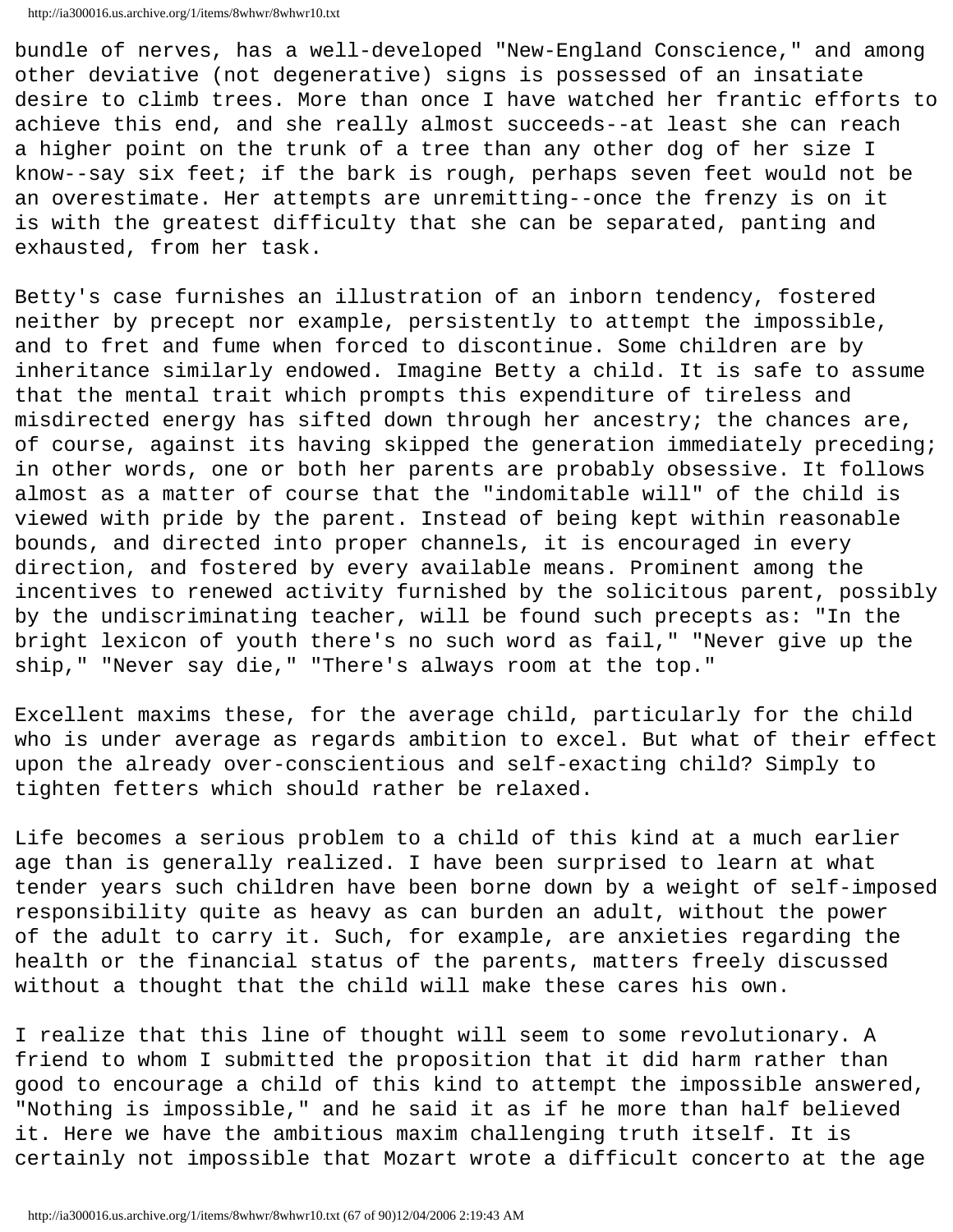bundle of nerves, has a well-developed "New-England Conscience," and among other deviative (not degenerative) signs is possessed of an insatiate desire to climb trees. More than once I have watched her frantic efforts to achieve this end, and she really almost succeeds--at least she can reach a higher point on the trunk of a tree than any other dog of her size I know--say six feet; if the bark is rough, perhaps seven feet would not be an overestimate. Her attempts are unremitting--once the frenzy is on it is with the greatest difficulty that she can be separated, panting and exhausted, from her task.

Betty's case furnishes an illustration of an inborn tendency, fostered neither by precept nor example, persistently to attempt the impossible, and to fret and fume when forced to discontinue. Some children are by inheritance similarly endowed. Imagine Betty a child. It is safe to assume that the mental trait which prompts this expenditure of tireless and misdirected energy has sifted down through her ancestry; the chances are, of course, against its having skipped the generation immediately preceding; in other words, one or both her parents are probably obsessive. It follows almost as a matter of course that the "indomitable will" of the child is viewed with pride by the parent. Instead of being kept within reasonable bounds, and directed into proper channels, it is encouraged in every direction, and fostered by every available means. Prominent among the incentives to renewed activity furnished by the solicitous parent, possibly by the undiscriminating teacher, will be found such precepts as: "In the bright lexicon of youth there's no such word as fail," "Never give up the ship," "Never say die," "There's always room at the top."

Excellent maxims these, for the average child, particularly for the child who is under average as regards ambition to excel. But what of their effect upon the already over-conscientious and self-exacting child? Simply to tighten fetters which should rather be relaxed.

Life becomes a serious problem to a child of this kind at a much earlier age than is generally realized. I have been surprised to learn at what tender years such children have been borne down by a weight of self-imposed responsibility quite as heavy as can burden an adult, without the power of the adult to carry it. Such, for example, are anxieties regarding the health or the financial status of the parents, matters freely discussed without a thought that the child will make these cares his own.

I realize that this line of thought will seem to some revolutionary. A friend to whom I submitted the proposition that it did harm rather than good to encourage a child of this kind to attempt the impossible answered, "Nothing is impossible," and he said it as if he more than half believed it. Here we have the ambitious maxim challenging truth itself. It is certainly not impossible that Mozart wrote a difficult concerto at the age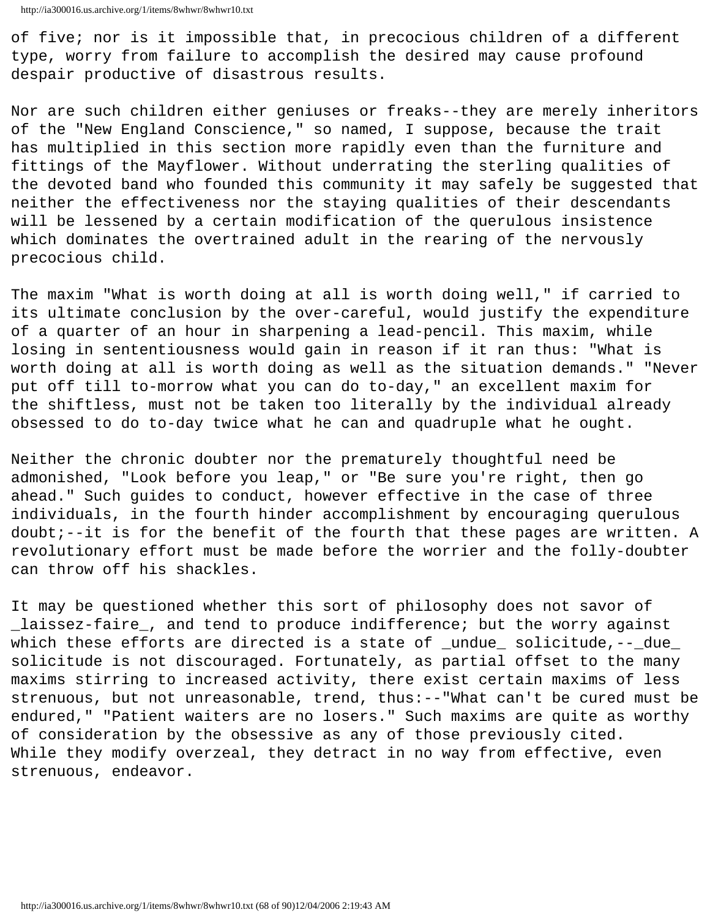of five; nor is it impossible that, in precocious children of a different type, worry from failure to accomplish the desired may cause profound despair productive of disastrous results.

Nor are such children either geniuses or freaks--they are merely inheritors of the "New England Conscience," so named, I suppose, because the trait has multiplied in this section more rapidly even than the furniture and fittings of the Mayflower. Without underrating the sterling qualities of the devoted band who founded this community it may safely be suggested that neither the effectiveness nor the staying qualities of their descendants will be lessened by a certain modification of the querulous insistence which dominates the overtrained adult in the rearing of the nervously precocious child.

The maxim "What is worth doing at all is worth doing well," if carried to its ultimate conclusion by the over-careful, would justify the expenditure of a quarter of an hour in sharpening a lead-pencil. This maxim, while losing in sententiousness would gain in reason if it ran thus: "What is worth doing at all is worth doing as well as the situation demands." "Never put off till to-morrow what you can do to-day," an excellent maxim for the shiftless, must not be taken too literally by the individual already obsessed to do to-day twice what he can and quadruple what he ought.

Neither the chronic doubter nor the prematurely thoughtful need be admonished, "Look before you leap," or "Be sure you're right, then go ahead." Such guides to conduct, however effective in the case of three individuals, in the fourth hinder accomplishment by encouraging querulous doubt;--it is for the benefit of the fourth that these pages are written. A revolutionary effort must be made before the worrier and the folly-doubter can throw off his shackles.

It may be questioned whether this sort of philosophy does not savor of *laissez-faire*, and tend to produce indifference; but the worry against which these efforts are directed is a state of *undue* solicitude,--*due* solicitude is not discouraged. Fortunately, as partial offset to the many maxims stirring to increased activity, there exist certain maxims of less strenuous, but not unreasonable, trend, thus:--"What can't be cured must be endured," "Patient waiters are no losers." Such maxims are quite as worthy of consideration by the obsessive as any of those previously cited. While they modify overzeal, they detract in no way from effective, even strenuous, endeavor.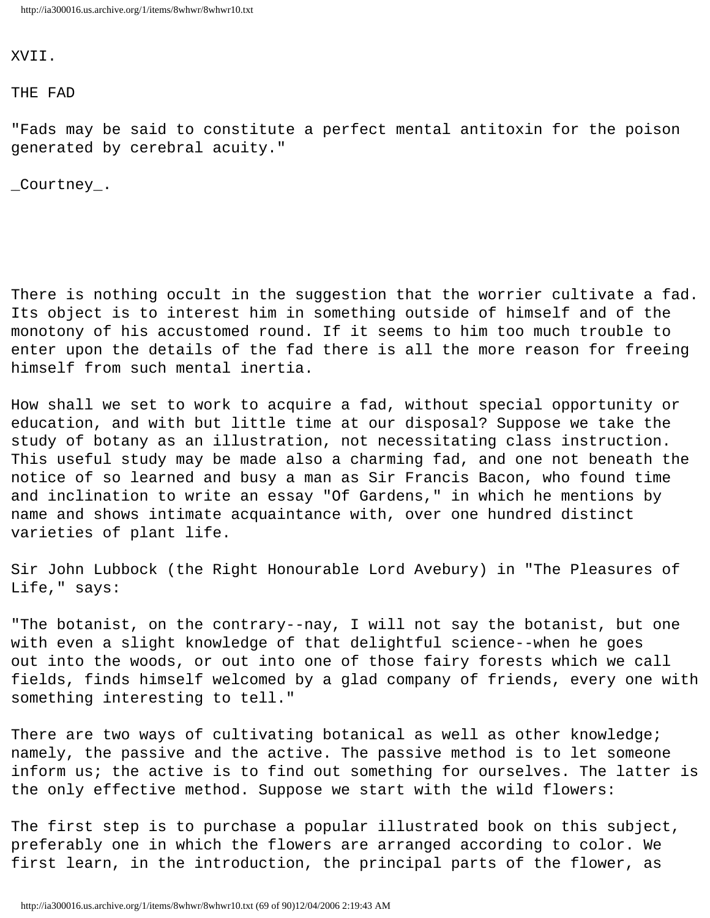## XVII.

## THE FAD

"Fads may be said to constitute a perfect mental antitoxin for the poison generated by cerebral acuity."

*Courtney*.

There is nothing occult in the suggestion that the worrier cultivate a fad. Its object is to interest him in something outside of himself and of the monotony of his accustomed round. If it seems to him too much trouble to enter upon the details of the fad there is all the more reason for freeing himself from such mental inertia.

How shall we set to work to acquire a fad, without special opportunity or education, and with but little time at our disposal? Suppose we take the study of botany as an illustration, not necessitating class instruction. This useful study may be made also a charming fad, and one not beneath the notice of so learned and busy a man as Sir Francis Bacon, who found time and inclination to write an essay "Of Gardens," in which he mentions by name and shows intimate acquaintance with, over one hundred distinct varieties of plant life.

Sir John Lubbock (the Right Honourable Lord Avebury) in "The Pleasures of Life," says:

"The botanist, on the contrary--nay, I will not say the botanist, but one with even a slight knowledge of that delightful science--when he goes out into the woods, or out into one of those fairy forests which we call fields, finds himself welcomed by a glad company of friends, every one with something interesting to tell."

There are two ways of cultivating botanical as well as other knowledge; namely, the passive and the active. The passive method is to let someone inform us; the active is to find out something for ourselves. The latter is the only effective method. Suppose we start with the wild flowers:

The first step is to purchase a popular illustrated book on this subject, preferably one in which the flowers are arranged according to color. We first learn, in the introduction, the principal parts of the flower, as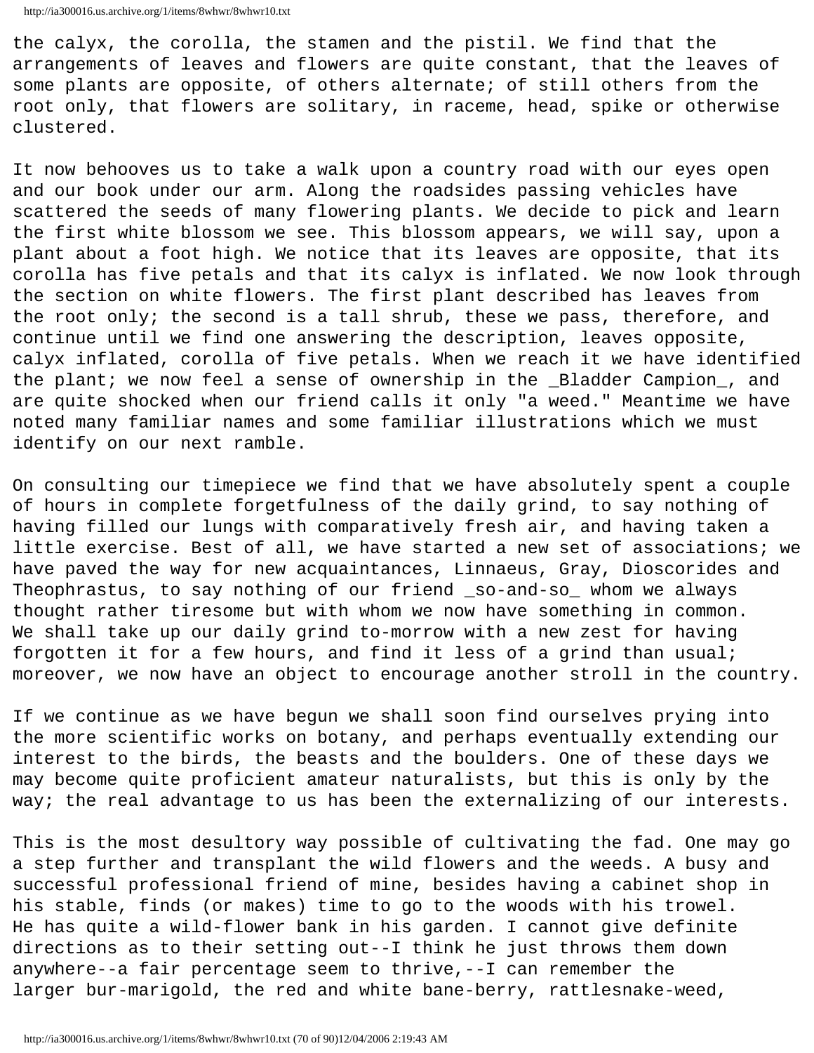the calyx, the corolla, the stamen and the pistil. We find that the arrangements of leaves and flowers are quite constant, that the leaves of some plants are opposite, of others alternate; of still others from the root only, that flowers are solitary, in raceme, head, spike or otherwise clustered.

It now behooves us to take a walk upon a country road with our eyes open and our book under our arm. Along the roadsides passing vehicles have scattered the seeds of many flowering plants. We decide to pick and learn the first white blossom we see. This blossom appears, we will say, upon a plant about a foot high. We notice that its leaves are opposite, that its corolla has five petals and that its calyx is inflated. We now look through the section on white flowers. The first plant described has leaves from the root only; the second is a tall shrub, these we pass, therefore, and continue until we find one answering the description, leaves opposite, calyx inflated, corolla of five petals. When we reach it we have identified the plant; we now feel a sense of ownership in the _Bladder Campion_, and are quite shocked when our friend calls it only "a weed." Meantime we have noted many familiar names and some familiar illustrations which we must identify on our next ramble.

On consulting our timepiece we find that we have absolutely spent a couple of hours in complete forgetfulness of the daily grind, to say nothing of having filled our lungs with comparatively fresh air, and having taken a little exercise. Best of all, we have started a new set of associations; we have paved the way for new acquaintances, Linnaeus, Gray, Dioscorides and Theophrastus, to say nothing of our friend _so-and-so_ whom we always thought rather tiresome but with whom we now have something in common. We shall take up our daily grind to-morrow with a new zest for having forgotten it for a few hours, and find it less of a grind than usual; moreover, we now have an object to encourage another stroll in the country.

If we continue as we have begun we shall soon find ourselves prying into the more scientific works on botany, and perhaps eventually extending our interest to the birds, the beasts and the boulders. One of these days we may become quite proficient amateur naturalists, but this is only by the way; the real advantage to us has been the externalizing of our interests.

This is the most desultory way possible of cultivating the fad. One may go a step further and transplant the wild flowers and the weeds. A busy and successful professional friend of mine, besides having a cabinet shop in his stable, finds (or makes) time to go to the woods with his trowel. He has quite a wild-flower bank in his garden. I cannot give definite directions as to their setting out--I think he just throws them down anywhere--a fair percentage seem to thrive,--I can remember the larger bur-marigold, the red and white bane-berry, rattlesnake-weed,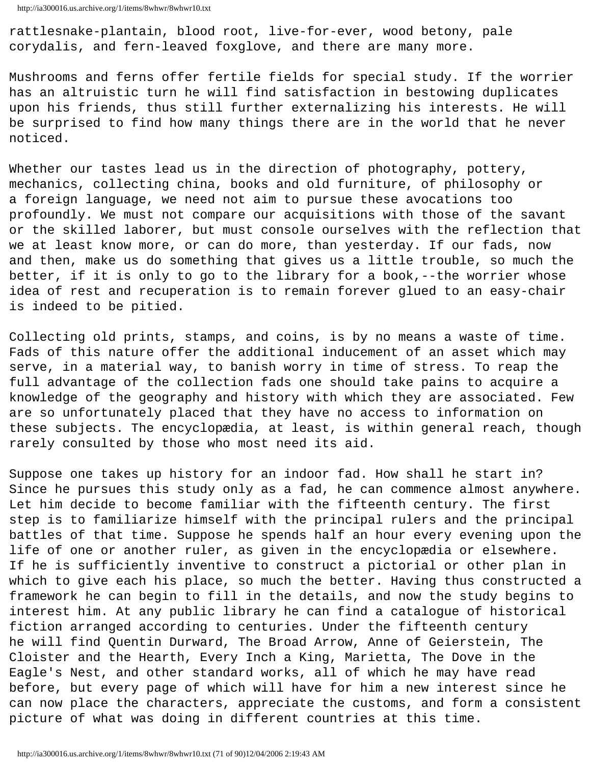rattlesnake-plantain, blood root, live-for-ever, wood betony, pale corydalis, and fern-leaved foxglove, and there are many more.

Mushrooms and ferns offer fertile fields for special study. If the worrier has an altruistic turn he will find satisfaction in bestowing duplicates upon his friends, thus still further externalizing his interests. He will be surprised to find how many things there are in the world that he never noticed.

Whether our tastes lead us in the direction of photography, pottery, mechanics, collecting china, books and old furniture, of philosophy or a foreign language, we need not aim to pursue these avocations too profoundly. We must not compare our acquisitions with those of the savant or the skilled laborer, but must console ourselves with the reflection that we at least know more, or can do more, than yesterday. If our fads, now and then, make us do something that gives us a little trouble, so much the better, if it is only to go to the library for a book,--the worrier whose idea of rest and recuperation is to remain forever glued to an easy-chair is indeed to be pitied.

Collecting old prints, stamps, and coins, is by no means a waste of time. Fads of this nature offer the additional inducement of an asset which may serve, in a material way, to banish worry in time of stress. To reap the full advantage of the collection fads one should take pains to acquire a knowledge of the geography and history with which they are associated. Few are so unfortunately placed that they have no access to information on these subjects. The encyclopædia, at least, is within general reach, though rarely consulted by those who most need its aid.

Suppose one takes up history for an indoor fad. How shall he start in? Since he pursues this study only as a fad, he can commence almost anywhere. Let him decide to become familiar with the fifteenth century. The first step is to familiarize himself with the principal rulers and the principal battles of that time. Suppose he spends half an hour every evening upon the life of one or another ruler, as given in the encyclopædia or elsewhere. If he is sufficiently inventive to construct a pictorial or other plan in which to give each his place, so much the better. Having thus constructed a framework he can begin to fill in the details, and now the study begins to interest him. At any public library he can find a catalogue of historical fiction arranged according to centuries. Under the fifteenth century he will find Quentin Durward, The Broad Arrow, Anne of Geierstein, The Cloister and the Hearth, Every Inch a King, Marietta, The Dove in the Eagle's Nest, and other standard works, all of which he may have read before, but every page of which will have for him a new interest since he can now place the characters, appreciate the customs, and form a consistent picture of what was doing in different countries at this time.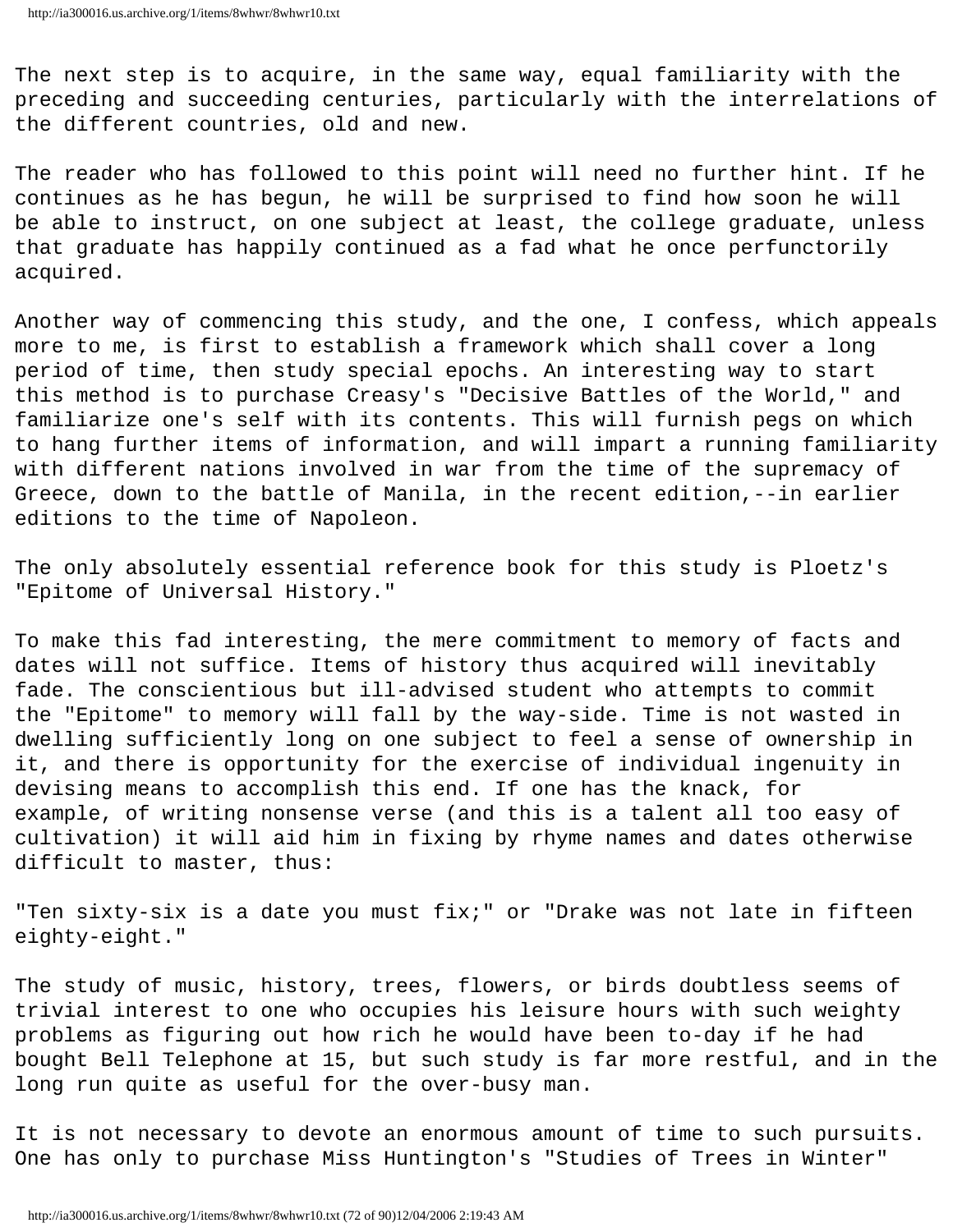The next step is to acquire, in the same way, equal familiarity with the preceding and succeeding centuries, particularly with the interrelations of the different countries, old and new.

The reader who has followed to this point will need no further hint. If he continues as he has begun, he will be surprised to find how soon he will be able to instruct, on one subject at least, the college graduate, unless that graduate has happily continued as a fad what he once perfunctorily acquired.

Another way of commencing this study, and the one, I confess, which appeals more to me, is first to establish a framework which shall cover a long period of time, then study special epochs. An interesting way to start this method is to purchase Creasy's "Decisive Battles of the World," and familiarize one's self with its contents. This will furnish pegs on which to hang further items of information, and will impart a running familiarity with different nations involved in war from the time of the supremacy of Greece, down to the battle of Manila, in the recent edition,--in earlier editions to the time of Napoleon.

The only absolutely essential reference book for this study is Ploetz's "Epitome of Universal History."

To make this fad interesting, the mere commitment to memory of facts and dates will not suffice. Items of history thus acquired will inevitably fade. The conscientious but ill-advised student who attempts to commit the "Epitome" to memory will fall by the way-side. Time is not wasted in dwelling sufficiently long on one subject to feel a sense of ownership in it, and there is opportunity for the exercise of individual ingenuity in devising means to accomplish this end. If one has the knack, for example, of writing nonsense verse (and this is a talent all too easy of cultivation) it will aid him in fixing by rhyme names and dates otherwise difficult to master, thus:

"Ten sixty-six is a date you must fix;" or "Drake was not late in fifteen eighty-eight."

The study of music, history, trees, flowers, or birds doubtless seems of trivial interest to one who occupies his leisure hours with such weighty problems as figuring out how rich he would have been to-day if he had bought Bell Telephone at 15, but such study is far more restful, and in the long run quite as useful for the over-busy man.

It is not necessary to devote an enormous amount of time to such pursuits. One has only to purchase Miss Huntington's "Studies of Trees in Winter"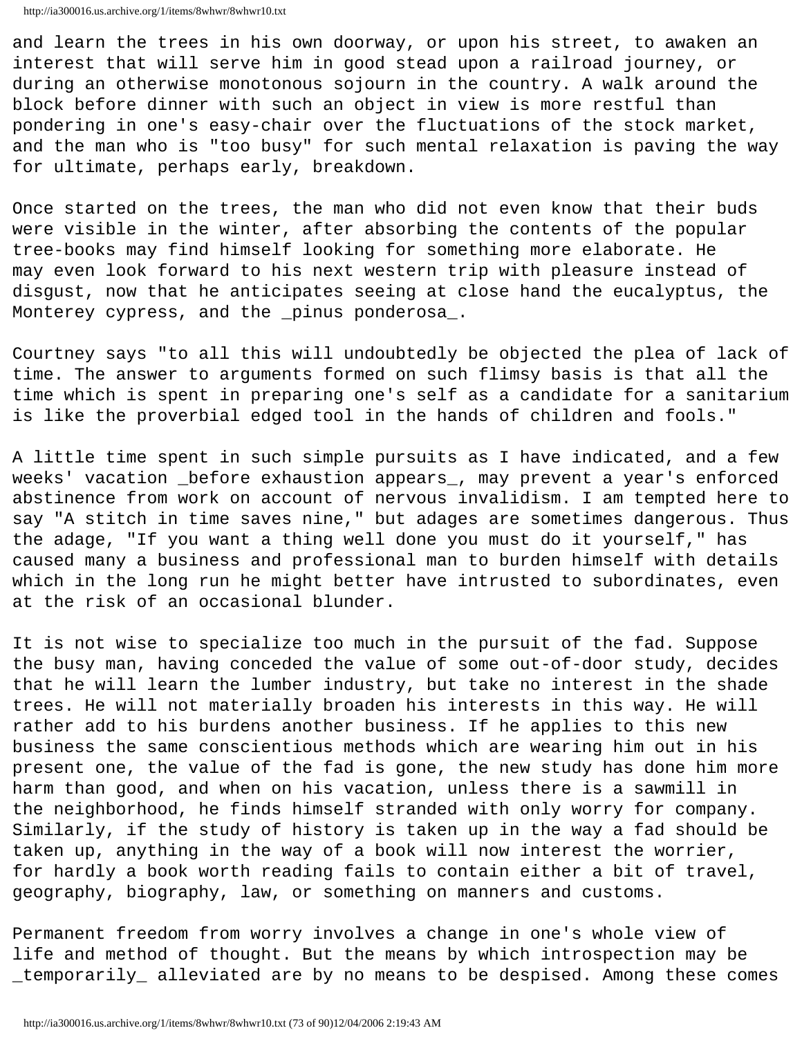and learn the trees in his own doorway, or upon his street, to awaken an interest that will serve him in good stead upon a railroad journey, or during an otherwise monotonous sojourn in the country. A walk around the block before dinner with such an object in view is more restful than pondering in one's easy-chair over the fluctuations of the stock market, and the man who is "too busy" for such mental relaxation is paving the way for ultimate, perhaps early, breakdown.

Once started on the trees, the man who did not even know that their buds were visible in the winter, after absorbing the contents of the popular tree-books may find himself looking for something more elaborate. He may even look forward to his next western trip with pleasure instead of disgust, now that he anticipates seeing at close hand the eucalyptus, the Monterey cypress, and the _pinus ponderosa_.

Courtney says "to all this will undoubtedly be objected the plea of lack of time. The answer to arguments formed on such flimsy basis is that all the time which is spent in preparing one's self as a candidate for a sanitarium is like the proverbial edged tool in the hands of children and fools."

A little time spent in such simple pursuits as I have indicated, and a few weeks' vacation _before exhaustion appears_, may prevent a year's enforced abstinence from work on account of nervous invalidism. I am tempted here to say "A stitch in time saves nine," but adages are sometimes dangerous. Thus the adage, "If you want a thing well done you must do it yourself," has caused many a business and professional man to burden himself with details which in the long run he might better have intrusted to subordinates, even at the risk of an occasional blunder.

It is not wise to specialize too much in the pursuit of the fad. Suppose the busy man, having conceded the value of some out-of-door study, decides that he will learn the lumber industry, but take no interest in the shade trees. He will not materially broaden his interests in this way. He will rather add to his burdens another business. If he applies to this new business the same conscientious methods which are wearing him out in his present one, the value of the fad is gone, the new study has done him more harm than good, and when on his vacation, unless there is a sawmill in the neighborhood, he finds himself stranded with only worry for company. Similarly, if the study of history is taken up in the way a fad should be taken up, anything in the way of a book will now interest the worrier, for hardly a book worth reading fails to contain either a bit of travel, geography, biography, law, or something on manners and customs.

Permanent freedom from worry involves a change in one's whole view of life and method of thought. But the means by which introspection may be _temporarily_ alleviated are by no means to be despised. Among these comes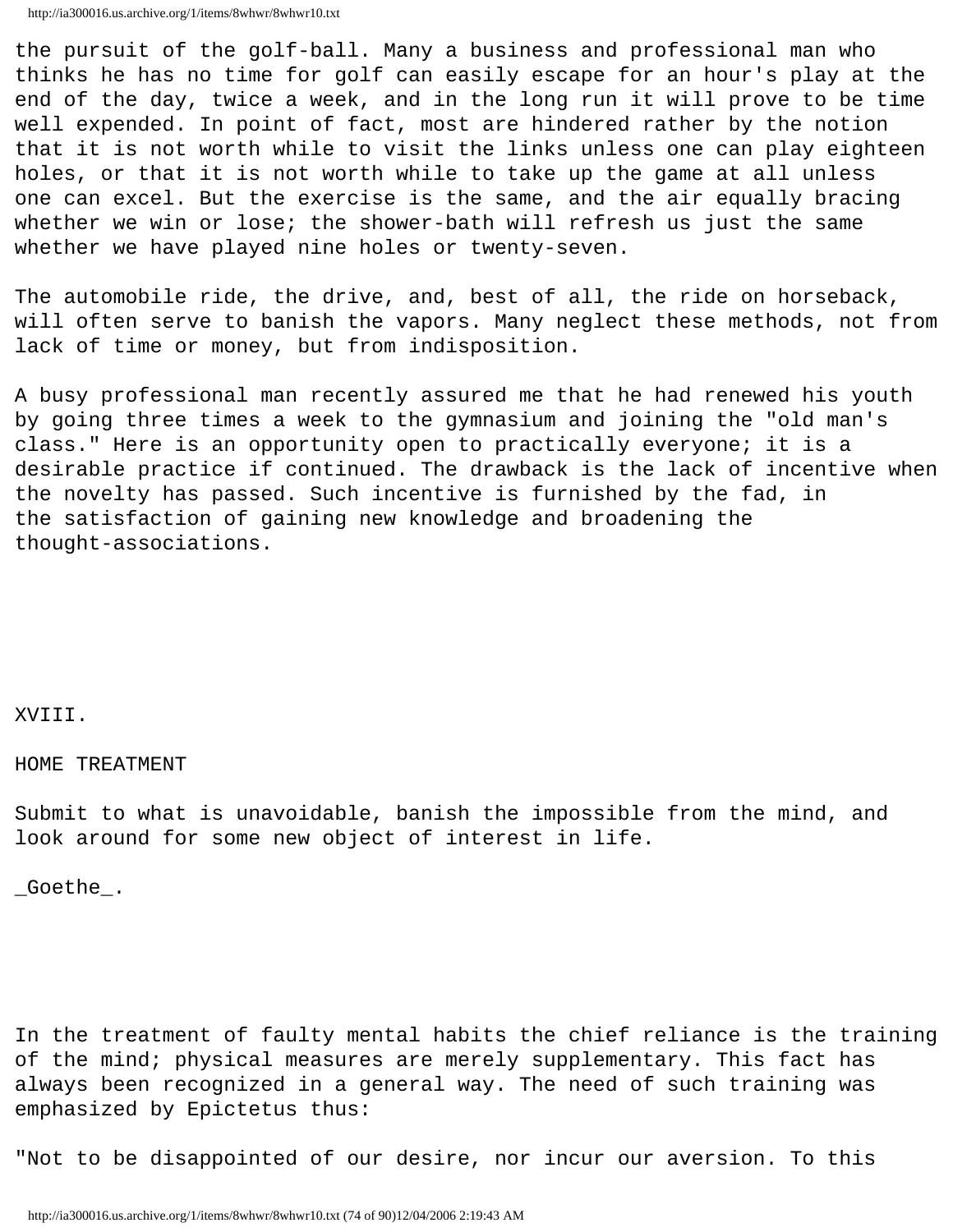the pursuit of the golf-ball. Many a business and professional man who thinks he has no time for golf can easily escape for an hour's play at the end of the day, twice a week, and in the long run it will prove to be time well expended. In point of fact, most are hindered rather by the notion that it is not worth while to visit the links unless one can play eighteen holes, or that it is not worth while to take up the game at all unless one can excel. But the exercise is the same, and the air equally bracing whether we win or lose; the shower-bath will refresh us just the same whether we have played nine holes or twenty-seven.

The automobile ride, the drive, and, best of all, the ride on horseback, will often serve to banish the vapors. Many neglect these methods, not from lack of time or money, but from indisposition.

A busy professional man recently assured me that he had renewed his youth by going three times a week to the gymnasium and joining the "old man's class." Here is an opportunity open to practically everyone; it is a desirable practice if continued. The drawback is the lack of incentive when the novelty has passed. Such incentive is furnished by the fad, in the satisfaction of gaining new knowledge and broadening the thought-associations.

## XVIII.

## HOME TREATMENT

Submit to what is unavoidable, banish the impossible from the mind, and look around for some new object of interest in life.

_Goethe_.

In the treatment of faulty mental habits the chief reliance is the training of the mind; physical measures are merely supplementary. This fact has always been recognized in a general way. The need of such training was emphasized by Epictetus thus:

"Not to be disappointed of our desire, nor incur our aversion. To this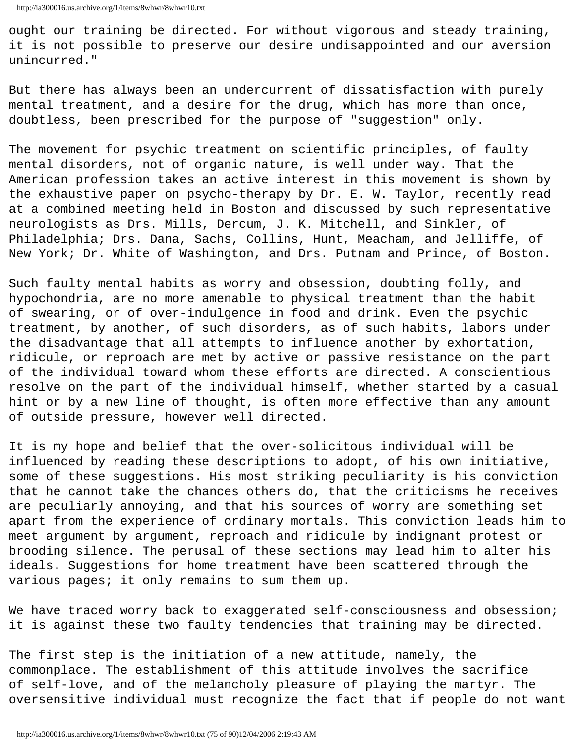ought our training be directed. For without vigorous and steady training, it is not possible to preserve our desire undisappointed and our aversion unincurred."

But there has always been an undercurrent of dissatisfaction with purely mental treatment, and a desire for the drug, which has more than once, doubtless, been prescribed for the purpose of "suggestion" only.

The movement for psychic treatment on scientific principles, of faulty mental disorders, not of organic nature, is well under way. That the American profession takes an active interest in this movement is shown by the exhaustive paper on psycho-therapy by Dr. E. W. Taylor, recently read at a combined meeting held in Boston and discussed by such representative neurologists as Drs. Mills, Dercum, J. K. Mitchell, and Sinkler, of Philadelphia; Drs. Dana, Sachs, Collins, Hunt, Meacham, and Jelliffe, of New York; Dr. White of Washington, and Drs. Putnam and Prince, of Boston.

Such faulty mental habits as worry and obsession, doubting folly, and hypochondria, are no more amenable to physical treatment than the habit of swearing, or of over-indulgence in food and drink. Even the psychic treatment, by another, of such disorders, as of such habits, labors under the disadvantage that all attempts to influence another by exhortation, ridicule, or reproach are met by active or passive resistance on the part of the individual toward whom these efforts are directed. A conscientious resolve on the part of the individual himself, whether started by a casual hint or by a new line of thought, is often more effective than any amount of outside pressure, however well directed.

It is my hope and belief that the over-solicitous individual will be influenced by reading these descriptions to adopt, of his own initiative, some of these suggestions. His most striking peculiarity is his conviction that he cannot take the chances others do, that the criticisms he receives are peculiarly annoying, and that his sources of worry are something set apart from the experience of ordinary mortals. This conviction leads him to meet argument by argument, reproach and ridicule by indignant protest or brooding silence. The perusal of these sections may lead him to alter his ideals. Suggestions for home treatment have been scattered through the various pages; it only remains to sum them up.

We have traced worry back to exaggerated self-consciousness and obsession; it is against these two faulty tendencies that training may be directed.

The first step is the initiation of a new attitude, namely, the commonplace. The establishment of this attitude involves the sacrifice of self-love, and of the melancholy pleasure of playing the martyr. The oversensitive individual must recognize the fact that if people do not want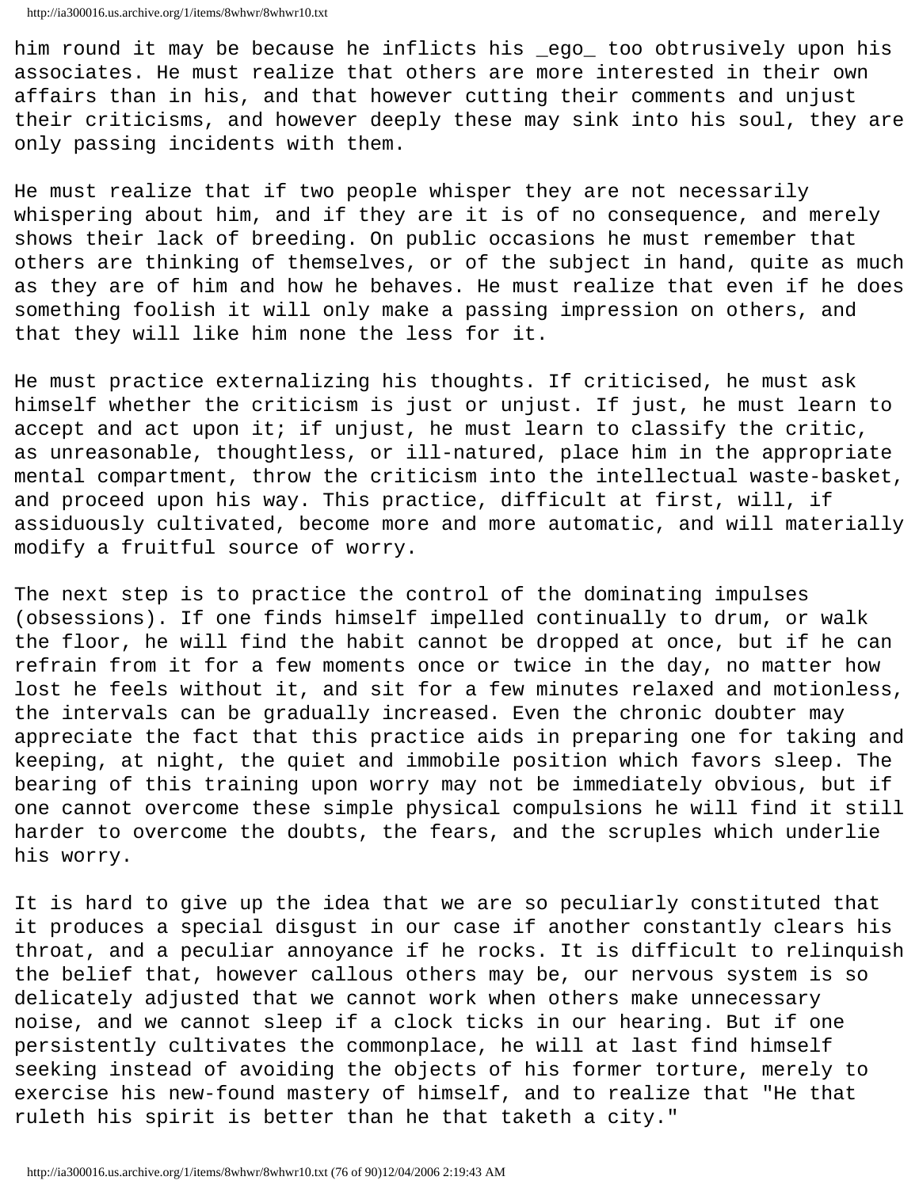him round it may be because he inflicts his _ego_ too obtrusively upon his associates. He must realize that others are more interested in their own affairs than in his, and that however cutting their comments and unjust their criticisms, and however deeply these may sink into his soul, they are only passing incidents with them.

He must realize that if two people whisper they are not necessarily whispering about him, and if they are it is of no consequence, and merely shows their lack of breeding. On public occasions he must remember that others are thinking of themselves, or of the subject in hand, quite as much as they are of him and how he behaves. He must realize that even if he does something foolish it will only make a passing impression on others, and that they will like him none the less for it.

He must practice externalizing his thoughts. If criticised, he must ask himself whether the criticism is just or unjust. If just, he must learn to accept and act upon it; if unjust, he must learn to classify the critic, as unreasonable, thoughtless, or ill-natured, place him in the appropriate mental compartment, throw the criticism into the intellectual waste-basket, and proceed upon his way. This practice, difficult at first, will, if assiduously cultivated, become more and more automatic, and will materially modify a fruitful source of worry.

The next step is to practice the control of the dominating impulses (obsessions). If one finds himself impelled continually to drum, or walk the floor, he will find the habit cannot be dropped at once, but if he can refrain from it for a few moments once or twice in the day, no matter how lost he feels without it, and sit for a few minutes relaxed and motionless, the intervals can be gradually increased. Even the chronic doubter may appreciate the fact that this practice aids in preparing one for taking and keeping, at night, the quiet and immobile position which favors sleep. The bearing of this training upon worry may not be immediately obvious, but if one cannot overcome these simple physical compulsions he will find it still harder to overcome the doubts, the fears, and the scruples which underlie his worry.

It is hard to give up the idea that we are so peculiarly constituted that it produces a special disgust in our case if another constantly clears his throat, and a peculiar annoyance if he rocks. It is difficult to relinquish the belief that, however callous others may be, our nervous system is so delicately adjusted that we cannot work when others make unnecessary noise, and we cannot sleep if a clock ticks in our hearing. But if one persistently cultivates the commonplace, he will at last find himself seeking instead of avoiding the objects of his former torture, merely to exercise his new-found mastery of himself, and to realize that "He that ruleth his spirit is better than he that taketh a city."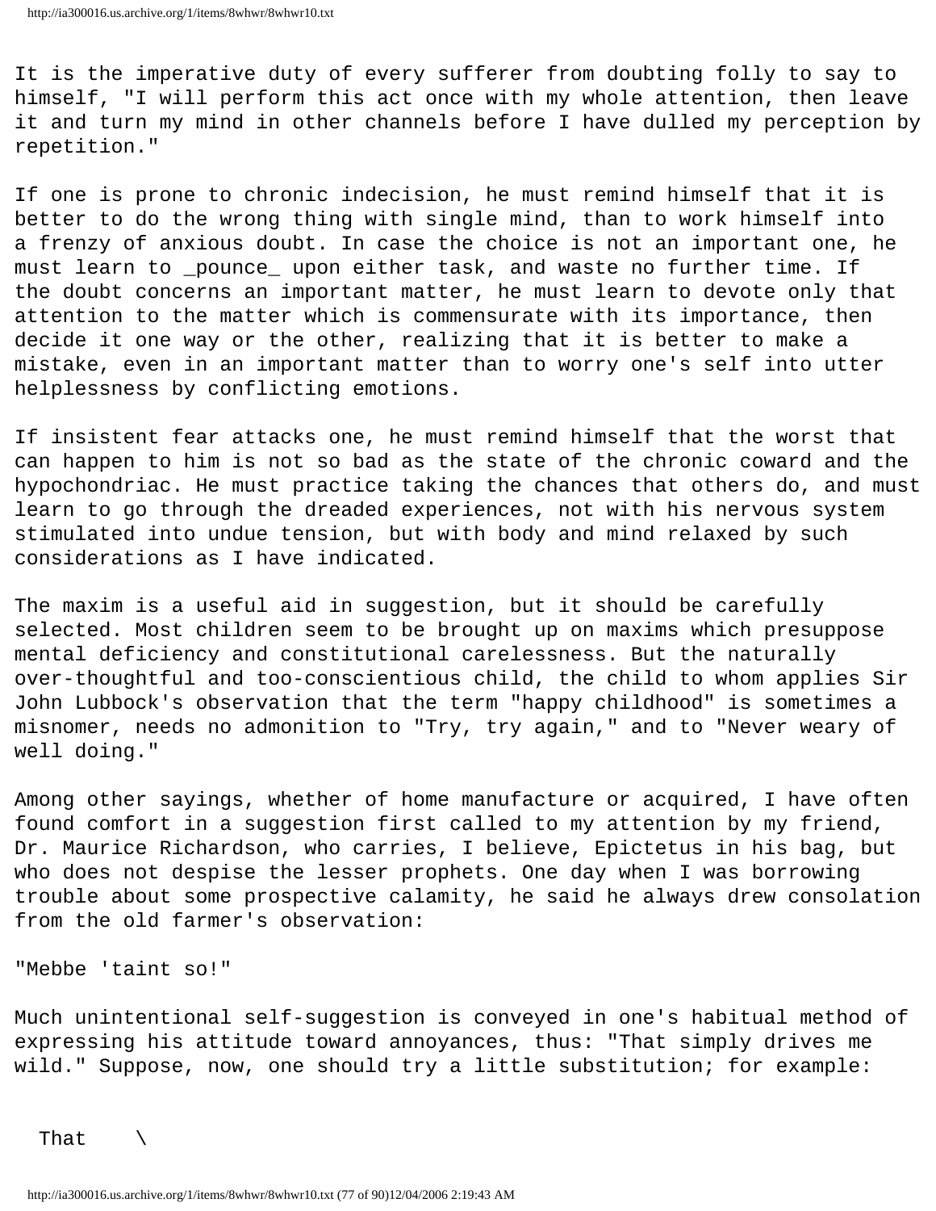It is the imperative duty of every sufferer from doubting folly to say to himself, "I will perform this act once with my whole attention, then leave it and turn my mind in other channels before I have dulled my perception by repetition."

If one is prone to chronic indecision, he must remind himself that it is better to do the wrong thing with single mind, than to work himself into a frenzy of anxious doubt. In case the choice is not an important one, he must learn to _pounce_ upon either task, and waste no further time. If the doubt concerns an important matter, he must learn to devote only that attention to the matter which is commensurate with its importance, then decide it one way or the other, realizing that it is better to make a mistake, even in an important matter than to worry one's self into utter helplessness by conflicting emotions.

If insistent fear attacks one, he must remind himself that the worst that can happen to him is not so bad as the state of the chronic coward and the hypochondriac. He must practice taking the chances that others do, and must learn to go through the dreaded experiences, not with his nervous system stimulated into undue tension, but with body and mind relaxed by such considerations as I have indicated.

The maxim is a useful aid in suggestion, but it should be carefully selected. Most children seem to be brought up on maxims which presuppose mental deficiency and constitutional carelessness. But the naturally over-thoughtful and too-conscientious child, the child to whom applies Sir John Lubbock's observation that the term "happy childhood" is sometimes a misnomer, needs no admonition to "Try, try again," and to "Never weary of well doing."

Among other sayings, whether of home manufacture or acquired, I have often found comfort in a suggestion first called to my attention by my friend, Dr. Maurice Richardson, who carries, I believe, Epictetus in his bag, but who does not despise the lesser prophets. One day when I was borrowing trouble about some prospective calamity, he said he always drew consolation from the old farmer's observation:

"Mebbe 'taint so!"

Much unintentional self-suggestion is conveyed in one's habitual method of expressing his attitude toward annoyances, thus: "That simply drives me wild." Suppose, now, one should try a little substitution; for example:

```
  That    \
```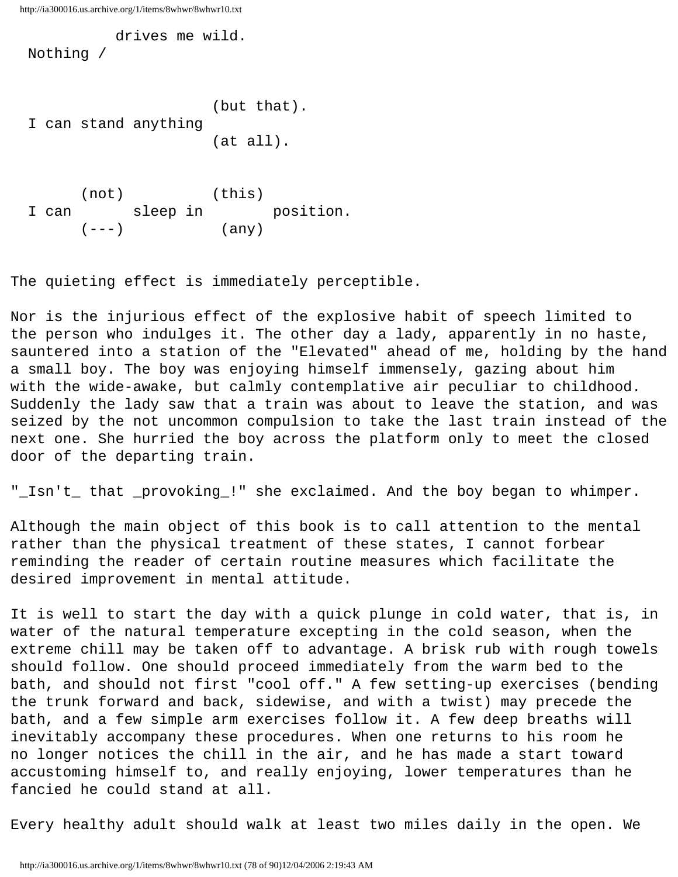```
           drives me wild.
  Nothing /


                      (but that).
  I can stand anything
                      (at all).


        (not)         (this)
  I can       sleep in       position.
        (---)          (any)
```

The quieting effect is immediately perceptible.

Nor is the injurious effect of the explosive habit of speech limited to the person who indulges it. The other day a lady, apparently in no haste, sauntered into a station of the "Elevated" ahead of me, holding by the hand a small boy. The boy was enjoying himself immensely, gazing about him with the wide-awake, but calmly contemplative air peculiar to childhood. Suddenly the lady saw that a train was about to leave the station, and was seized by the not uncommon compulsion to take the last train instead of the next one. She hurried the boy across the platform only to meet the closed door of the departing train.

"*Isn't* that *provoking*!" she exclaimed. And the boy began to whimper.

Although the main object of this book is to call attention to the mental rather than the physical treatment of these states, I cannot forbear reminding the reader of certain routine measures which facilitate the desired improvement in mental attitude.

It is well to start the day with a quick plunge in cold water, that is, in water of the natural temperature excepting in the cold season, when the extreme chill may be taken off to advantage. A brisk rub with rough towels should follow. One should proceed immediately from the warm bed to the bath, and should not first "cool off." A few setting-up exercises (bending the trunk forward and back, sidewise, and with a twist) may precede the bath, and a few simple arm exercises follow it. A few deep breaths will inevitably accompany these procedures. When one returns to his room he no longer notices the chill in the air, and he has made a start toward accustoming himself to, and really enjoying, lower temperatures than he fancied he could stand at all.

Every healthy adult should walk at least two miles daily in the open. We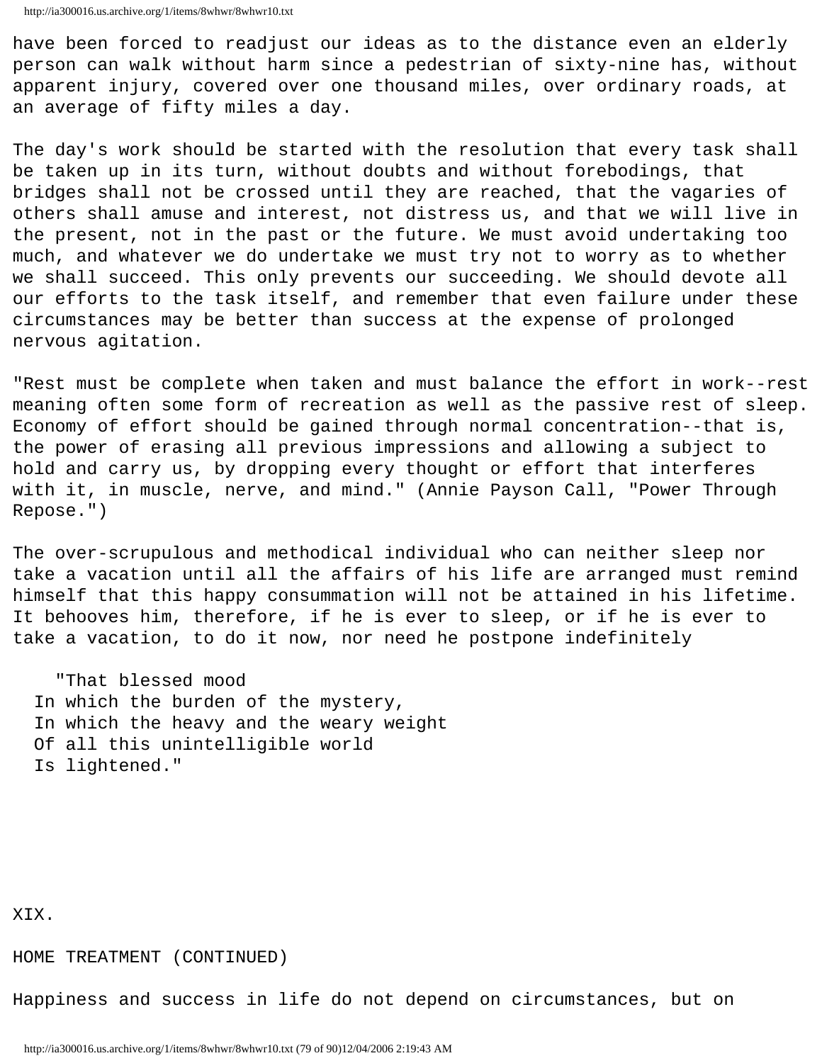have been forced to readjust our ideas as to the distance even an elderly person can walk without harm since a pedestrian of sixty-nine has, without apparent injury, covered over one thousand miles, over ordinary roads, at an average of fifty miles a day.

The day's work should be started with the resolution that every task shall be taken up in its turn, without doubts and without forebodings, that bridges shall not be crossed until they are reached, that the vagaries of others shall amuse and interest, not distress us, and that we will live in the present, not in the past or the future. We must avoid undertaking too much, and whatever we do undertake we must try not to worry as to whether we shall succeed. This only prevents our succeeding. We should devote all our efforts to the task itself, and remember that even failure under these circumstances may be better than success at the expense of prolonged nervous agitation.

"Rest must be complete when taken and must balance the effort in work--rest meaning often some form of recreation as well as the passive rest of sleep. Economy of effort should be gained through normal concentration--that is, the power of erasing all previous impressions and allowing a subject to hold and carry us, by dropping every thought or effort that interferes with it, in muscle, nerve, and mind." (Annie Payson Call, "Power Through Repose.")

The over-scrupulous and methodical individual who can neither sleep nor take a vacation until all the affairs of his life are arranged must remind himself that this happy consummation will not be attained in his lifetime. It behooves him, therefore, if he is ever to sleep, or if he is ever to take a vacation, to do it now, nor need he postpone indefinitely

> "That blessed mood
> In which the burden of the mystery,
> In which the heavy and the weary weight
> Of all this unintelligible world
> Is lightened."

## XIX.

## HOME TREATMENT (CONTINUED)

Happiness and success in life do not depend on circumstances, but on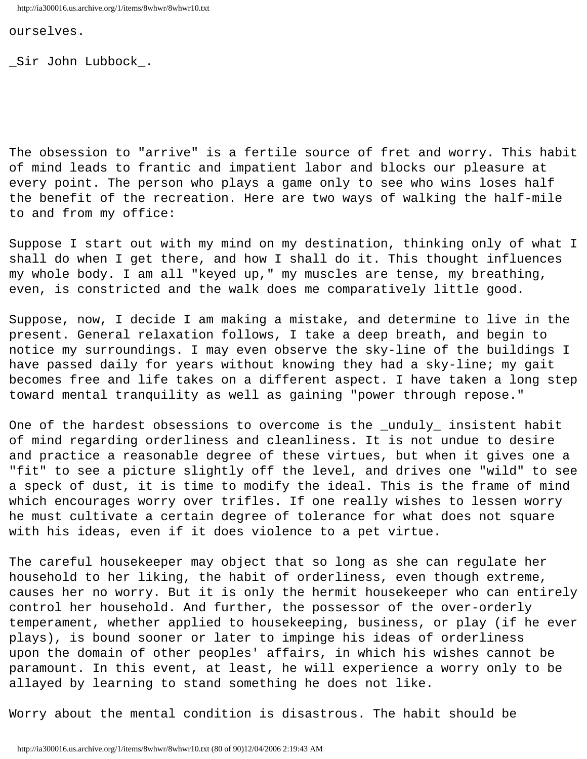ourselves.

_Sir John Lubbock_.

The obsession to "arrive" is a fertile source of fret and worry. This habit of mind leads to frantic and impatient labor and blocks our pleasure at every point. The person who plays a game only to see who wins loses half the benefit of the recreation. Here are two ways of walking the half-mile to and from my office:

Suppose I start out with my mind on my destination, thinking only of what I shall do when I get there, and how I shall do it. This thought influences my whole body. I am all "keyed up," my muscles are tense, my breathing, even, is constricted and the walk does me comparatively little good.

Suppose, now, I decide I am making a mistake, and determine to live in the present. General relaxation follows, I take a deep breath, and begin to notice my surroundings. I may even observe the sky-line of the buildings I have passed daily for years without knowing they had a sky-line; my gait becomes free and life takes on a different aspect. I have taken a long step toward mental tranquility as well as gaining "power through repose."

One of the hardest obsessions to overcome is the _unduly_ insistent habit of mind regarding orderliness and cleanliness. It is not undue to desire and practice a reasonable degree of these virtues, but when it gives one a "fit" to see a picture slightly off the level, and drives one "wild" to see a speck of dust, it is time to modify the ideal. This is the frame of mind which encourages worry over trifles. If one really wishes to lessen worry he must cultivate a certain degree of tolerance for what does not square with his ideas, even if it does violence to a pet virtue.

The careful housekeeper may object that so long as she can regulate her household to her liking, the habit of orderliness, even though extreme, causes her no worry. But it is only the hermit housekeeper who can entirely control her household. And further, the possessor of the over-orderly temperament, whether applied to housekeeping, business, or play (if he ever plays), is bound sooner or later to impinge his ideas of orderliness upon the domain of other peoples' affairs, in which his wishes cannot be paramount. In this event, at least, he will experience a worry only to be allayed by learning to stand something he does not like.

Worry about the mental condition is disastrous. The habit should be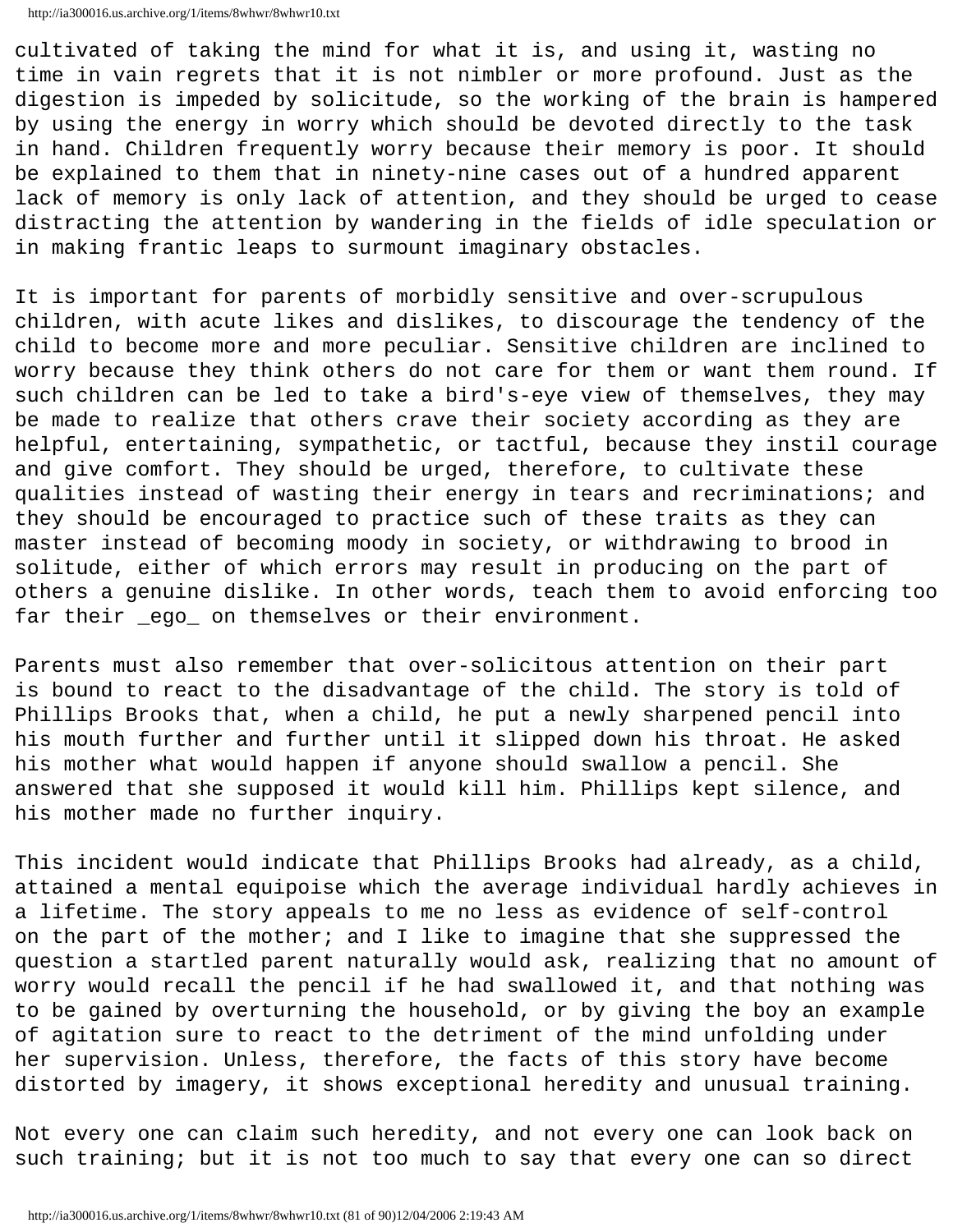cultivated of taking the mind for what it is, and using it, wasting no time in vain regrets that it is not nimbler or more profound. Just as the digestion is impeded by solicitude, so the working of the brain is hampered by using the energy in worry which should be devoted directly to the task in hand. Children frequently worry because their memory is poor. It should be explained to them that in ninety-nine cases out of a hundred apparent lack of memory is only lack of attention, and they should be urged to cease distracting the attention by wandering in the fields of idle speculation or in making frantic leaps to surmount imaginary obstacles.

It is important for parents of morbidly sensitive and over-scrupulous children, with acute likes and dislikes, to discourage the tendency of the child to become more and more peculiar. Sensitive children are inclined to worry because they think others do not care for them or want them round. If such children can be led to take a bird's-eye view of themselves, they may be made to realize that others crave their society according as they are helpful, entertaining, sympathetic, or tactful, because they instil courage and give comfort. They should be urged, therefore, to cultivate these qualities instead of wasting their energy in tears and recriminations; and they should be encouraged to practice such of these traits as they can master instead of becoming moody in society, or withdrawing to brood in solitude, either of which errors may result in producing on the part of others a genuine dislike. In other words, teach them to avoid enforcing too far their _ego_ on themselves or their environment.

Parents must also remember that over-solicitous attention on their part is bound to react to the disadvantage of the child. The story is told of Phillips Brooks that, when a child, he put a newly sharpened pencil into his mouth further and further until it slipped down his throat. He asked his mother what would happen if anyone should swallow a pencil. She answered that she supposed it would kill him. Phillips kept silence, and his mother made no further inquiry.

This incident would indicate that Phillips Brooks had already, as a child, attained a mental equipoise which the average individual hardly achieves in a lifetime. The story appeals to me no less as evidence of self-control on the part of the mother; and I like to imagine that she suppressed the question a startled parent naturally would ask, realizing that no amount of worry would recall the pencil if he had swallowed it, and that nothing was to be gained by overturning the household, or by giving the boy an example of agitation sure to react to the detriment of the mind unfolding under her supervision. Unless, therefore, the facts of this story have become distorted by imagery, it shows exceptional heredity and unusual training.

Not every one can claim such heredity, and not every one can look back on such training; but it is not too much to say that every one can so direct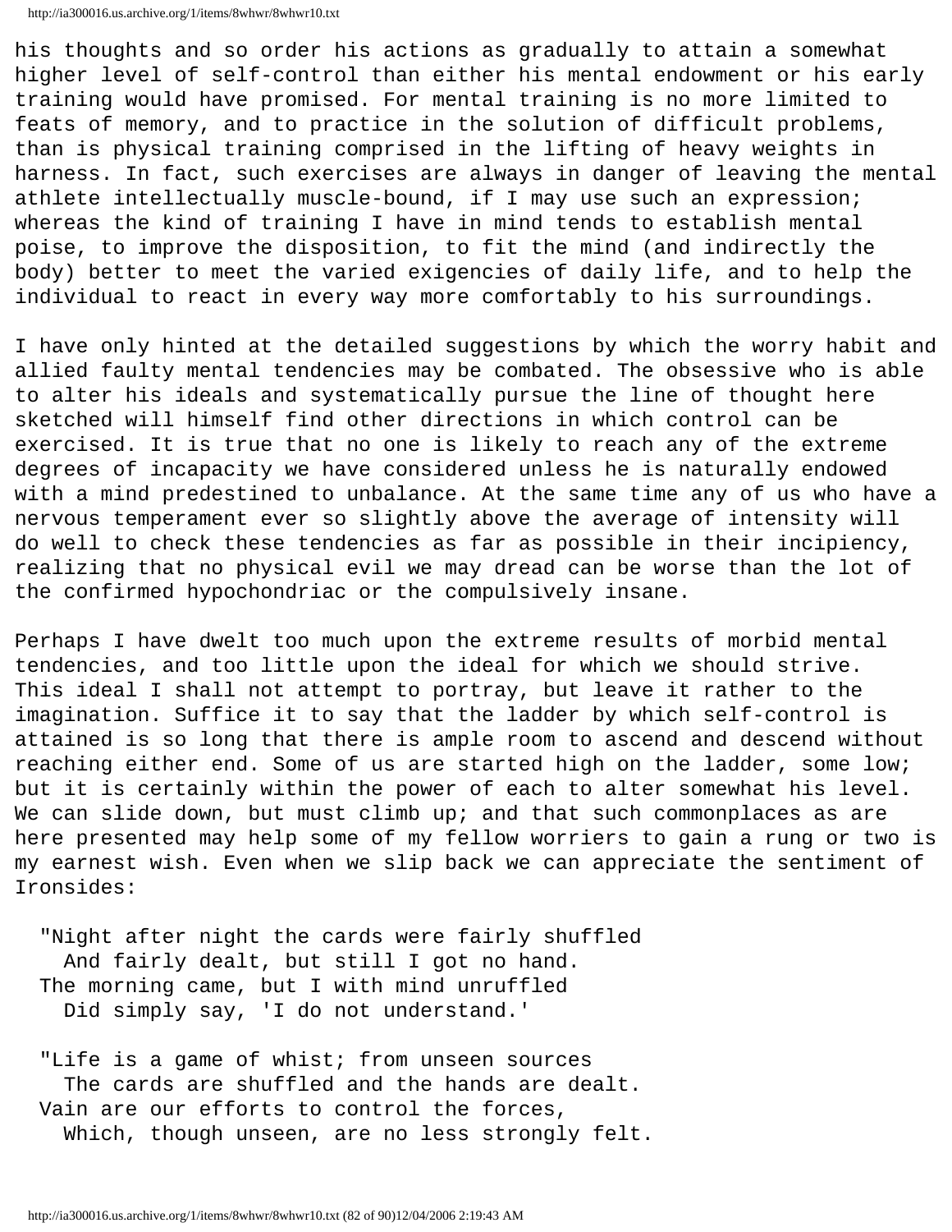his thoughts and so order his actions as gradually to attain a somewhat higher level of self-control than either his mental endowment or his early training would have promised. For mental training is no more limited to feats of memory, and to practice in the solution of difficult problems, than is physical training comprised in the lifting of heavy weights in harness. In fact, such exercises are always in danger of leaving the mental athlete intellectually muscle-bound, if I may use such an expression; whereas the kind of training I have in mind tends to establish mental poise, to improve the disposition, to fit the mind (and indirectly the body) better to meet the varied exigencies of daily life, and to help the individual to react in every way more comfortably to his surroundings.

I have only hinted at the detailed suggestions by which the worry habit and allied faulty mental tendencies may be combated. The obsessive who is able to alter his ideals and systematically pursue the line of thought here sketched will himself find other directions in which control can be exercised. It is true that no one is likely to reach any of the extreme degrees of incapacity we have considered unless he is naturally endowed with a mind predestined to unbalance. At the same time any of us who have a nervous temperament ever so slightly above the average of intensity will do well to check these tendencies as far as possible in their incipiency, realizing that no physical evil we may dread can be worse than the lot of the confirmed hypochondriac or the compulsively insane.

Perhaps I have dwelt too much upon the extreme results of morbid mental tendencies, and too little upon the ideal for which we should strive. This ideal I shall not attempt to portray, but leave it rather to the imagination. Suffice it to say that the ladder by which self-control is attained is so long that there is ample room to ascend and descend without reaching either end. Some of us are started high on the ladder, some low; but it is certainly within the power of each to alter somewhat his level. We can slide down, but must climb up; and that such commonplaces as are here presented may help some of my fellow worriers to gain a rung or two is my earnest wish. Even when we slip back we can appreciate the sentiment of Ironsides:

> "Night after night the cards were fairly shuffled
> &nbsp;&nbsp;And fairly dealt, but still I got no hand.
> The morning came, but I with mind unruffled
> &nbsp;&nbsp;Did simply say, 'I do not understand.'
>
> "Life is a game of whist; from unseen sources
> &nbsp;&nbsp;The cards are shuffled and the hands are dealt.
> Vain are our efforts to control the forces,
> &nbsp;&nbsp;Which, though unseen, are no less strongly felt.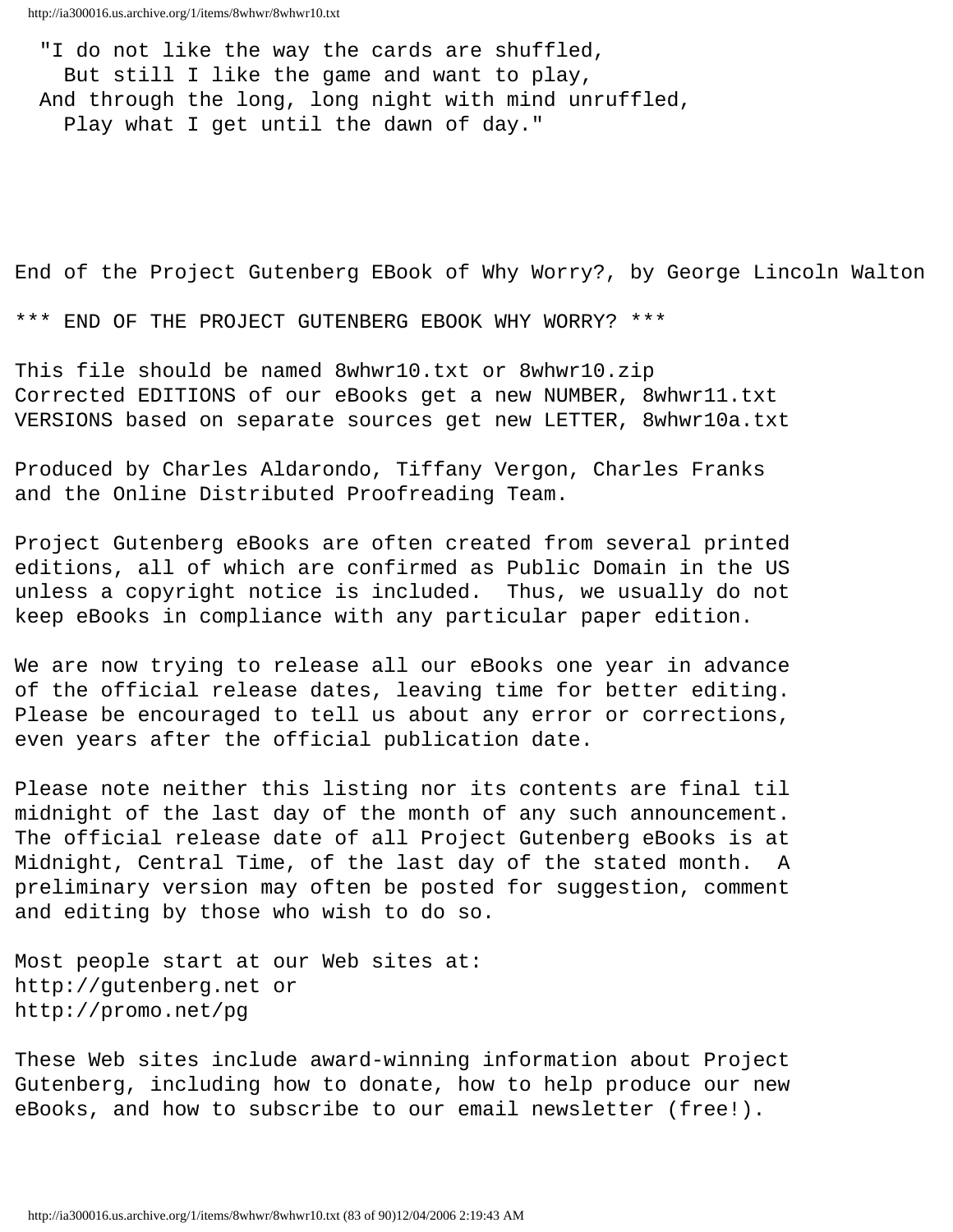"I do not like the way the cards are shuffled,
  But still I like the game and want to play,
And through the long, long night with mind unruffled,
  Play what I get until the dawn of day."

End of the Project Gutenberg EBook of Why Worry?, by George Lincoln Walton

*** END OF THE PROJECT GUTENBERG EBOOK WHY WORRY? ***

This file should be named 8whwr10.txt or 8whwr10.zip
Corrected EDITIONS of our eBooks get a new NUMBER, 8whwr11.txt
VERSIONS based on separate sources get new LETTER, 8whwr10a.txt

Produced by Charles Aldarondo, Tiffany Vergon, Charles Franks
and the Online Distributed Proofreading Team.

Project Gutenberg eBooks are often created from several printed
editions, all of which are confirmed as Public Domain in the US
unless a copyright notice is included. Thus, we usually do not
keep eBooks in compliance with any particular paper edition.

We are now trying to release all our eBooks one year in advance
of the official release dates, leaving time for better editing.
Please be encouraged to tell us about any error or corrections,
even years after the official publication date.

Please note neither this listing nor its contents are final til
midnight of the last day of the month of any such announcement.
The official release date of all Project Gutenberg eBooks is at
Midnight, Central Time, of the last day of the stated month. A
preliminary version may often be posted for suggestion, comment
and editing by those who wish to do so.

Most people start at our Web sites at:
http://gutenberg.net or
http://promo.net/pg

These Web sites include award-winning information about Project
Gutenberg, including how to donate, how to help produce our new
eBooks, and how to subscribe to our email newsletter (free!).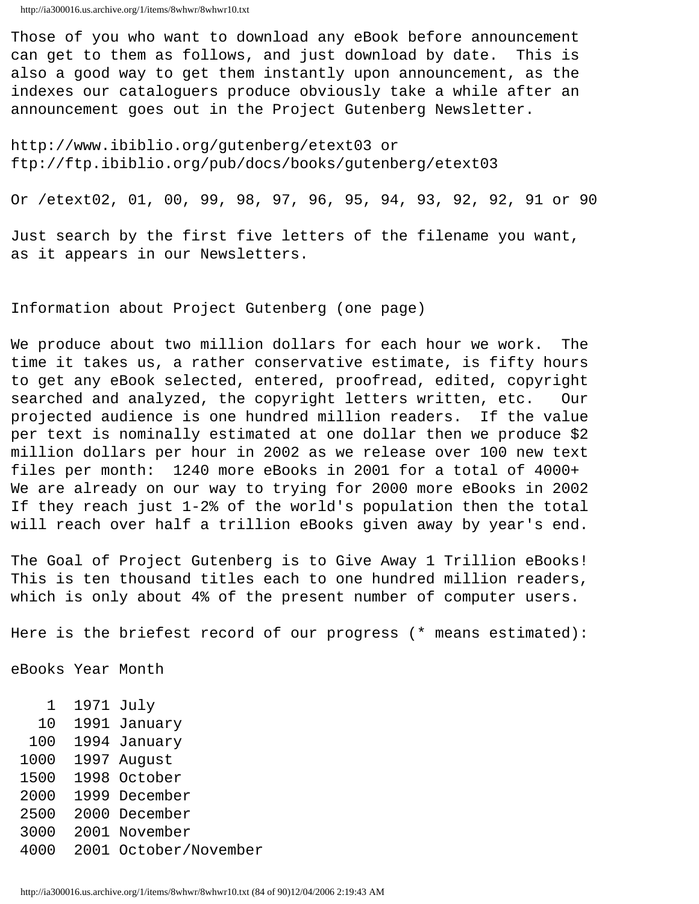Those of you who want to download any eBook before announcement can get to them as follows, and just download by date. This is also a good way to get them instantly upon announcement, as the indexes our cataloguers produce obviously take a while after an announcement goes out in the Project Gutenberg Newsletter.

http://www.ibiblio.org/gutenberg/etext03 or
ftp://ftp.ibiblio.org/pub/docs/books/gutenberg/etext03

Or /etext02, 01, 00, 99, 98, 97, 96, 95, 94, 93, 92, 92, 91 or 90

Just search by the first five letters of the filename you want, as it appears in our Newsletters.

Information about Project Gutenberg (one page)

We produce about two million dollars for each hour we work. The time it takes us, a rather conservative estimate, is fifty hours to get any eBook selected, entered, proofread, edited, copyright searched and analyzed, the copyright letters written, etc. Our projected audience is one hundred million readers. If the value per text is nominally estimated at one dollar then we produce $2 million dollars per hour in 2002 as we release over 100 new text files per month: 1240 more eBooks in 2001 for a total of 4000+ We are already on our way to trying for 2000 more eBooks in 2002 If they reach just 1-2% of the world's population then the total will reach over half a trillion eBooks given away by year's end.

The Goal of Project Gutenberg is to Give Away 1 Trillion eBooks! This is ten thousand titles each to one hundred million readers, which is only about 4% of the present number of computer users.

Here is the briefest record of our progress (* means estimated):

| eBooks | Year | Month |
|---|---|---|
| 1 | 1971 | July |
| 10 | 1991 | January |
| 100 | 1994 | January |
| 1000 | 1997 | August |
| 1500 | 1998 | October |
| 2000 | 1999 | December |
| 2500 | 2000 | December |
| 3000 | 2001 | November |
| 4000 | 2001 | October/November |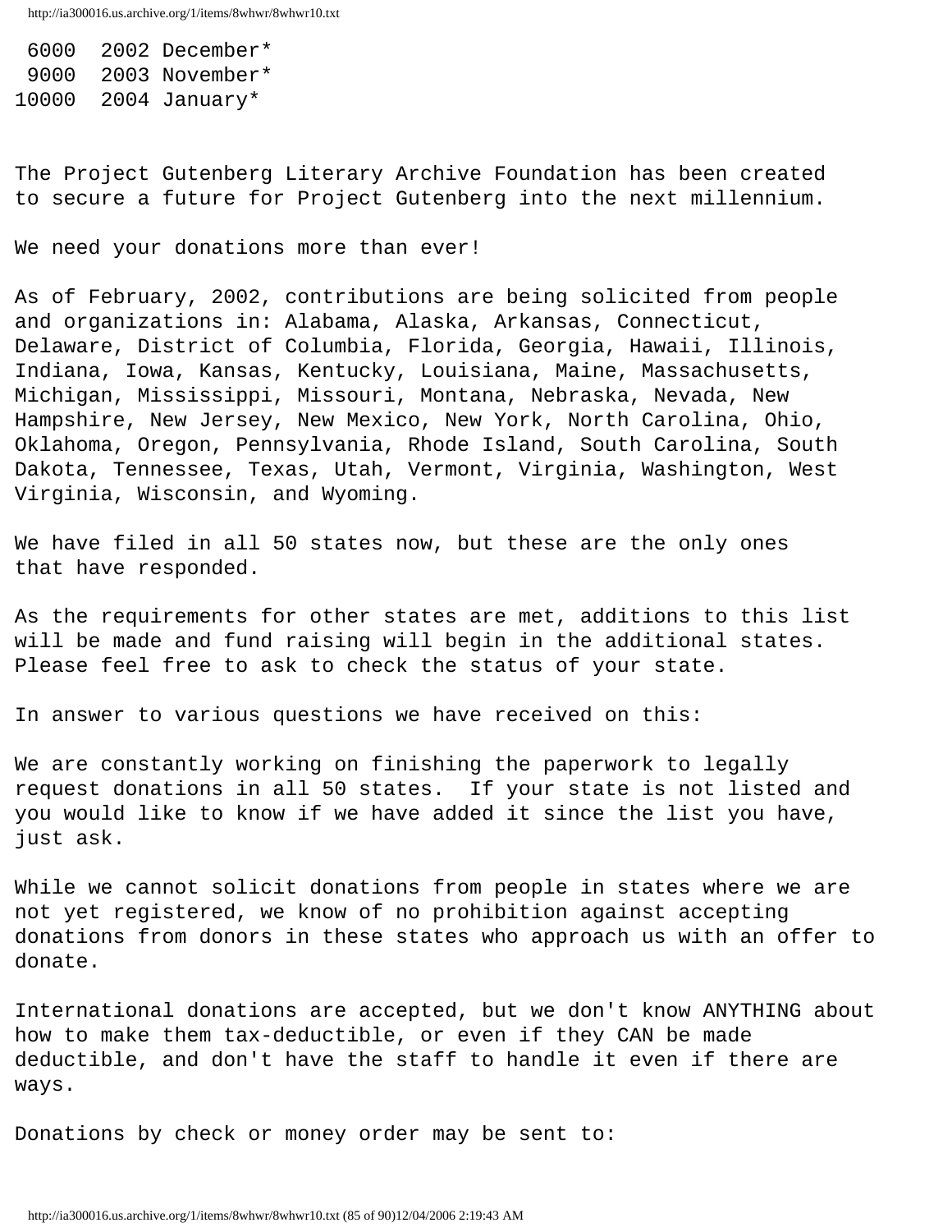```
 6000  2002 December*
 9000  2003 November*
10000  2004 January*
```

The Project Gutenberg Literary Archive Foundation has been created to secure a future for Project Gutenberg into the next millennium.

We need your donations more than ever!

As of February, 2002, contributions are being solicited from people and organizations in: Alabama, Alaska, Arkansas, Connecticut, Delaware, District of Columbia, Florida, Georgia, Hawaii, Illinois, Indiana, Iowa, Kansas, Kentucky, Louisiana, Maine, Massachusetts, Michigan, Mississippi, Missouri, Montana, Nebraska, Nevada, New Hampshire, New Jersey, New Mexico, New York, North Carolina, Ohio, Oklahoma, Oregon, Pennsylvania, Rhode Island, South Carolina, South Dakota, Tennessee, Texas, Utah, Vermont, Virginia, Washington, West Virginia, Wisconsin, and Wyoming.

We have filed in all 50 states now, but these are the only ones that have responded.

As the requirements for other states are met, additions to this list will be made and fund raising will begin in the additional states. Please feel free to ask to check the status of your state.

In answer to various questions we have received on this:

We are constantly working on finishing the paperwork to legally request donations in all 50 states. If your state is not listed and you would like to know if we have added it since the list you have, just ask.

While we cannot solicit donations from people in states where we are not yet registered, we know of no prohibition against accepting donations from donors in these states who approach us with an offer to donate.

International donations are accepted, but we don't know ANYTHING about how to make them tax-deductible, or even if they CAN be made deductible, and don't have the staff to handle it even if there are ways.

Donations by check or money order may be sent to: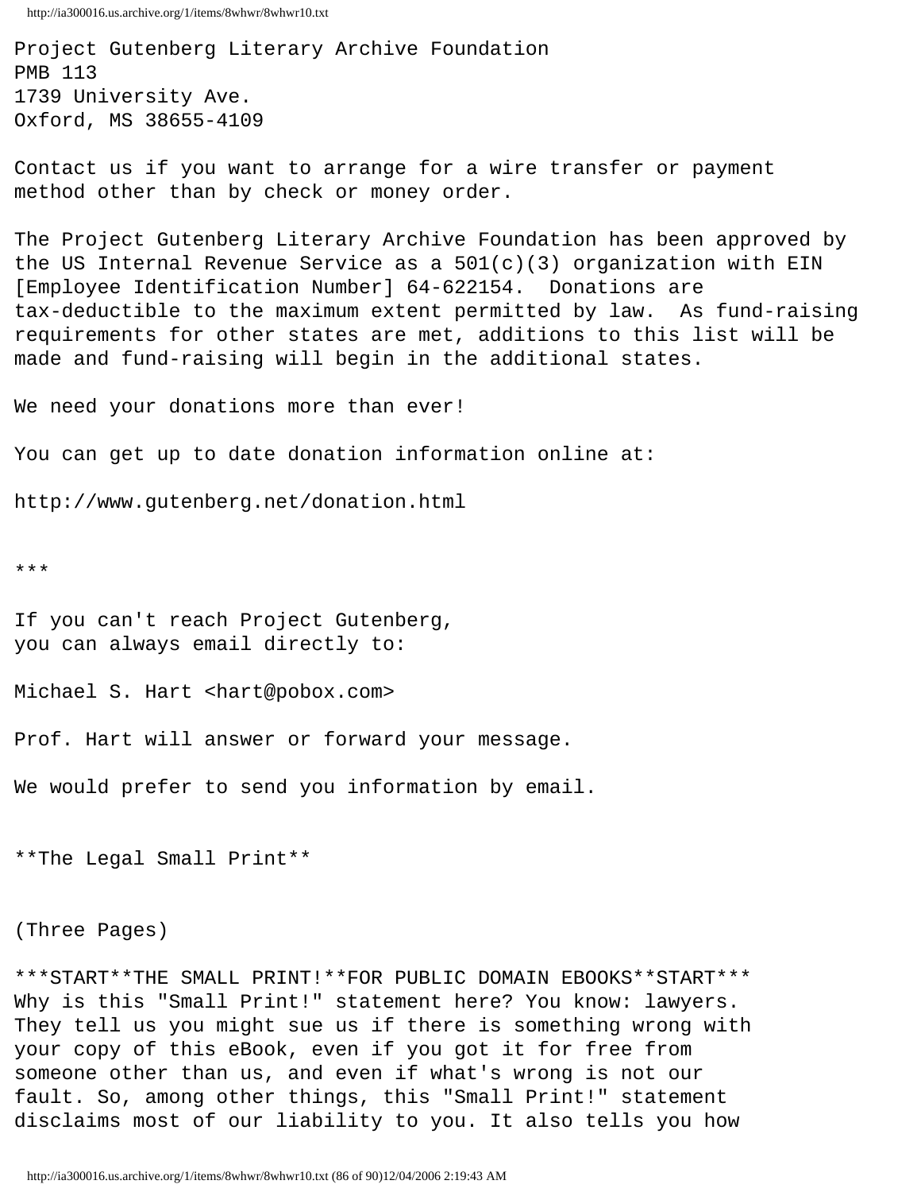Project Gutenberg Literary Archive Foundation
PMB 113
1739 University Ave.
Oxford, MS 38655-4109

Contact us if you want to arrange for a wire transfer or payment method other than by check or money order.

The Project Gutenberg Literary Archive Foundation has been approved by the US Internal Revenue Service as a 501(c)(3) organization with EIN [Employee Identification Number] 64-622154. Donations are tax-deductible to the maximum extent permitted by law. As fund-raising requirements for other states are met, additions to this list will be made and fund-raising will begin in the additional states.

We need your donations more than ever!

You can get up to date donation information online at:

http://www.gutenberg.net/donation.html

***

If you can't reach Project Gutenberg, you can always email directly to:

Michael S. Hart <hart@pobox.com>

Prof. Hart will answer or forward your message.

We would prefer to send you information by email.

**The Legal Small Print**

(Three Pages)

***START**THE SMALL PRINT!**FOR PUBLIC DOMAIN EBOOKS**START***
Why is this "Small Print!" statement here? You know: lawyers. They tell us you might sue us if there is something wrong with your copy of this eBook, even if you got it for free from someone other than us, and even if what's wrong is not our fault. So, among other things, this "Small Print!" statement disclaims most of our liability to you. It also tells you how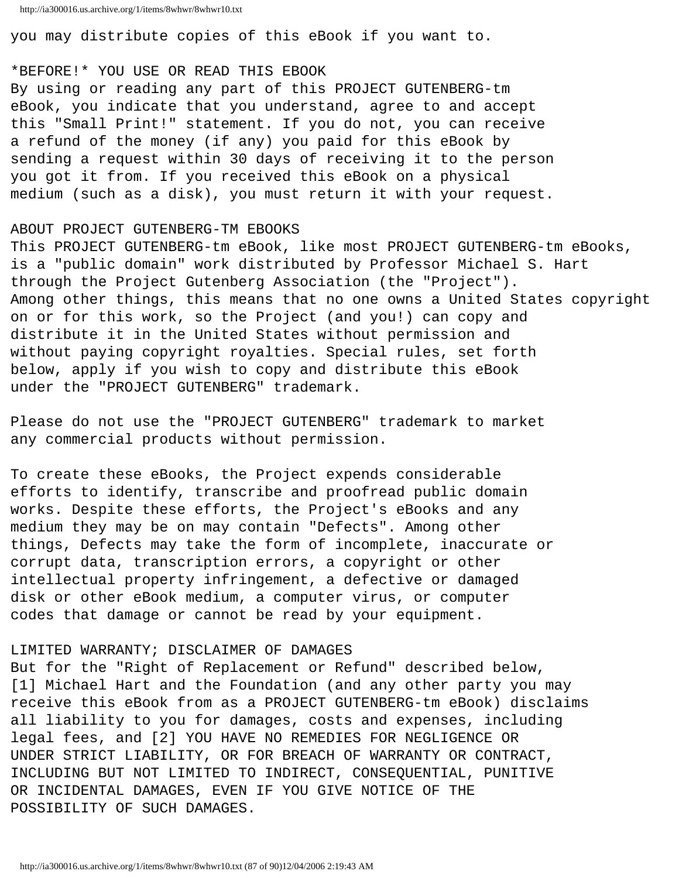you may distribute copies of this eBook if you want to.

*BEFORE!* YOU USE OR READ THIS EBOOK
By using or reading any part of this PROJECT GUTENBERG-tm eBook, you indicate that you understand, agree to and accept this "Small Print!" statement. If you do not, you can receive a refund of the money (if any) you paid for this eBook by sending a request within 30 days of receiving it to the person you got it from. If you received this eBook on a physical medium (such as a disk), you must return it with your request.

ABOUT PROJECT GUTENBERG-TM EBOOKS
This PROJECT GUTENBERG-tm eBook, like most PROJECT GUTENBERG-tm eBooks, is a "public domain" work distributed by Professor Michael S. Hart through the Project Gutenberg Association (the "Project"). Among other things, this means that no one owns a United States copyright on or for this work, so the Project (and you!) can copy and distribute it in the United States without permission and without paying copyright royalties. Special rules, set forth below, apply if you wish to copy and distribute this eBook under the "PROJECT GUTENBERG" trademark.

Please do not use the "PROJECT GUTENBERG" trademark to market any commercial products without permission.

To create these eBooks, the Project expends considerable efforts to identify, transcribe and proofread public domain works. Despite these efforts, the Project's eBooks and any medium they may be on may contain "Defects". Among other things, Defects may take the form of incomplete, inaccurate or corrupt data, transcription errors, a copyright or other intellectual property infringement, a defective or damaged disk or other eBook medium, a computer virus, or computer codes that damage or cannot be read by your equipment.

LIMITED WARRANTY; DISCLAIMER OF DAMAGES
But for the "Right of Replacement or Refund" described below, [1] Michael Hart and the Foundation (and any other party you may receive this eBook from as a PROJECT GUTENBERG-tm eBook) disclaims all liability to you for damages, costs and expenses, including legal fees, and [2] YOU HAVE NO REMEDIES FOR NEGLIGENCE OR UNDER STRICT LIABILITY, OR FOR BREACH OF WARRANTY OR CONTRACT, INCLUDING BUT NOT LIMITED TO INDIRECT, CONSEQUENTIAL, PUNITIVE OR INCIDENTAL DAMAGES, EVEN IF YOU GIVE NOTICE OF THE POSSIBILITY OF SUCH DAMAGES.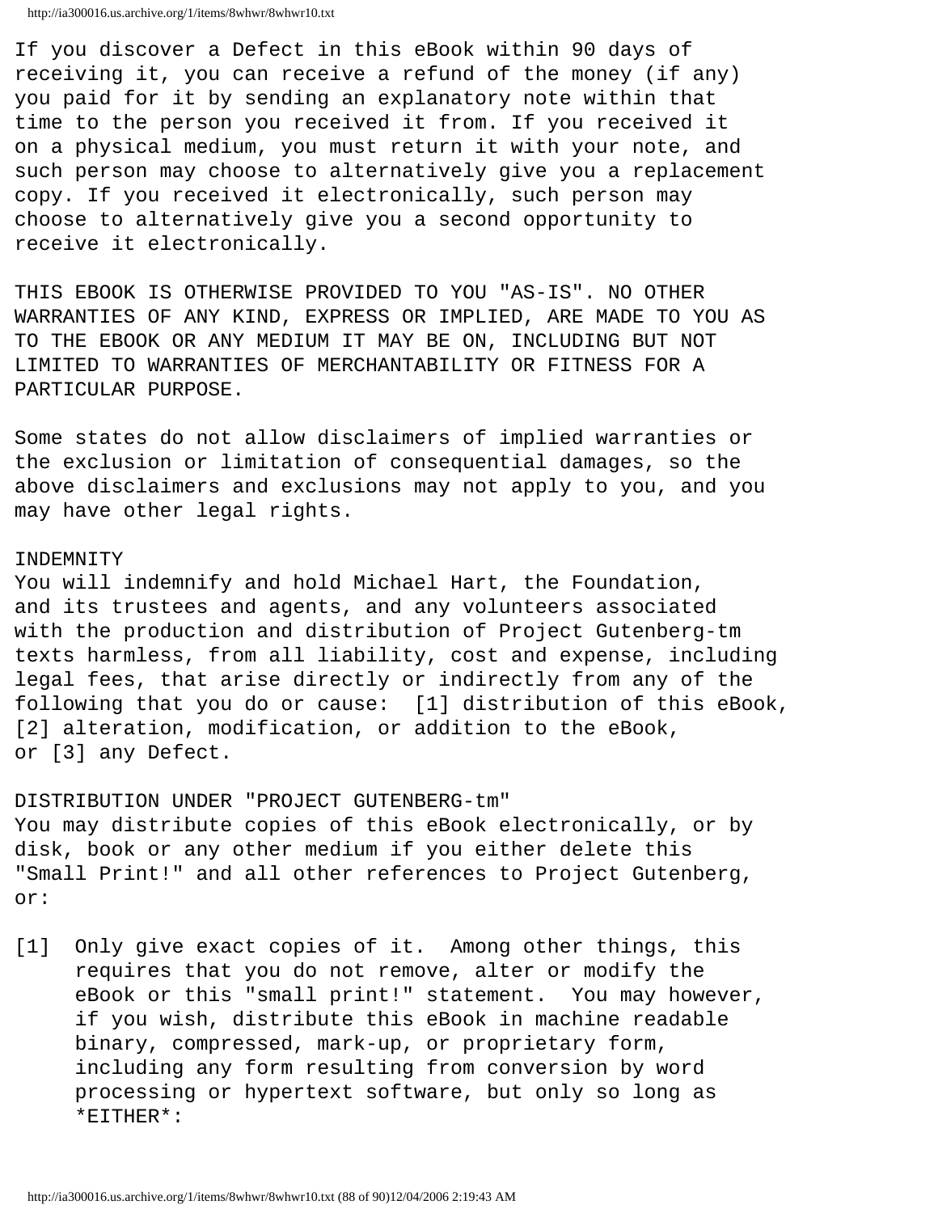If you discover a Defect in this eBook within 90 days of receiving it, you can receive a refund of the money (if any) you paid for it by sending an explanatory note within that time to the person you received it from. If you received it on a physical medium, you must return it with your note, and such person may choose to alternatively give you a replacement copy. If you received it electronically, such person may choose to alternatively give you a second opportunity to receive it electronically.

THIS EBOOK IS OTHERWISE PROVIDED TO YOU "AS-IS". NO OTHER WARRANTIES OF ANY KIND, EXPRESS OR IMPLIED, ARE MADE TO YOU AS TO THE EBOOK OR ANY MEDIUM IT MAY BE ON, INCLUDING BUT NOT LIMITED TO WARRANTIES OF MERCHANTABILITY OR FITNESS FOR A PARTICULAR PURPOSE.

Some states do not allow disclaimers of implied warranties or the exclusion or limitation of consequential damages, so the above disclaimers and exclusions may not apply to you, and you may have other legal rights.

INDEMNITY
You will indemnify and hold Michael Hart, the Foundation, and its trustees and agents, and any volunteers associated with the production and distribution of Project Gutenberg-tm texts harmless, from all liability, cost and expense, including legal fees, that arise directly or indirectly from any of the following that you do or cause: [1] distribution of this eBook, [2] alteration, modification, or addition to the eBook, or [3] any Defect.

DISTRIBUTION UNDER "PROJECT GUTENBERG-tm"
You may distribute copies of this eBook electronically, or by disk, book or any other medium if you either delete this "Small Print!" and all other references to Project Gutenberg, or:

[1] Only give exact copies of it. Among other things, this requires that you do not remove, alter or modify the eBook or this "small print!" statement. You may however, if you wish, distribute this eBook in machine readable binary, compressed, mark-up, or proprietary form, including any form resulting from conversion by word processing or hypertext software, but only so long as *EITHER*: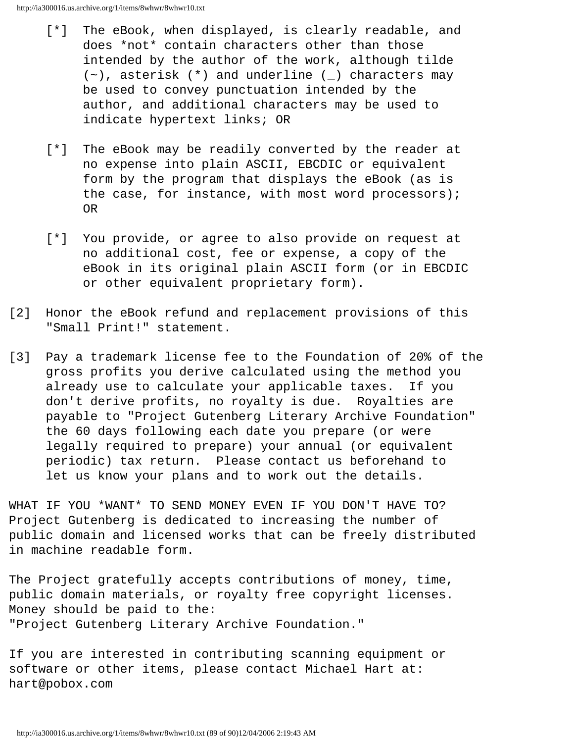[*] The eBook, when displayed, is clearly readable, and does *not* contain characters other than those intended by the author of the work, although tilde (~), asterisk (*) and underline (_) characters may be used to convey punctuation intended by the author, and additional characters may be used to indicate hypertext links; OR

[*] The eBook may be readily converted by the reader at no expense into plain ASCII, EBCDIC or equivalent form by the program that displays the eBook (as is the case, for instance, with most word processors); OR

[*] You provide, or agree to also provide on request at no additional cost, fee or expense, a copy of the eBook in its original plain ASCII form (or in EBCDIC or other equivalent proprietary form).

[2] Honor the eBook refund and replacement provisions of this "Small Print!" statement.

[3] Pay a trademark license fee to the Foundation of 20% of the gross profits you derive calculated using the method you already use to calculate your applicable taxes. If you don't derive profits, no royalty is due. Royalties are payable to "Project Gutenberg Literary Archive Foundation" the 60 days following each date you prepare (or were legally required to prepare) your annual (or equivalent periodic) tax return. Please contact us beforehand to let us know your plans and to work out the details.

WHAT IF YOU *WANT* TO SEND MONEY EVEN IF YOU DON'T HAVE TO?
Project Gutenberg is dedicated to increasing the number of public domain and licensed works that can be freely distributed in machine readable form.

The Project gratefully accepts contributions of money, time, public domain materials, or royalty free copyright licenses. Money should be paid to the:
"Project Gutenberg Literary Archive Foundation."

If you are interested in contributing scanning equipment or software or other items, please contact Michael Hart at:
hart@pobox.com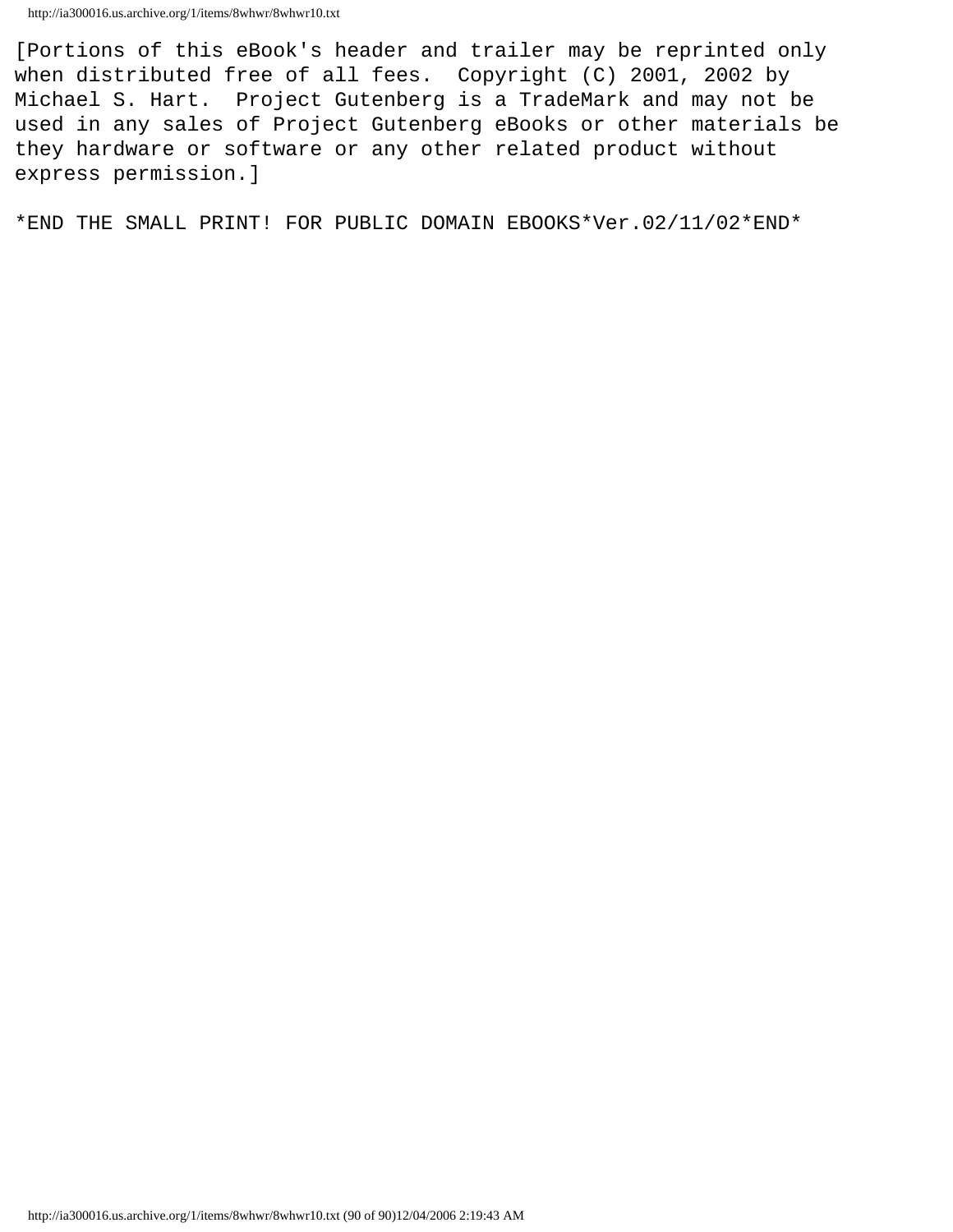[Portions of this eBook's header and trailer may be reprinted only when distributed free of all fees.  Copyright (C) 2001, 2002 by Michael S. Hart.  Project Gutenberg is a TradeMark and may not be used in any sales of Project Gutenberg eBooks or other materials be they hardware or software or any other related product without express permission.]

*END THE SMALL PRINT! FOR PUBLIC DOMAIN EBOOKS*Ver.02/11/02*END*